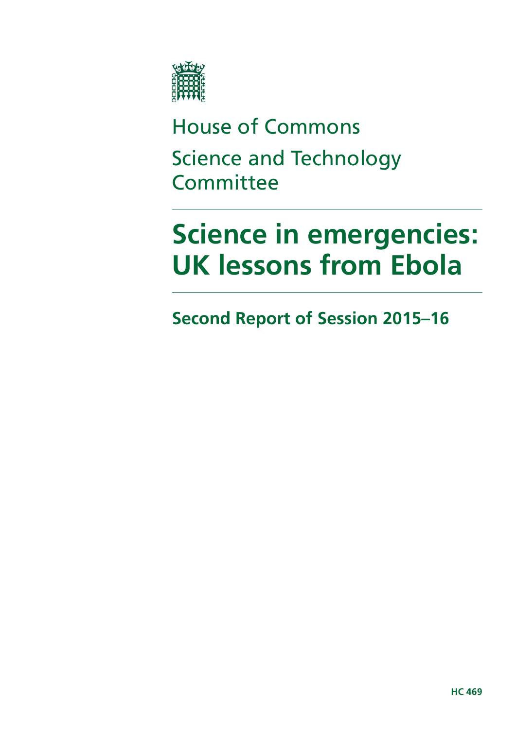House of Commons

Science and Technology Committee

# Science in emergencies: UK lessons from Ebola

## Second Report of Session 2015–16

**HC 469**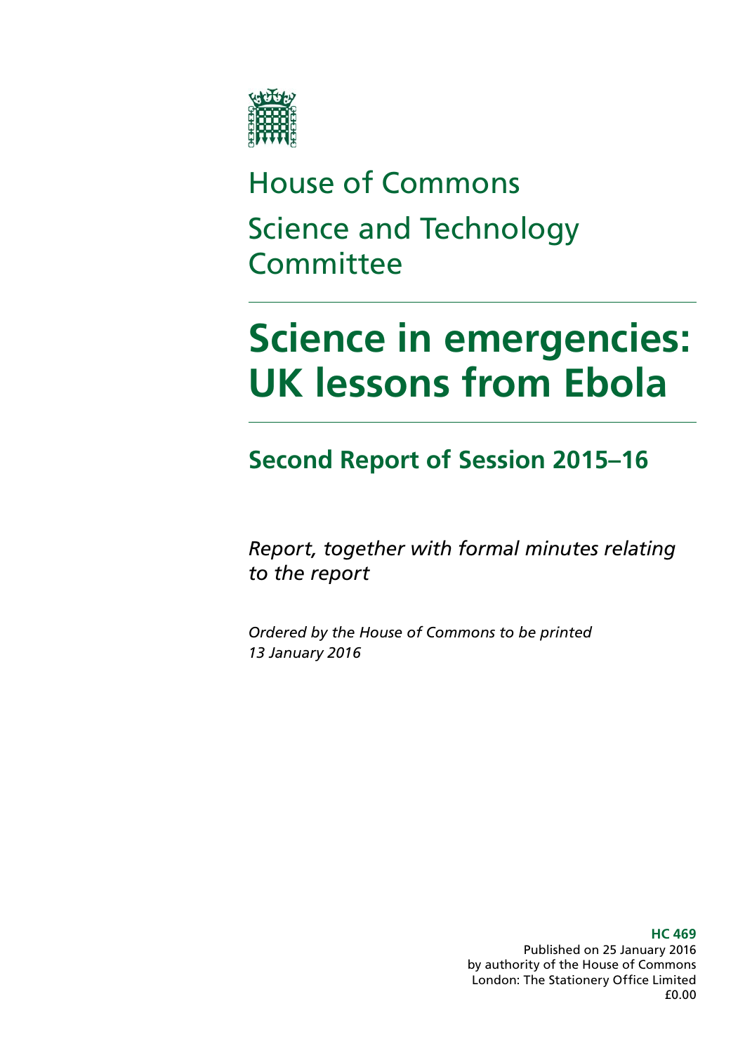House of Commons

Science and Technology Committee

# Science in emergencies: UK lessons from Ebola

## Second Report of Session 2015–16

*Report, together with formal minutes relating to the report*

*Ordered by the House of Commons to be printed 13 January 2016*

**HC 469**
Published on 25 January 2016
by authority of the House of Commons
London: The Stationery Office Limited
£0.00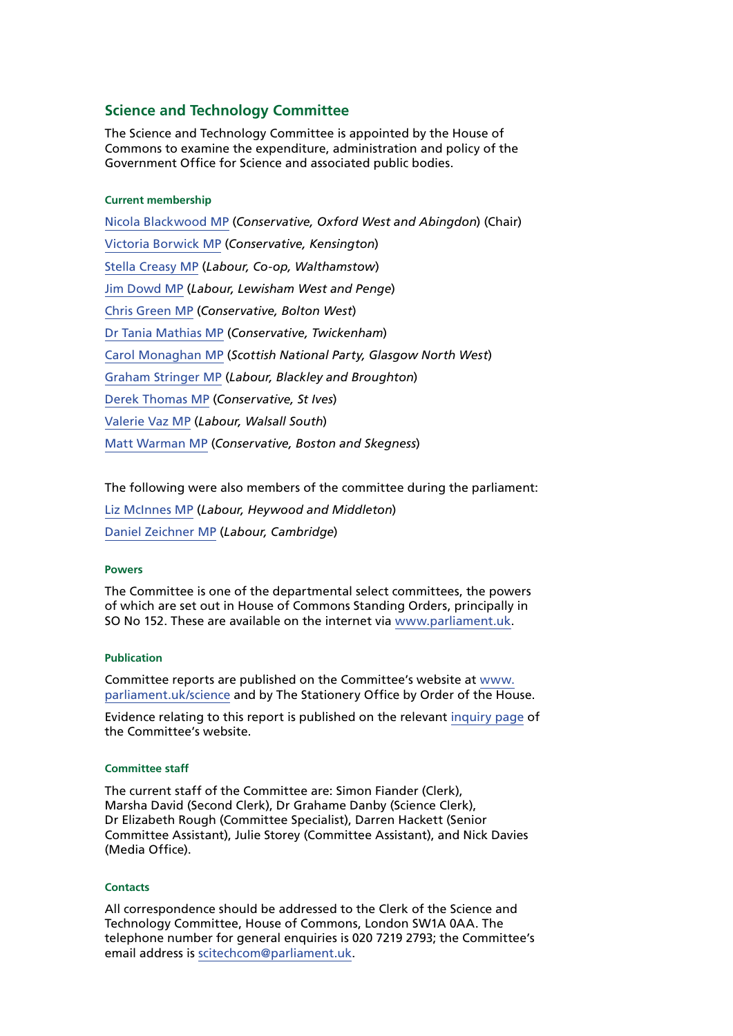## Science and Technology Committee

The Science and Technology Committee is appointed by the House of Commons to examine the expenditure, administration and policy of the Government Office for Science and associated public bodies.

### Current membership

Nicola Blackwood MP (*Conservative, Oxford West and Abingdon*) (Chair)

Victoria Borwick MP (*Conservative, Kensington*)

Stella Creasy MP (*Labour, Co-op, Walthamstow*)

Jim Dowd MP (*Labour, Lewisham West and Penge*)

Chris Green MP (*Conservative, Bolton West*)

Dr Tania Mathias MP (*Conservative, Twickenham*)

Carol Monaghan MP (*Scottish National Party, Glasgow North West*)

Graham Stringer MP (*Labour, Blackley and Broughton*)

Derek Thomas MP (*Conservative, St Ives*)

Valerie Vaz MP (*Labour, Walsall South*)

Matt Warman MP (*Conservative, Boston and Skegness*)

The following were also members of the committee during the parliament:

Liz McInnes MP (*Labour, Heywood and Middleton*)

Daniel Zeichner MP (*Labour, Cambridge*)

### Powers

The Committee is one of the departmental select committees, the powers of which are set out in House of Commons Standing Orders, principally in SO No 152. These are available on the internet via www.parliament.uk.

### Publication

Committee reports are published on the Committee's website at www.parliament.uk/science and by The Stationery Office by Order of the House.

Evidence relating to this report is published on the relevant inquiry page of the Committee's website.

### Committee staff

The current staff of the Committee are: Simon Fiander (Clerk), Marsha David (Second Clerk), Dr Grahame Danby (Science Clerk), Dr Elizabeth Rough (Committee Specialist), Darren Hackett (Senior Committee Assistant), Julie Storey (Committee Assistant), and Nick Davies (Media Office).

### Contacts

All correspondence should be addressed to the Clerk of the Science and Technology Committee, House of Commons, London SW1A 0AA. The telephone number for general enquiries is 020 7219 2793; the Committee's email address is scitechcom@parliament.uk.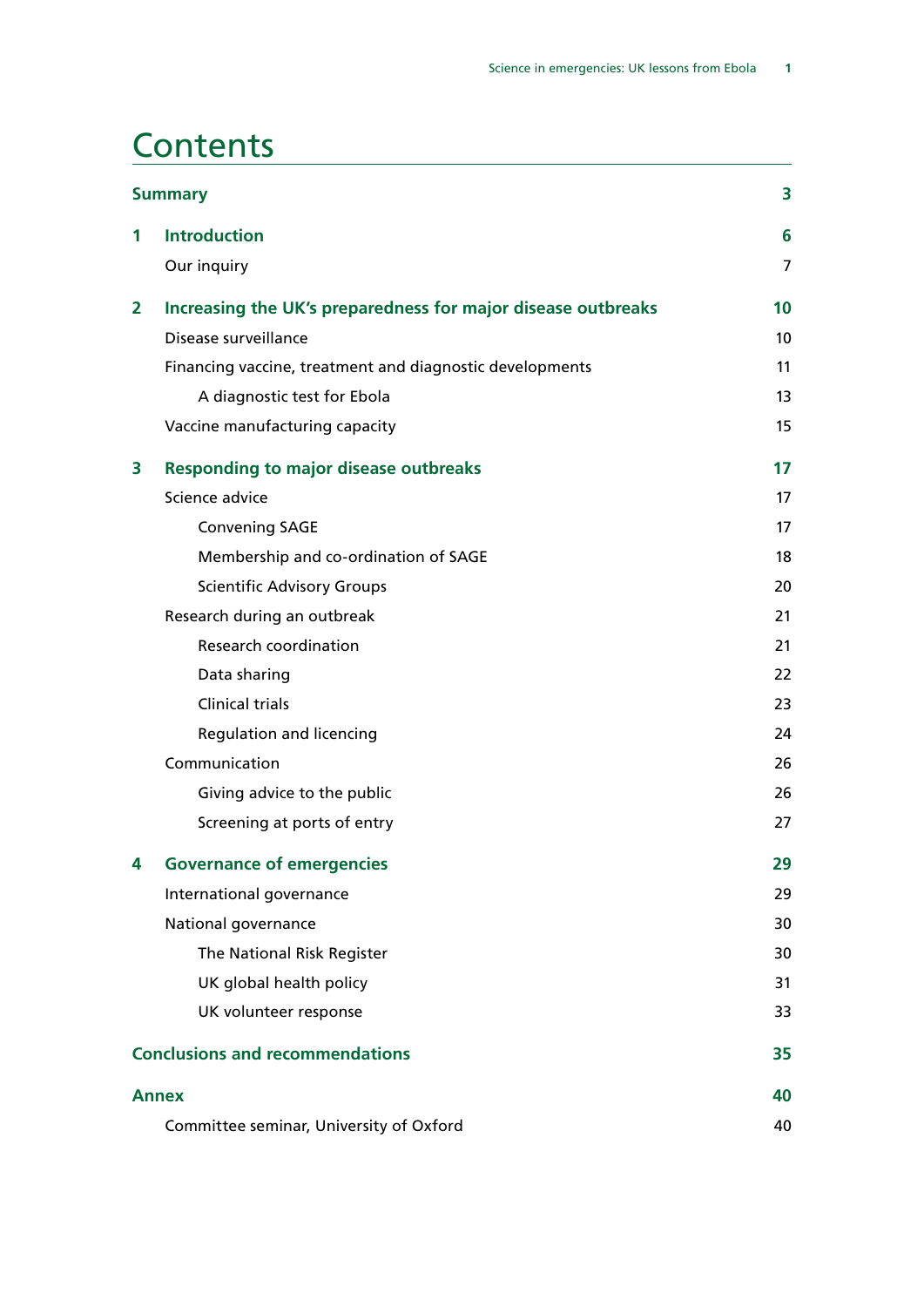# Contents

| | | |
|---|---|---|
| **Summary** | | **3** |
| **1** | **Introduction** | **6** |
| | Our inquiry | 7 |
| **2** | **Increasing the UK's preparedness for major disease outbreaks** | **10** |
| | Disease surveillance | 10 |
| | Financing vaccine, treatment and diagnostic developments | 11 |
| | A diagnostic test for Ebola | 13 |
| | Vaccine manufacturing capacity | 15 |
| **3** | **Responding to major disease outbreaks** | **17** |
| | Science advice | 17 |
| | Convening SAGE | 17 |
| | Membership and co-ordination of SAGE | 18 |
| | Scientific Advisory Groups | 20 |
| | Research during an outbreak | 21 |
| | Research coordination | 21 |
| | Data sharing | 22 |
| | Clinical trials | 23 |
| | Regulation and licencing | 24 |
| | Communication | 26 |
| | Giving advice to the public | 26 |
| | Screening at ports of entry | 27 |
| **4** | **Governance of emergencies** | **29** |
| | International governance | 29 |
| | National governance | 30 |
| | The National Risk Register | 30 |
| | UK global health policy | 31 |
| | UK volunteer response | 33 |
| **Conclusions and recommendations** | | **35** |
| **Annex** | | **40** |
| | Committee seminar, University of Oxford | 40 |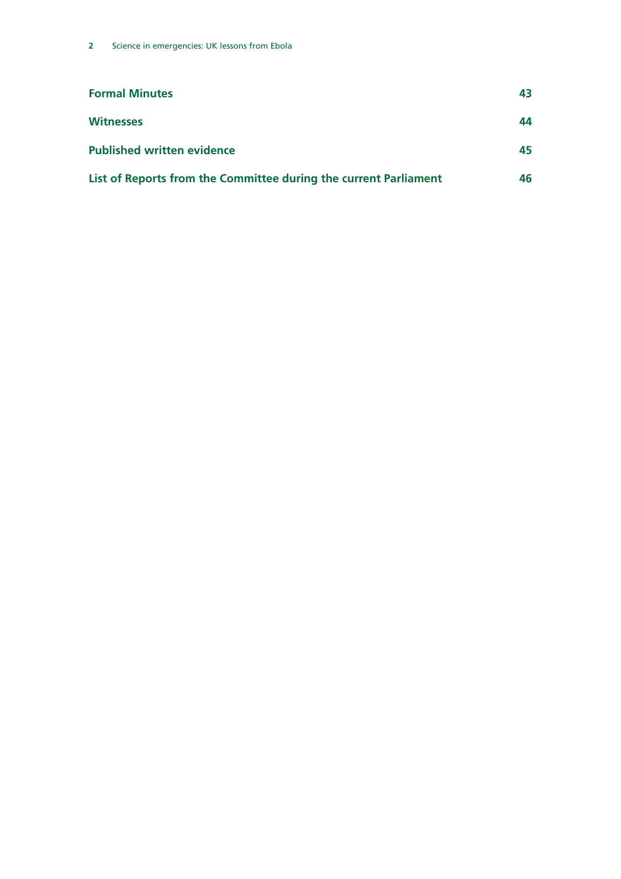**Formal Minutes** 43

**Witnesses** 44

**Published written evidence** 45

**List of Reports from the Committee during the current Parliament** 46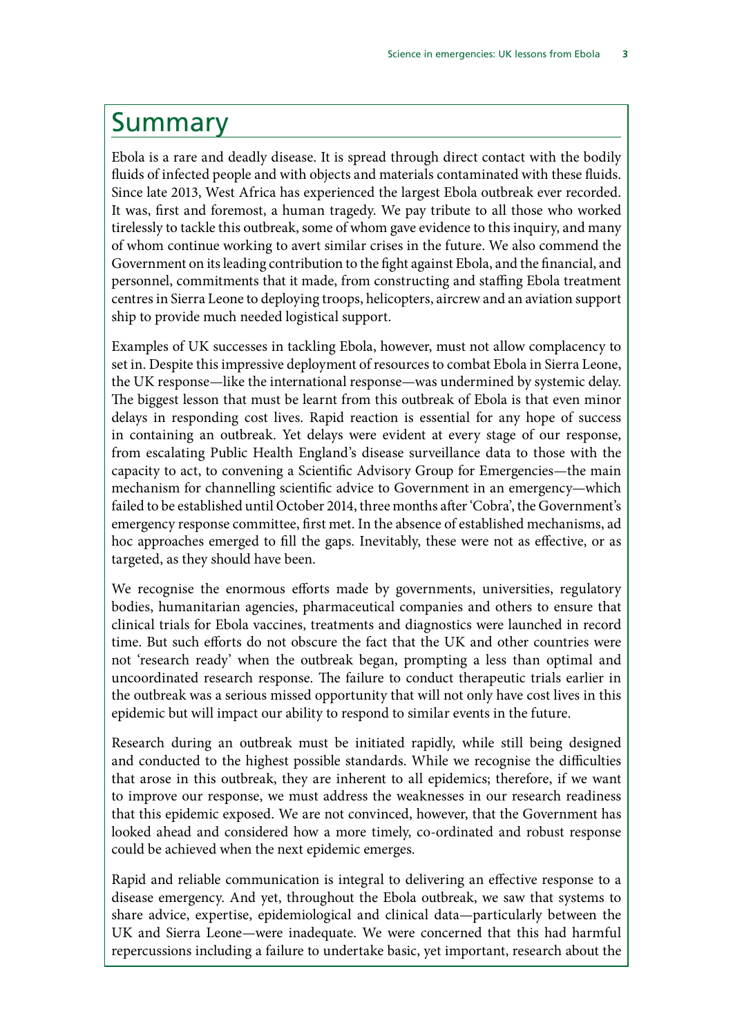# Summary

Ebola is a rare and deadly disease. It is spread through direct contact with the bodily fluids of infected people and with objects and materials contaminated with these fluids. Since late 2013, West Africa has experienced the largest Ebola outbreak ever recorded. It was, first and foremost, a human tragedy. We pay tribute to all those who worked tirelessly to tackle this outbreak, some of whom gave evidence to this inquiry, and many of whom continue working to avert similar crises in the future. We also commend the Government on its leading contribution to the fight against Ebola, and the financial, and personnel, commitments that it made, from constructing and staffing Ebola treatment centres in Sierra Leone to deploying troops, helicopters, aircrew and an aviation support ship to provide much needed logistical support.

Examples of UK successes in tackling Ebola, however, must not allow complacency to set in. Despite this impressive deployment of resources to combat Ebola in Sierra Leone, the UK response—like the international response—was undermined by systemic delay. The biggest lesson that must be learnt from this outbreak of Ebola is that even minor delays in responding cost lives. Rapid reaction is essential for any hope of success in containing an outbreak. Yet delays were evident at every stage of our response, from escalating Public Health England's disease surveillance data to those with the capacity to act, to convening a Scientific Advisory Group for Emergencies—the main mechanism for channelling scientific advice to Government in an emergency—which failed to be established until October 2014, three months after 'Cobra', the Government's emergency response committee, first met. In the absence of established mechanisms, ad hoc approaches emerged to fill the gaps. Inevitably, these were not as effective, or as targeted, as they should have been.

We recognise the enormous efforts made by governments, universities, regulatory bodies, humanitarian agencies, pharmaceutical companies and others to ensure that clinical trials for Ebola vaccines, treatments and diagnostics were launched in record time. But such efforts do not obscure the fact that the UK and other countries were not 'research ready' when the outbreak began, prompting a less than optimal and uncoordinated research response. The failure to conduct therapeutic trials earlier in the outbreak was a serious missed opportunity that will not only have cost lives in this epidemic but will impact our ability to respond to similar events in the future.

Research during an outbreak must be initiated rapidly, while still being designed and conducted to the highest possible standards. While we recognise the difficulties that arose in this outbreak, they are inherent to all epidemics; therefore, if we want to improve our response, we must address the weaknesses in our research readiness that this epidemic exposed. We are not convinced, however, that the Government has looked ahead and considered how a more timely, co-ordinated and robust response could be achieved when the next epidemic emerges.

Rapid and reliable communication is integral to delivering an effective response to a disease emergency. And yet, throughout the Ebola outbreak, we saw that systems to share advice, expertise, epidemiological and clinical data—particularly between the UK and Sierra Leone—were inadequate. We were concerned that this had harmful repercussions including a failure to undertake basic, yet important, research about the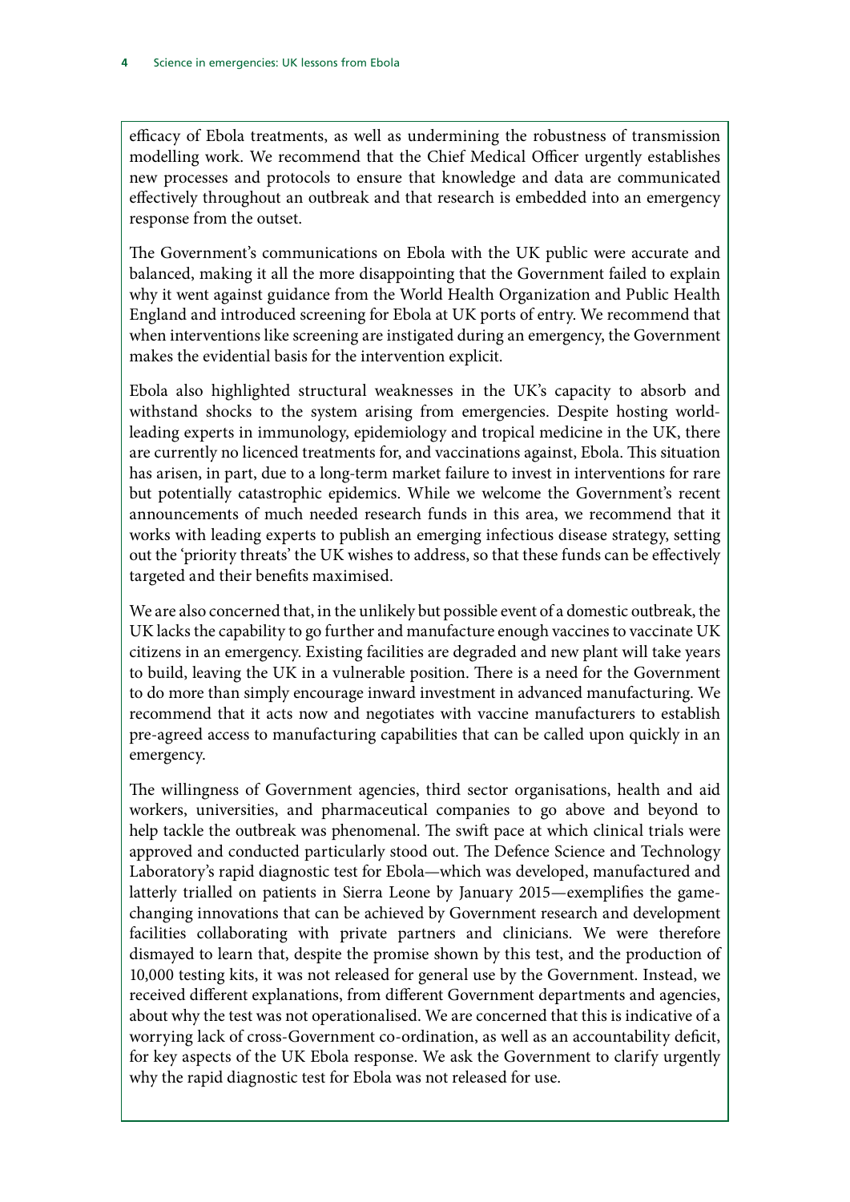efficacy of Ebola treatments, as well as undermining the robustness of transmission modelling work. We recommend that the Chief Medical Officer urgently establishes new processes and protocols to ensure that knowledge and data are communicated effectively throughout an outbreak and that research is embedded into an emergency response from the outset.

The Government's communications on Ebola with the UK public were accurate and balanced, making it all the more disappointing that the Government failed to explain why it went against guidance from the World Health Organization and Public Health England and introduced screening for Ebola at UK ports of entry. We recommend that when interventions like screening are instigated during an emergency, the Government makes the evidential basis for the intervention explicit.

Ebola also highlighted structural weaknesses in the UK's capacity to absorb and withstand shocks to the system arising from emergencies. Despite hosting world-leading experts in immunology, epidemiology and tropical medicine in the UK, there are currently no licenced treatments for, and vaccinations against, Ebola. This situation has arisen, in part, due to a long-term market failure to invest in interventions for rare but potentially catastrophic epidemics. While we welcome the Government's recent announcements of much needed research funds in this area, we recommend that it works with leading experts to publish an emerging infectious disease strategy, setting out the 'priority threats' the UK wishes to address, so that these funds can be effectively targeted and their benefits maximised.

We are also concerned that, in the unlikely but possible event of a domestic outbreak, the UK lacks the capability to go further and manufacture enough vaccines to vaccinate UK citizens in an emergency. Existing facilities are degraded and new plant will take years to build, leaving the UK in a vulnerable position. There is a need for the Government to do more than simply encourage inward investment in advanced manufacturing. We recommend that it acts now and negotiates with vaccine manufacturers to establish pre-agreed access to manufacturing capabilities that can be called upon quickly in an emergency.

The willingness of Government agencies, third sector organisations, health and aid workers, universities, and pharmaceutical companies to go above and beyond to help tackle the outbreak was phenomenal. The swift pace at which clinical trials were approved and conducted particularly stood out. The Defence Science and Technology Laboratory's rapid diagnostic test for Ebola—which was developed, manufactured and latterly trialled on patients in Sierra Leone by January 2015—exemplifies the game-changing innovations that can be achieved by Government research and development facilities collaborating with private partners and clinicians. We were therefore dismayed to learn that, despite the promise shown by this test, and the production of 10,000 testing kits, it was not released for general use by the Government. Instead, we received different explanations, from different Government departments and agencies, about why the test was not operationalised. We are concerned that this is indicative of a worrying lack of cross-Government co-ordination, as well as an accountability deficit, for key aspects of the UK Ebola response. We ask the Government to clarify urgently why the rapid diagnostic test for Ebola was not released for use.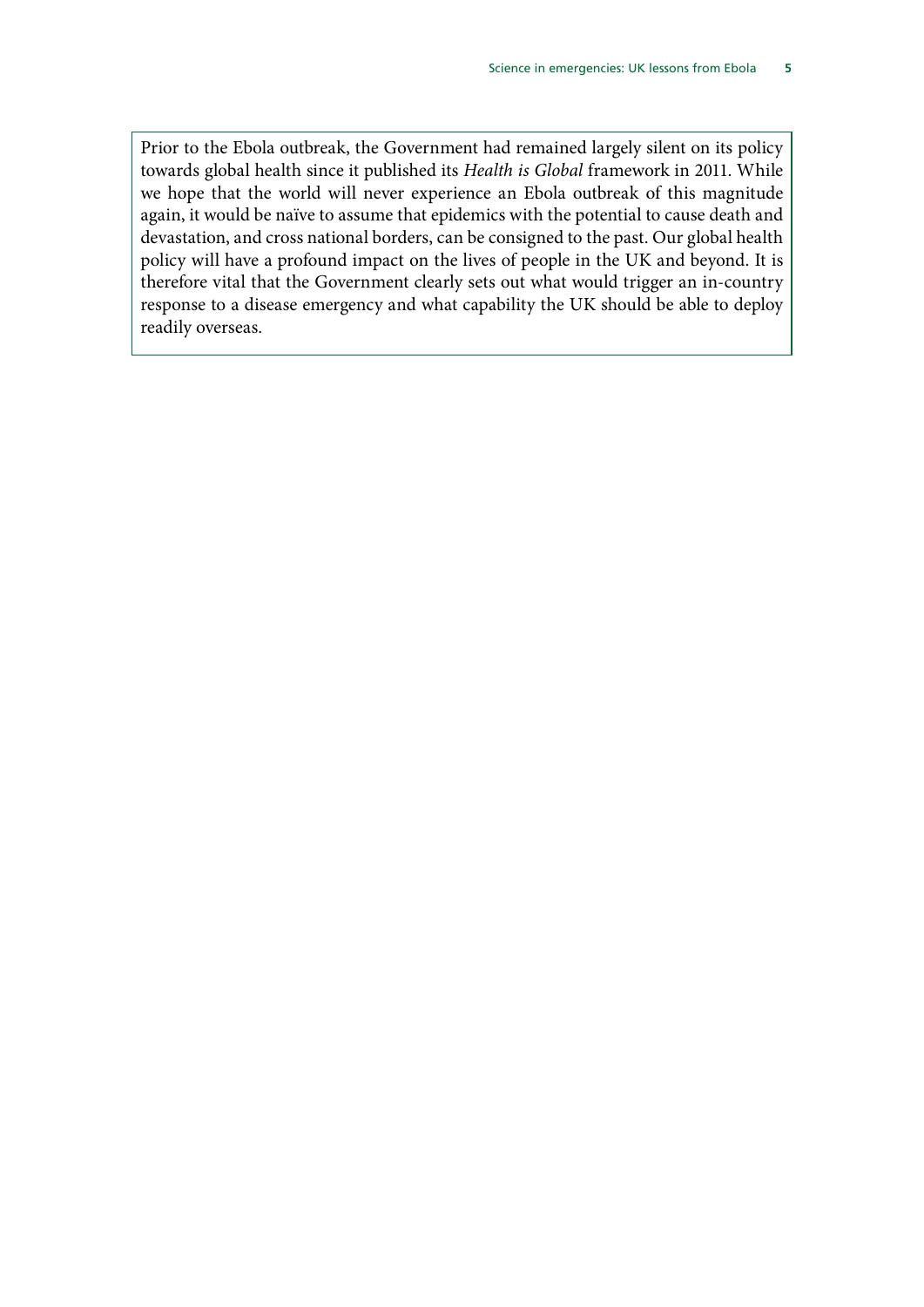Prior to the Ebola outbreak, the Government had remained largely silent on its policy towards global health since it published its *Health is Global* framework in 2011. While we hope that the world will never experience an Ebola outbreak of this magnitude again, it would be naïve to assume that epidemics with the potential to cause death and devastation, and cross national borders, can be consigned to the past. Our global health policy will have a profound impact on the lives of people in the UK and beyond. It is therefore vital that the Government clearly sets out what would trigger an in-country response to a disease emergency and what capability the UK should be able to deploy readily overseas.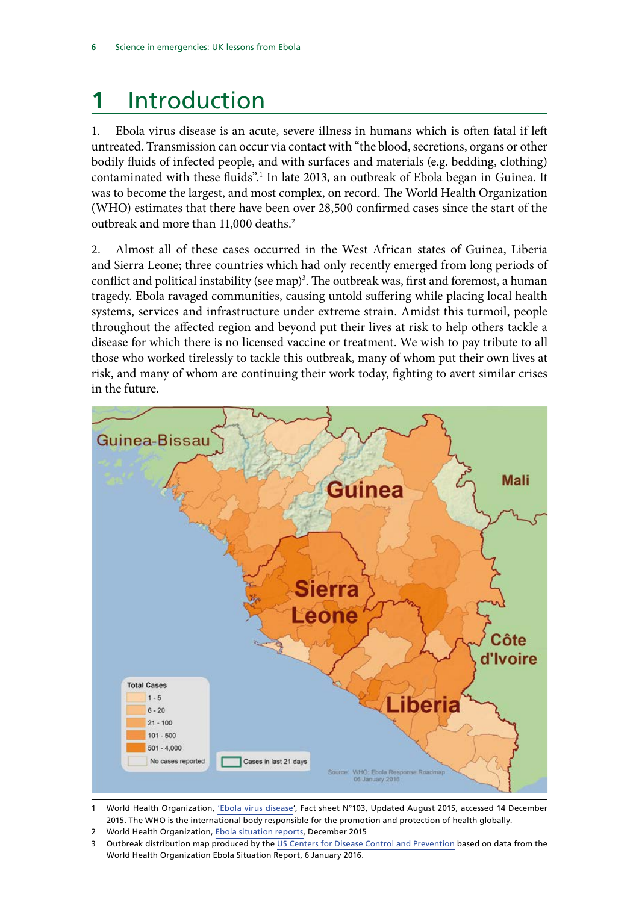# 1 Introduction

1. Ebola virus disease is an acute, severe illness in humans which is often fatal if left untreated. Transmission can occur via contact with "the blood, secretions, organs or other bodily fluids of infected people, and with surfaces and materials (e.g. bedding, clothing) contaminated with these fluids".[1] In late 2013, an outbreak of Ebola began in Guinea. It was to become the largest, and most complex, on record. The World Health Organization (WHO) estimates that there have been over 28,500 confirmed cases since the start of the outbreak and more than 11,000 deaths.[2]

2. Almost all of these cases occurred in the West African states of Guinea, Liberia and Sierra Leone; three countries which had only recently emerged from long periods of conflict and political instability (see map)[3]. The outbreak was, first and foremost, a human tragedy. Ebola ravaged communities, causing untold suffering while placing local health systems, services and infrastructure under extreme strain. Amidst this turmoil, people throughout the affected region and beyond put their lives at risk to help others tackle a disease for which there is no licensed vaccine or treatment. We wish to pay tribute to all those who worked tirelessly to tackle this outbreak, many of whom put their own lives at risk, and many of whom are continuing their work today, fighting to avert similar crises in the future.

1 World Health Organization, 'Ebola virus disease', Fact sheet N°103, Updated August 2015, accessed 14 December 2015. The WHO is the international body responsible for the promotion and protection of health globally.

2 World Health Organization, Ebola situation reports, December 2015

3 Outbreak distribution map produced by the US Centers for Disease Control and Prevention based on data from the World Health Organization Ebola Situation Report, 6 January 2016.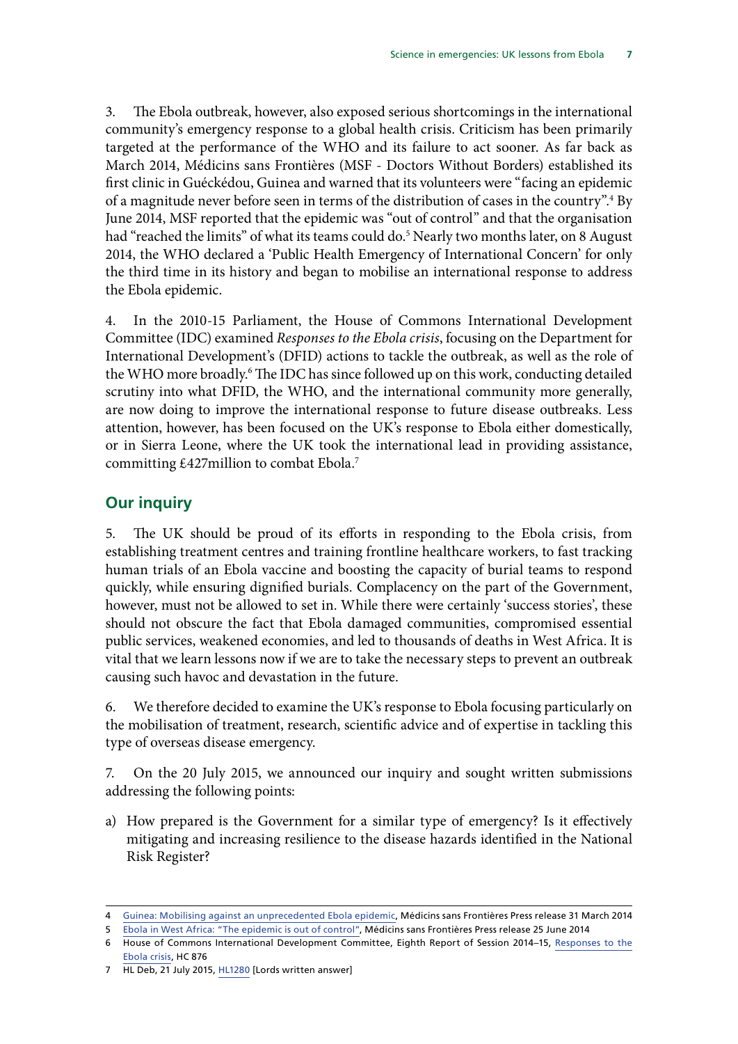3. The Ebola outbreak, however, also exposed serious shortcomings in the international community's emergency response to a global health crisis. Criticism has been primarily targeted at the performance of the WHO and its failure to act sooner. As far back as March 2014, Médicins sans Frontières (MSF - Doctors Without Borders) established its first clinic in Guéckédou, Guinea and warned that its volunteers were "facing an epidemic of a magnitude never before seen in terms of the distribution of cases in the country".[4] By June 2014, MSF reported that the epidemic was "out of control" and that the organisation had "reached the limits" of what its teams could do.[5] Nearly two months later, on 8 August 2014, the WHO declared a 'Public Health Emergency of International Concern' for only the third time in its history and began to mobilise an international response to address the Ebola epidemic.

4. In the 2010-15 Parliament, the House of Commons International Development Committee (IDC) examined *Responses to the Ebola crisis*, focusing on the Department for International Development's (DFID) actions to tackle the outbreak, as well as the role of the WHO more broadly.[6] The IDC has since followed up on this work, conducting detailed scrutiny into what DFID, the WHO, and the international community more generally, are now doing to improve the international response to future disease outbreaks. Less attention, however, has been focused on the UK's response to Ebola either domestically, or in Sierra Leone, where the UK took the international lead in providing assistance, committing £427million to combat Ebola.[7]

## Our inquiry

5. The UK should be proud of its efforts in responding to the Ebola crisis, from establishing treatment centres and training frontline healthcare workers, to fast tracking human trials of an Ebola vaccine and boosting the capacity of burial teams to respond quickly, while ensuring dignified burials. Complacency on the part of the Government, however, must not be allowed to set in. While there were certainly 'success stories', these should not obscure the fact that Ebola damaged communities, compromised essential public services, weakened economies, and led to thousands of deaths in West Africa. It is vital that we learn lessons now if we are to take the necessary steps to prevent an outbreak causing such havoc and devastation in the future.

6. We therefore decided to examine the UK's response to Ebola focusing particularly on the mobilisation of treatment, research, scientific advice and of expertise in tackling this type of overseas disease emergency.

7. On the 20 July 2015, we announced our inquiry and sought written submissions addressing the following points:

a) How prepared is the Government for a similar type of emergency? Is it effectively mitigating and increasing resilience to the disease hazards identified in the National Risk Register?

---

4 Guinea: Mobilising against an unprecedented Ebola epidemic, Médicins sans Frontières Press release 31 March 2014

5 Ebola in West Africa: "The epidemic is out of control", Médicins sans Frontières Press release 25 June 2014

6 House of Commons International Development Committee, Eighth Report of Session 2014–15, Responses to the Ebola crisis, HC 876

7 HL Deb, 21 July 2015, HL1280 [Lords written answer]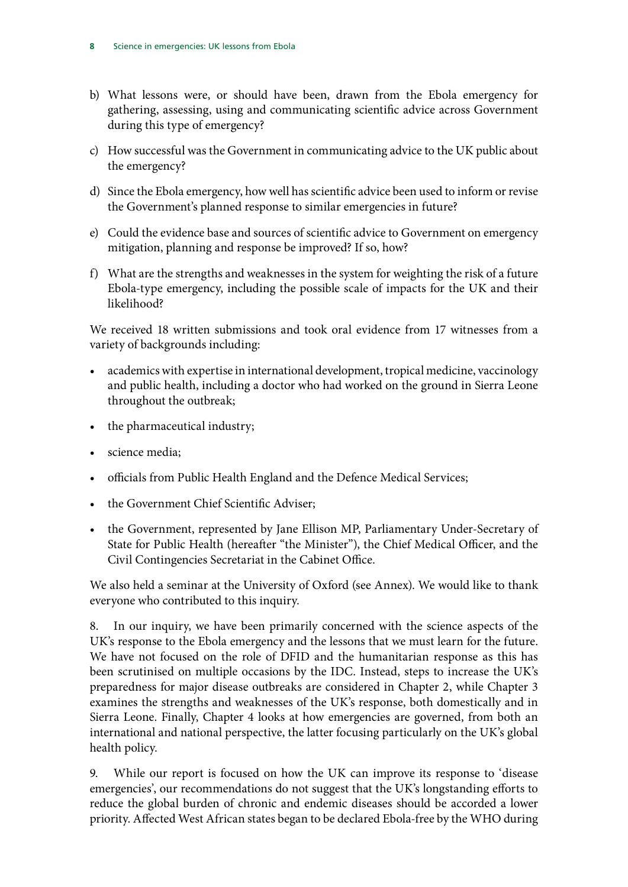b) What lessons were, or should have been, drawn from the Ebola emergency for gathering, assessing, using and communicating scientific advice across Government during this type of emergency?

c) How successful was the Government in communicating advice to the UK public about the emergency?

d) Since the Ebola emergency, how well has scientific advice been used to inform or revise the Government's planned response to similar emergencies in future?

e) Could the evidence base and sources of scientific advice to Government on emergency mitigation, planning and response be improved? If so, how?

f) What are the strengths and weaknesses in the system for weighting the risk of a future Ebola-type emergency, including the possible scale of impacts for the UK and their likelihood?

We received 18 written submissions and took oral evidence from 17 witnesses from a variety of backgrounds including:

- academics with expertise in international development, tropical medicine, vaccinology and public health, including a doctor who had worked on the ground in Sierra Leone throughout the outbreak;
- the pharmaceutical industry;
- science media;
- officials from Public Health England and the Defence Medical Services;
- the Government Chief Scientific Adviser;
- the Government, represented by Jane Ellison MP, Parliamentary Under-Secretary of State for Public Health (hereafter "the Minister"), the Chief Medical Officer, and the Civil Contingencies Secretariat in the Cabinet Office.

We also held a seminar at the University of Oxford (see Annex). We would like to thank everyone who contributed to this inquiry.

8. In our inquiry, we have been primarily concerned with the science aspects of the UK's response to the Ebola emergency and the lessons that we must learn for the future. We have not focused on the role of DFID and the humanitarian response as this has been scrutinised on multiple occasions by the IDC. Instead, steps to increase the UK's preparedness for major disease outbreaks are considered in Chapter 2, while Chapter 3 examines the strengths and weaknesses of the UK's response, both domestically and in Sierra Leone. Finally, Chapter 4 looks at how emergencies are governed, from both an international and national perspective, the latter focusing particularly on the UK's global health policy.

9. While our report is focused on how the UK can improve its response to 'disease emergencies', our recommendations do not suggest that the UK's longstanding efforts to reduce the global burden of chronic and endemic diseases should be accorded a lower priority. Affected West African states began to be declared Ebola-free by the WHO during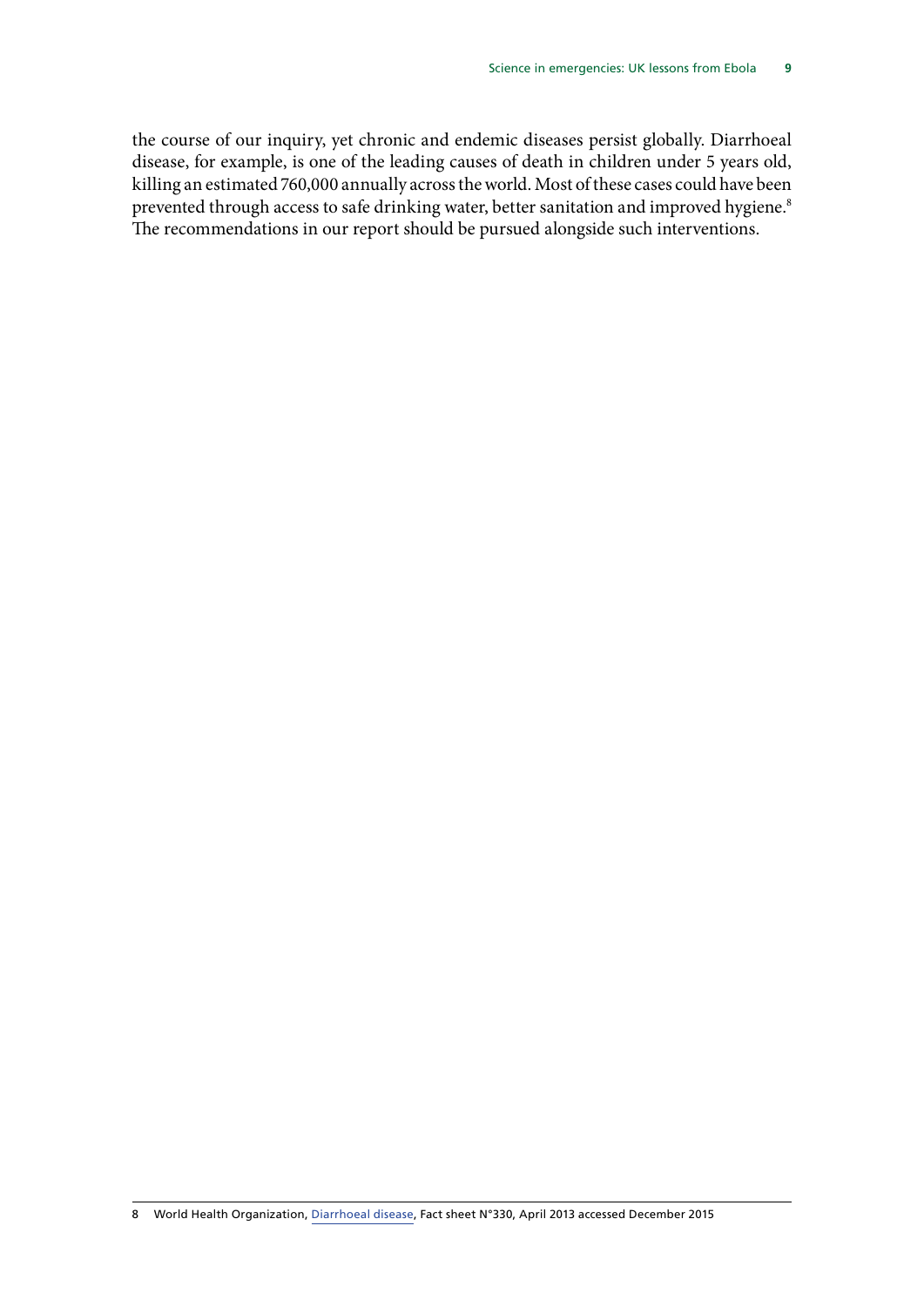the course of our inquiry, yet chronic and endemic diseases persist globally. Diarrhoeal disease, for example, is one of the leading causes of death in children under 5 years old, killing an estimated 760,000 annually across the world. Most of these cases could have been prevented through access to safe drinking water, better sanitation and improved hygiene.[8] The recommendations in our report should be pursued alongside such interventions.

---

8 World Health Organization, Diarrhoeal disease, Fact sheet N°330, April 2013 accessed December 2015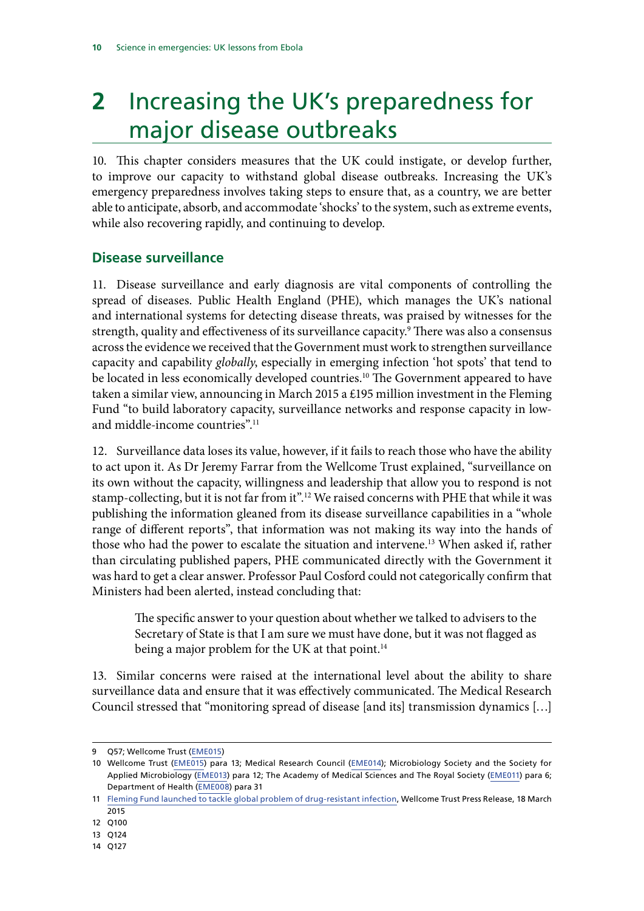# 2 Increasing the UK's preparedness for major disease outbreaks

10. This chapter considers measures that the UK could instigate, or develop further, to improve our capacity to withstand global disease outbreaks. Increasing the UK's emergency preparedness involves taking steps to ensure that, as a country, we are better able to anticipate, absorb, and accommodate 'shocks' to the system, such as extreme events, while also recovering rapidly, and continuing to develop.

## Disease surveillance

11. Disease surveillance and early diagnosis are vital components of controlling the spread of diseases. Public Health England (PHE), which manages the UK's national and international systems for detecting disease threats, was praised by witnesses for the strength, quality and effectiveness of its surveillance capacity.[9] There was also a consensus across the evidence we received that the Government must work to strengthen surveillance capacity and capability *globally*, especially in emerging infection 'hot spots' that tend to be located in less economically developed countries.[10] The Government appeared to have taken a similar view, announcing in March 2015 a £195 million investment in the Fleming Fund "to build laboratory capacity, surveillance networks and response capacity in low- and middle-income countries".[11]

12. Surveillance data loses its value, however, if it fails to reach those who have the ability to act upon it. As Dr Jeremy Farrar from the Wellcome Trust explained, "surveillance on its own without the capacity, willingness and leadership that allow you to respond is not stamp-collecting, but it is not far from it".[12] We raised concerns with PHE that while it was publishing the information gleaned from its disease surveillance capabilities in a "whole range of different reports", that information was not making its way into the hands of those who had the power to escalate the situation and intervene.[13] When asked if, rather than circulating published papers, PHE communicated directly with the Government it was hard to get a clear answer. Professor Paul Cosford could not categorically confirm that Ministers had been alerted, instead concluding that:

> The specific answer to your question about whether we talked to advisers to the Secretary of State is that I am sure we must have done, but it was not flagged as being a major problem for the UK at that point.[14]

13. Similar concerns were raised at the international level about the ability to share surveillance data and ensure that it was effectively communicated. The Medical Research Council stressed that "monitoring spread of disease [and its] transmission dynamics […]

---

9 Q57; Wellcome Trust (EME015)

10 Wellcome Trust (EME015) para 13; Medical Research Council (EME014); Microbiology Society and the Society for Applied Microbiology (EME013) para 12; The Academy of Medical Sciences and The Royal Society (EME011) para 6; Department of Health (EME008) para 31

11 Fleming Fund launched to tackle global problem of drug-resistant infection, Wellcome Trust Press Release, 18 March 2015

12 Q100

13 Q124

14 Q127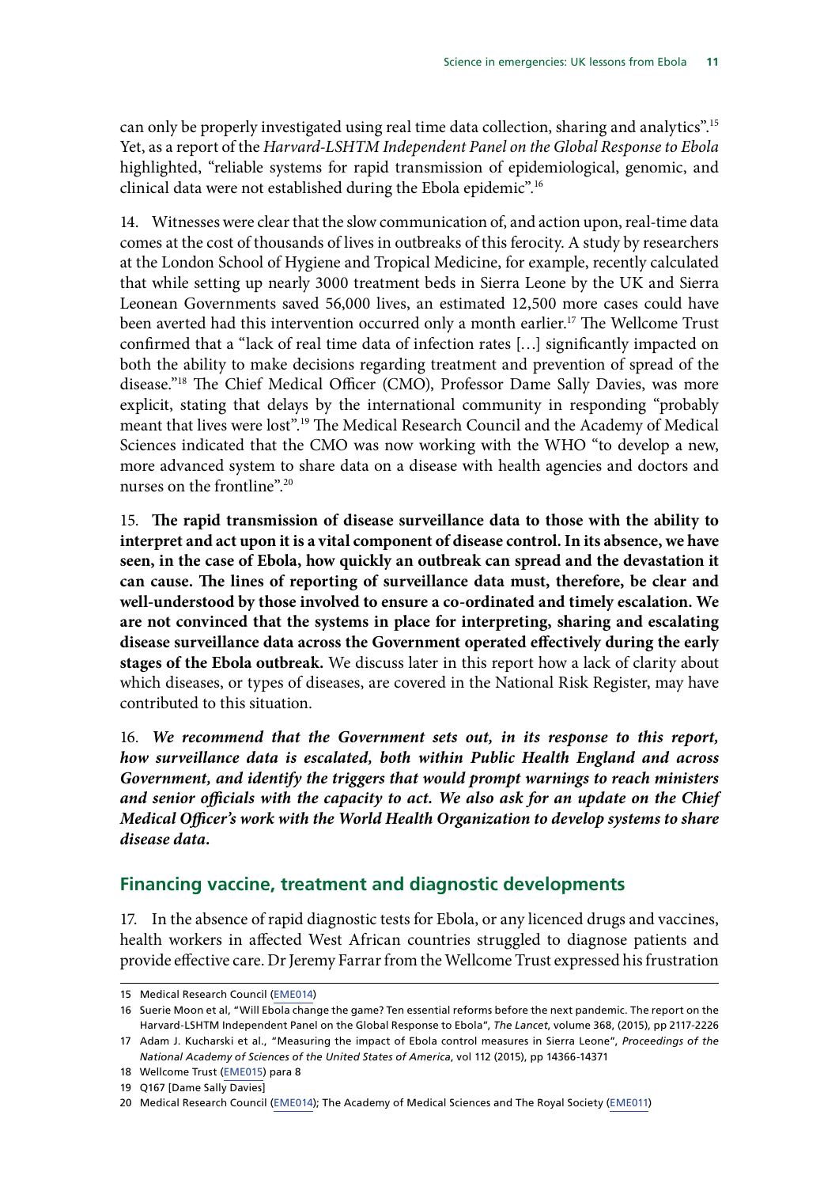can only be properly investigated using real time data collection, sharing and analytics".[15] Yet, as a report of the *Harvard-LSHTM Independent Panel on the Global Response to Ebola* highlighted, "reliable systems for rapid transmission of epidemiological, genomic, and clinical data were not established during the Ebola epidemic".[16]

14. Witnesses were clear that the slow communication of, and action upon, real-time data comes at the cost of thousands of lives in outbreaks of this ferocity. A study by researchers at the London School of Hygiene and Tropical Medicine, for example, recently calculated that while setting up nearly 3000 treatment beds in Sierra Leone by the UK and Sierra Leonean Governments saved 56,000 lives, an estimated 12,500 more cases could have been averted had this intervention occurred only a month earlier.[17] The Wellcome Trust confirmed that a "lack of real time data of infection rates […] significantly impacted on both the ability to make decisions regarding treatment and prevention of spread of the disease."[18] The Chief Medical Officer (CMO), Professor Dame Sally Davies, was more explicit, stating that delays by the international community in responding "probably meant that lives were lost".[19] The Medical Research Council and the Academy of Medical Sciences indicated that the CMO was now working with the WHO "to develop a new, more advanced system to share data on a disease with health agencies and doctors and nurses on the frontline".[20]

15. **The rapid transmission of disease surveillance data to those with the ability to interpret and act upon it is a vital component of disease control. In its absence, we have seen, in the case of Ebola, how quickly an outbreak can spread and the devastation it can cause. The lines of reporting of surveillance data must, therefore, be clear and well-understood by those involved to ensure a co-ordinated and timely escalation. We are not convinced that the systems in place for interpreting, sharing and escalating disease surveillance data across the Government operated effectively during the early stages of the Ebola outbreak.** We discuss later in this report how a lack of clarity about which diseases, or types of diseases, are covered in the National Risk Register, may have contributed to this situation.

16. ***We recommend that the Government sets out, in its response to this report, how surveillance data is escalated, both within Public Health England and across Government, and identify the triggers that would prompt warnings to reach ministers and senior officials with the capacity to act. We also ask for an update on the Chief Medical Officer's work with the World Health Organization to develop systems to share disease data.***

## Financing vaccine, treatment and diagnostic developments

17. In the absence of rapid diagnostic tests for Ebola, or any licenced drugs and vaccines, health workers in affected West African countries struggled to diagnose patients and provide effective care. Dr Jeremy Farrar from the Wellcome Trust expressed his frustration

15 Medical Research Council (EME014)

16 Suerie Moon et al, "Will Ebola change the game? Ten essential reforms before the next pandemic. The report on the Harvard-LSHTM Independent Panel on the Global Response to Ebola", *The Lancet*, volume 368, (2015), pp 2117-2226

17 Adam J. Kucharski et al., "Measuring the impact of Ebola control measures in Sierra Leone", *Proceedings of the National Academy of Sciences of the United States of America*, vol 112 (2015), pp 14366-14371

18 Wellcome Trust (EME015) para 8

19 Q167 [Dame Sally Davies]

20 Medical Research Council (EME014); The Academy of Medical Sciences and The Royal Society (EME011)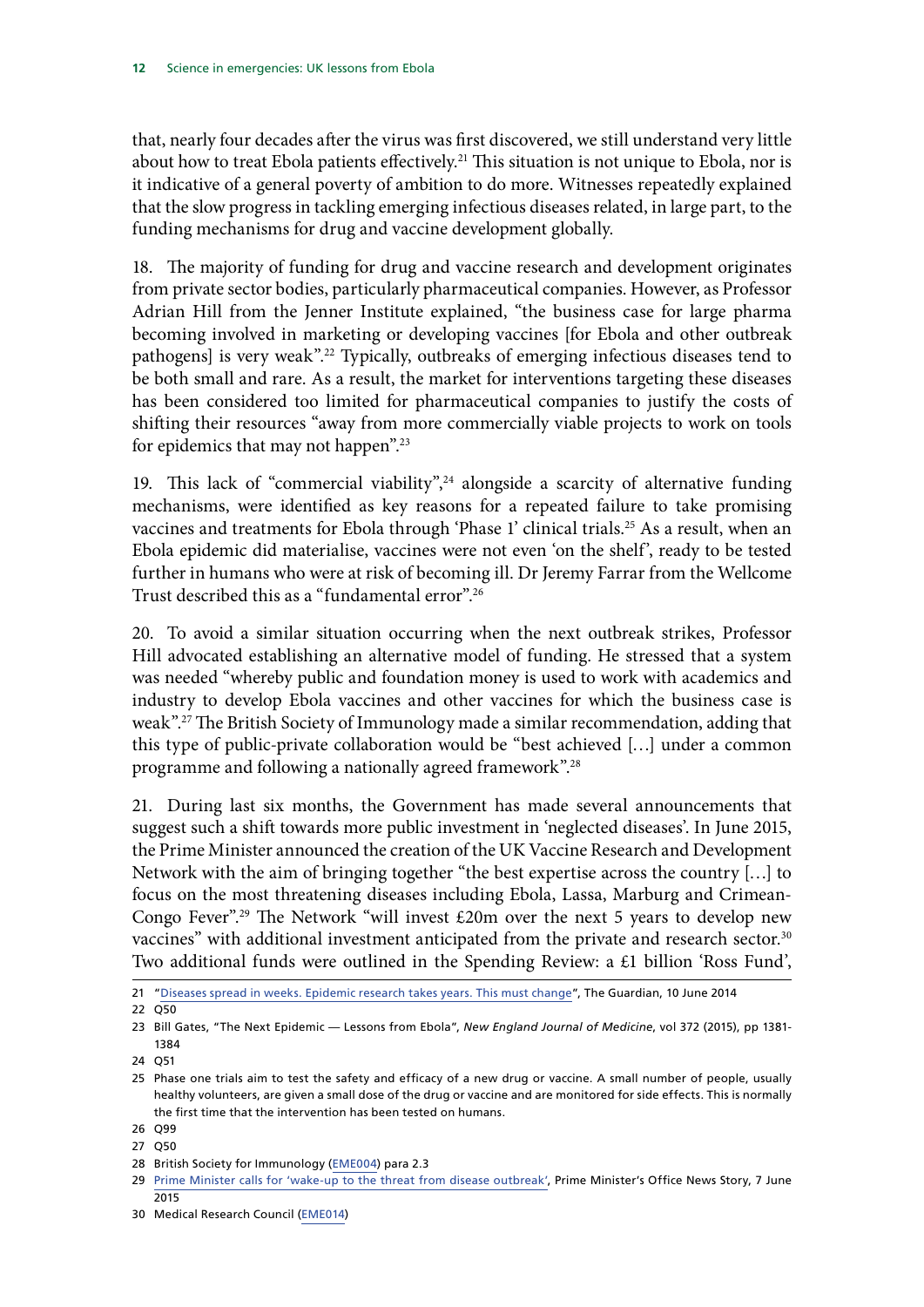that, nearly four decades after the virus was first discovered, we still understand very little about how to treat Ebola patients effectively.[21] This situation is not unique to Ebola, nor is it indicative of a general poverty of ambition to do more. Witnesses repeatedly explained that the slow progress in tackling emerging infectious diseases related, in large part, to the funding mechanisms for drug and vaccine development globally.

18. The majority of funding for drug and vaccine research and development originates from private sector bodies, particularly pharmaceutical companies. However, as Professor Adrian Hill from the Jenner Institute explained, "the business case for large pharma becoming involved in marketing or developing vaccines [for Ebola and other outbreak pathogens] is very weak".[22] Typically, outbreaks of emerging infectious diseases tend to be both small and rare. As a result, the market for interventions targeting these diseases has been considered too limited for pharmaceutical companies to justify the costs of shifting their resources "away from more commercially viable projects to work on tools for epidemics that may not happen".[23]

19. This lack of "commercial viability",[24] alongside a scarcity of alternative funding mechanisms, were identified as key reasons for a repeated failure to take promising vaccines and treatments for Ebola through 'Phase 1' clinical trials.[25] As a result, when an Ebola epidemic did materialise, vaccines were not even 'on the shelf', ready to be tested further in humans who were at risk of becoming ill. Dr Jeremy Farrar from the Wellcome Trust described this as a "fundamental error".[26]

20. To avoid a similar situation occurring when the next outbreak strikes, Professor Hill advocated establishing an alternative model of funding. He stressed that a system was needed "whereby public and foundation money is used to work with academics and industry to develop Ebola vaccines and other vaccines for which the business case is weak".[27] The British Society of Immunology made a similar recommendation, adding that this type of public-private collaboration would be "best achieved […] under a common programme and following a nationally agreed framework".[28]

21. During last six months, the Government has made several announcements that suggest such a shift towards more public investment in 'neglected diseases'. In June 2015, the Prime Minister announced the creation of the UK Vaccine Research and Development Network with the aim of bringing together "the best expertise across the country […] to focus on the most threatening diseases including Ebola, Lassa, Marburg and Crimean-Congo Fever".[29] The Network "will invest £20m over the next 5 years to develop new vaccines" with additional investment anticipated from the private and research sector.[30] Two additional funds were outlined in the Spending Review: a £1 billion 'Ross Fund',

---

21 "Diseases spread in weeks. Epidemic research takes years. This must change", The Guardian, 10 June 2014

22 Q50

23 Bill Gates, "The Next Epidemic — Lessons from Ebola", *New England Journal of Medicine*, vol 372 (2015), pp 1381-1384

24 Q51

25 Phase one trials aim to test the safety and efficacy of a new drug or vaccine. A small number of people, usually healthy volunteers, are given a small dose of the drug or vaccine and are monitored for side effects. This is normally the first time that the intervention has been tested on humans.

26 Q99

27 Q50

28 British Society for Immunology (EME004) para 2.3

29 Prime Minister calls for 'wake-up to the threat from disease outbreak', Prime Minister's Office News Story, 7 June 2015

30 Medical Research Council (EME014)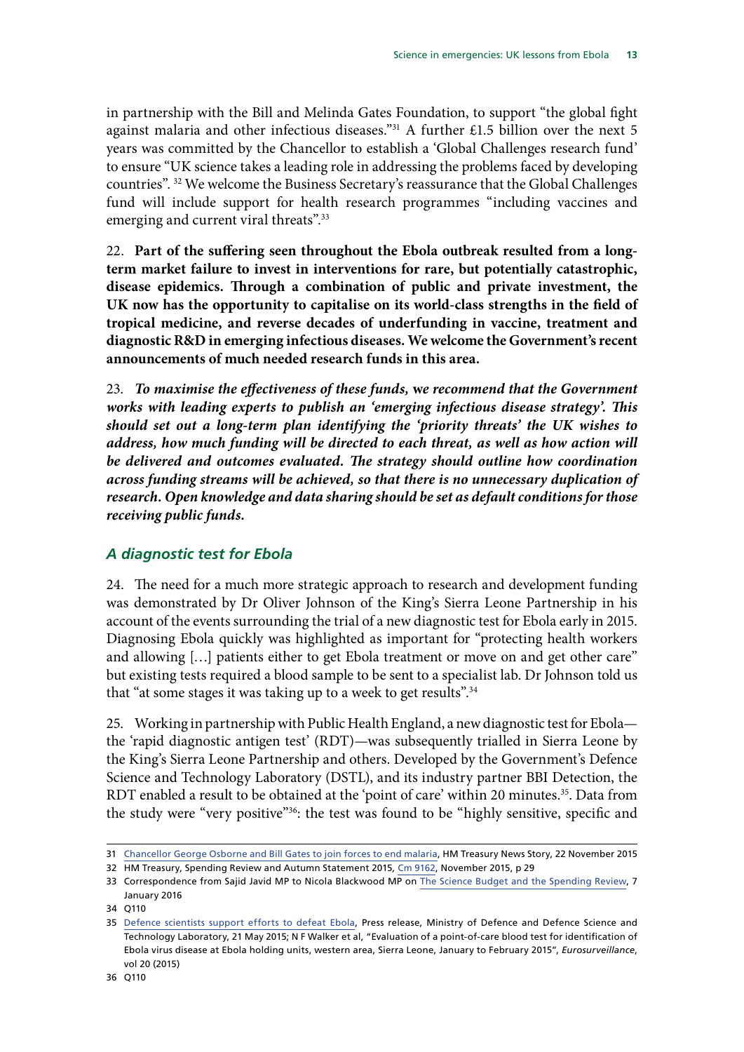in partnership with the Bill and Melinda Gates Foundation, to support "the global fight against malaria and other infectious diseases."[31] A further £1.5 billion over the next 5 years was committed by the Chancellor to establish a 'Global Challenges research fund' to ensure "UK science takes a leading role in addressing the problems faced by developing countries". [32] We welcome the Business Secretary's reassurance that the Global Challenges fund will include support for health research programmes "including vaccines and emerging and current viral threats".[33]

22. **Part of the suffering seen throughout the Ebola outbreak resulted from a long-term market failure to invest in interventions for rare, but potentially catastrophic, disease epidemics. Through a combination of public and private investment, the UK now has the opportunity to capitalise on its world-class strengths in the field of tropical medicine, and reverse decades of underfunding in vaccine, treatment and diagnostic R&D in emerging infectious diseases. We welcome the Government's recent announcements of much needed research funds in this area.**

23. ***To maximise the effectiveness of these funds,* we *recommend that the Government works with leading experts to publish an 'emerging infectious disease strategy'. This should set out a long-term plan identifying the 'priority threats' the UK wishes to address, how much funding will be directed to each threat, as well as how action will be delivered and outcomes evaluated. The strategy should outline how coordination across funding streams will be achieved, so that there is no unnecessary duplication of research. Open knowledge and data sharing should be set as default conditions for those receiving public funds.***

### A diagnostic test for Ebola

24. The need for a much more strategic approach to research and development funding was demonstrated by Dr Oliver Johnson of the King's Sierra Leone Partnership in his account of the events surrounding the trial of a new diagnostic test for Ebola early in 2015. Diagnosing Ebola quickly was highlighted as important for "protecting health workers and allowing […] patients either to get Ebola treatment or move on and get other care" but existing tests required a blood sample to be sent to a specialist lab. Dr Johnson told us that "at some stages it was taking up to a week to get results".[34]

25. Working in partnership with Public Health England, a new diagnostic test for Ebola—the 'rapid diagnostic antigen test' (RDT)—was subsequently trialled in Sierra Leone by the King's Sierra Leone Partnership and others. Developed by the Government's Defence Science and Technology Laboratory (DSTL), and its industry partner BBI Detection, the RDT enabled a result to be obtained at the 'point of care' within 20 minutes.[35]. Data from the study were "very positive"[36]: the test was found to be "highly sensitive, specific and

---

31 Chancellor George Osborne and Bill Gates to join forces to end malaria, HM Treasury News Story, 22 November 2015

32 HM Treasury, Spending Review and Autumn Statement 2015, Cm 9162, November 2015, p 29

33 Correspondence from Sajid Javid MP to Nicola Blackwood MP on The Science Budget and the Spending Review, 7 January 2016

34 Q110

35 Defence scientists support efforts to defeat Ebola, Press release, Ministry of Defence and Defence Science and Technology Laboratory, 21 May 2015; N F Walker et al, "Evaluation of a point-of-care blood test for identification of Ebola virus disease at Ebola holding units, western area, Sierra Leone, January to February 2015", *Eurosurveillance*, vol 20 (2015)

36 Q110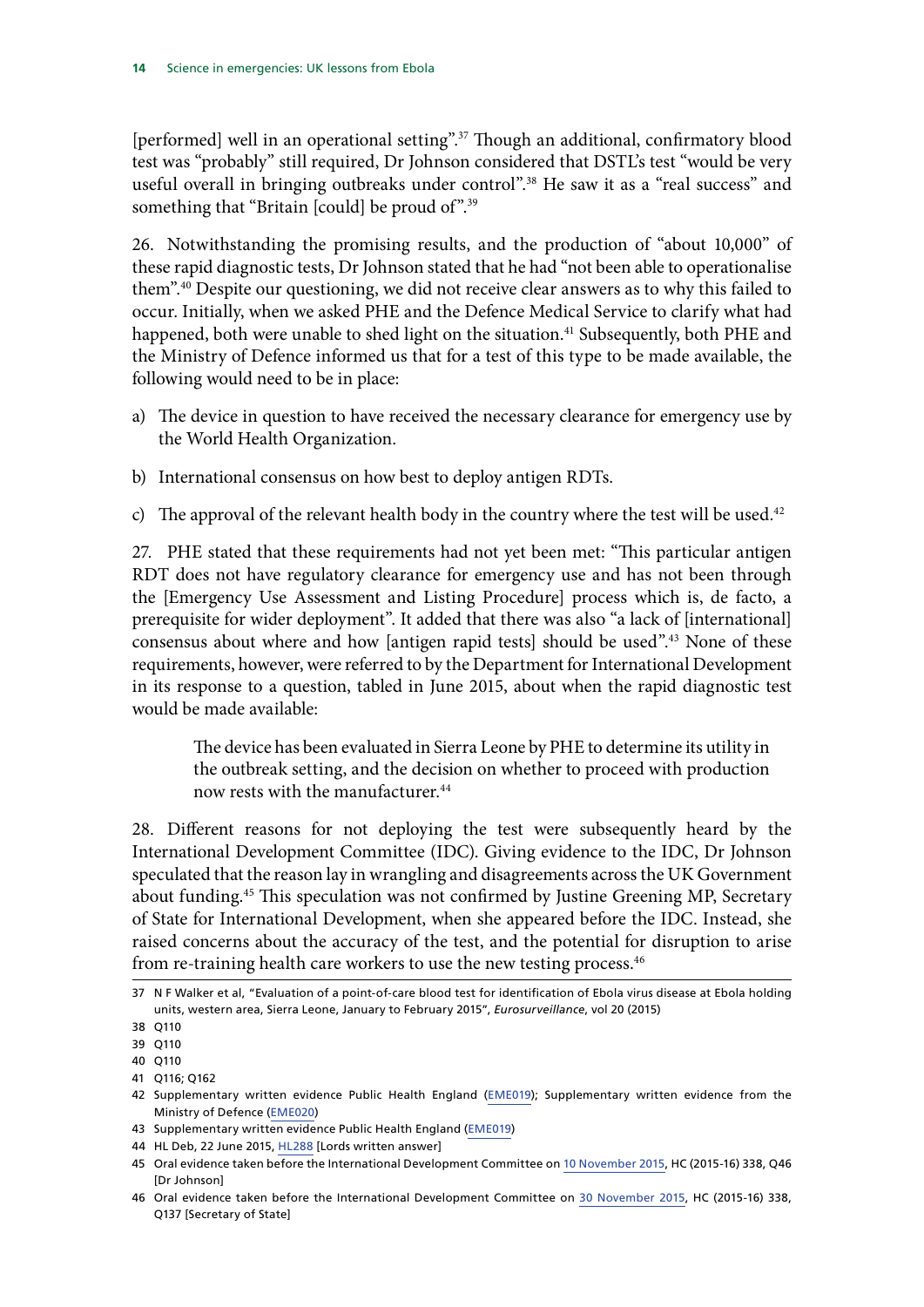[performed] well in an operational setting”.[37] Though an additional, confirmatory blood test was “probably” still required, Dr Johnson considered that DSTL’s test “would be very useful overall in bringing outbreaks under control”.[38] He saw it as a “real success” and something that “Britain [could] be proud of”.[39]

26. Notwithstanding the promising results, and the production of “about 10,000” of these rapid diagnostic tests, Dr Johnson stated that he had “not been able to operationalise them”.[40] Despite our questioning, we did not receive clear answers as to why this failed to occur. Initially, when we asked PHE and the Defence Medical Service to clarify what had happened, both were unable to shed light on the situation.[41] Subsequently, both PHE and the Ministry of Defence informed us that for a test of this type to be made available, the following would need to be in place:

a) The device in question to have received the necessary clearance for emergency use by the World Health Organization.

b) International consensus on how best to deploy antigen RDTs.

c) The approval of the relevant health body in the country where the test will be used.[42]

27. PHE stated that these requirements had not yet been met: “This particular antigen RDT does not have regulatory clearance for emergency use and has not been through the [Emergency Use Assessment and Listing Procedure] process which is, de facto, a prerequisite for wider deployment”. It added that there was also “a lack of [international] consensus about where and how [antigen rapid tests] should be used”.[43] None of these requirements, however, were referred to by the Department for International Development in its response to a question, tabled in June 2015, about when the rapid diagnostic test would be made available:

> The device has been evaluated in Sierra Leone by PHE to determine its utility in the outbreak setting, and the decision on whether to proceed with production now rests with the manufacturer.[44]

28. Different reasons for not deploying the test were subsequently heard by the International Development Committee (IDC). Giving evidence to the IDC, Dr Johnson speculated that the reason lay in wrangling and disagreements across the UK Government about funding.[45] This speculation was not confirmed by Justine Greening MP, Secretary of State for International Development, when she appeared before the IDC. Instead, she raised concerns about the accuracy of the test, and the potential for disruption to arise from re-training health care workers to use the new testing process.[46]

---

37 N F Walker et al, “Evaluation of a point-of-care blood test for identification of Ebola virus disease at Ebola holding units, western area, Sierra Leone, January to February 2015”, *Eurosurveillance*, vol 20 (2015)

38 Q110

39 Q110

40 Q110

41 Q116; Q162

42 Supplementary written evidence Public Health England (EME019); Supplementary written evidence from the Ministry of Defence (EME020)

43 Supplementary written evidence Public Health England (EME019)

44 HL Deb, 22 June 2015, HL288 [Lords written answer]

45 Oral evidence taken before the International Development Committee on 10 November 2015, HC (2015-16) 338, Q46 [Dr Johnson]

46 Oral evidence taken before the International Development Committee on 30 November 2015, HC (2015-16) 338, Q137 [Secretary of State]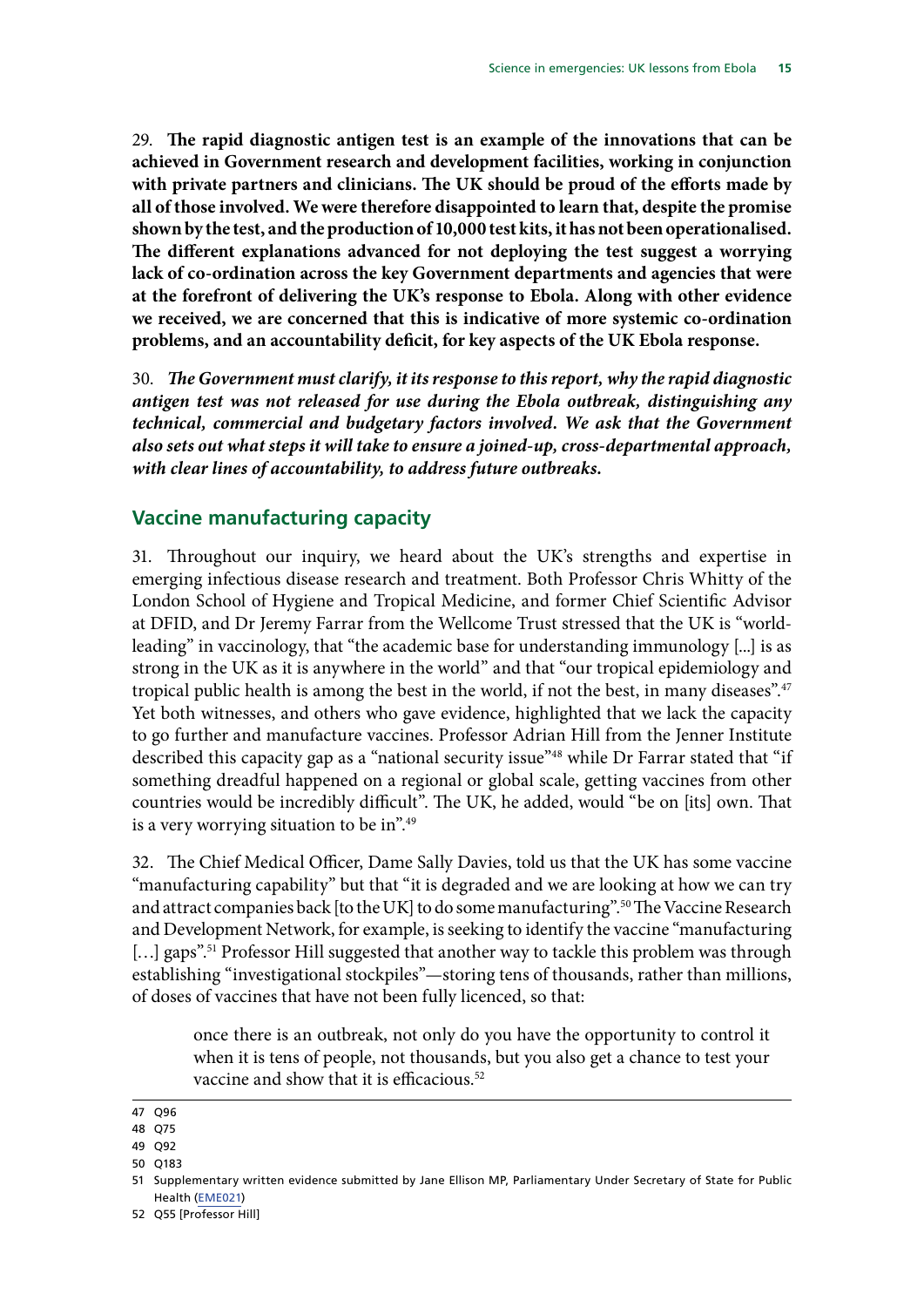29. **The rapid diagnostic antigen test is an example of the innovations that can be achieved in Government research and development facilities, working in conjunction with private partners and clinicians. The UK should be proud of the efforts made by all of those involved. We were therefore disappointed to learn that, despite the promise shown by the test, and the production of 10,000 test kits, it has not been operationalised. The different explanations advanced for not deploying the test suggest a worrying lack of co-ordination across the key Government departments and agencies that were at the forefront of delivering the UK's response to Ebola. Along with other evidence we received, we are concerned that this is indicative of more systemic co-ordination problems, and an accountability deficit, for key aspects of the UK Ebola response.**

30. ***The Government must clarify, it its response to this report, why the rapid diagnostic antigen test was not released for use during the Ebola outbreak, distinguishing any technical, commercial and budgetary factors involved. We ask that the Government also sets out what steps it will take to ensure a joined-up, cross-departmental approach, with clear lines of accountability, to address future outbreaks.***

## Vaccine manufacturing capacity

31. Throughout our inquiry, we heard about the UK's strengths and expertise in emerging infectious disease research and treatment. Both Professor Chris Whitty of the London School of Hygiene and Tropical Medicine, and former Chief Scientific Advisor at DFID, and Dr Jeremy Farrar from the Wellcome Trust stressed that the UK is "world-leading" in vaccinology, that "the academic base for understanding immunology [...] is as strong in the UK as it is anywhere in the world" and that "our tropical epidemiology and tropical public health is among the best in the world, if not the best, in many diseases".[47] Yet both witnesses, and others who gave evidence, highlighted that we lack the capacity to go further and manufacture vaccines. Professor Adrian Hill from the Jenner Institute described this capacity gap as a "national security issue"[48] while Dr Farrar stated that "if something dreadful happened on a regional or global scale, getting vaccines from other countries would be incredibly difficult". The UK, he added, would "be on [its] own. That is a very worrying situation to be in".[49]

32. The Chief Medical Officer, Dame Sally Davies, told us that the UK has some vaccine "manufacturing capability" but that "it is degraded and we are looking at how we can try and attract companies back [to the UK] to do some manufacturing".[50] The Vaccine Research and Development Network, for example, is seeking to identify the vaccine "manufacturing [...] gaps".[51] Professor Hill suggested that another way to tackle this problem was through establishing "investigational stockpiles"—storing tens of thousands, rather than millions, of doses of vaccines that have not been fully licenced, so that:

> once there is an outbreak, not only do you have the opportunity to control it when it is tens of people, not thousands, but you also get a chance to test your vaccine and show that it is efficacious.[52]

---

47 Q96

48 Q75

49 Q92

50 Q183

51 Supplementary written evidence submitted by Jane Ellison MP, Parliamentary Under Secretary of State for Public Health (EME021)

52 Q55 [Professor Hill]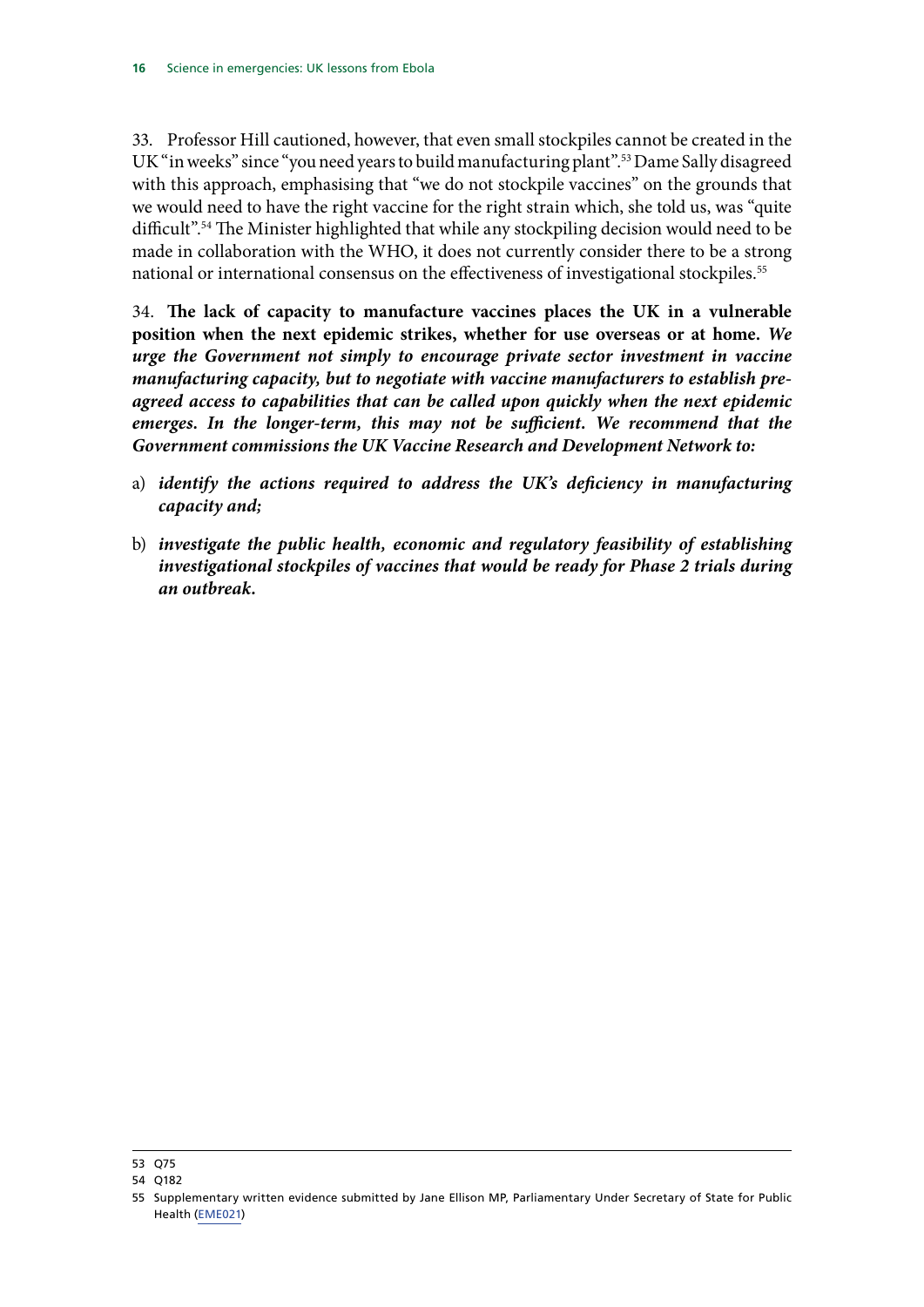33. Professor Hill cautioned, however, that even small stockpiles cannot be created in the UK "in weeks" since "you need years to build manufacturing plant".[53] Dame Sally disagreed with this approach, emphasising that "we do not stockpile vaccines" on the grounds that we would need to have the right vaccine for the right strain which, she told us, was "quite difficult".[54] The Minister highlighted that while any stockpiling decision would need to be made in collaboration with the WHO, it does not currently consider there to be a strong national or international consensus on the effectiveness of investigational stockpiles.[55]

34. **The lack of capacity to manufacture vaccines places the UK in a vulnerable position when the next epidemic strikes, whether for use overseas or at home.** ***We urge the Government not simply to encourage private sector investment in vaccine manufacturing capacity, but to negotiate with vaccine manufacturers to establish pre-agreed access to capabilities that can be called upon quickly when the next epidemic emerges. In the longer-term, this may not be sufficient. We recommend that the Government commissions the UK Vaccine Research and Development Network to:***

a) ***identify the actions required to address the UK's deficiency in manufacturing capacity and;***

b) ***investigate the public health, economic and regulatory feasibility of establishing investigational stockpiles of vaccines that would be ready for Phase 2 trials during an outbreak.***

---

53 Q75

54 Q182

55 Supplementary written evidence submitted by Jane Ellison MP, Parliamentary Under Secretary of State for Public Health (EME021)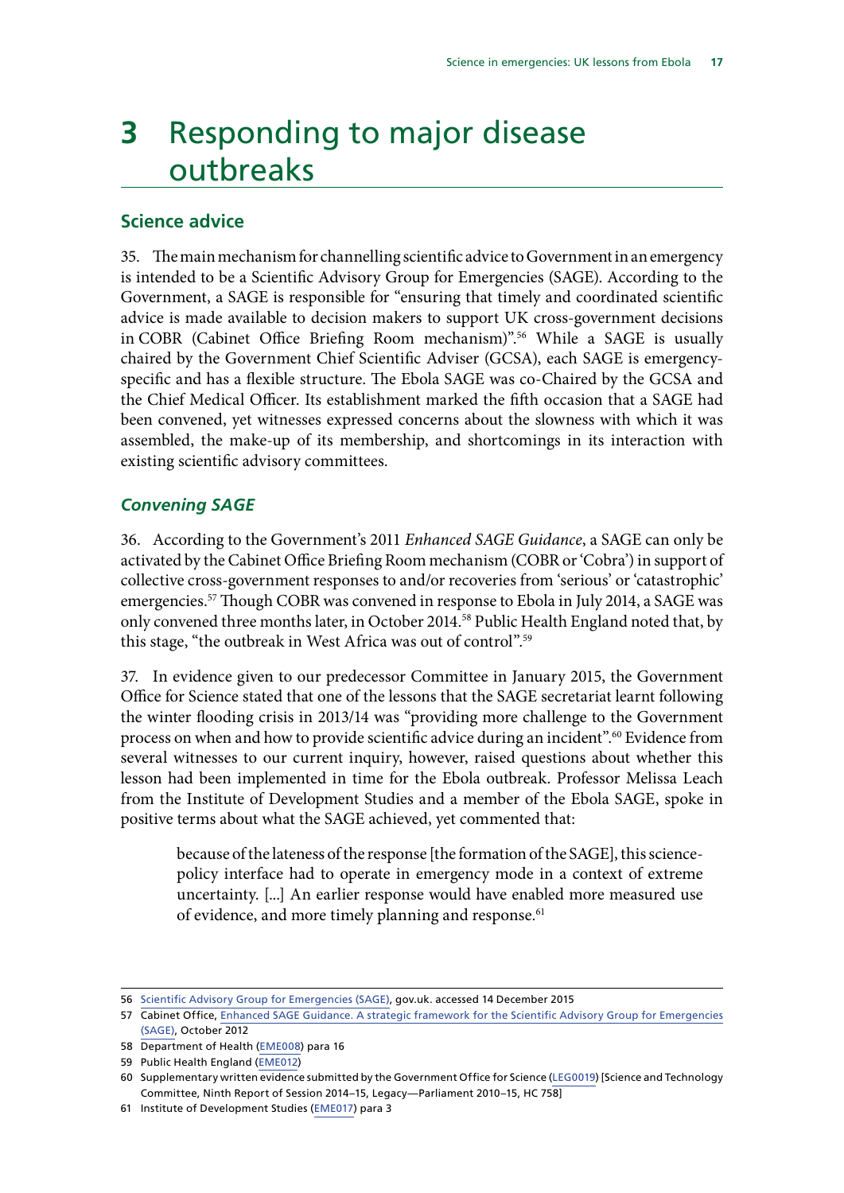# 3 Responding to major disease outbreaks

## Science advice

35. The main mechanism for channelling scientific advice to Government in an emergency is intended to be a Scientific Advisory Group for Emergencies (SAGE). According to the Government, a SAGE is responsible for "ensuring that timely and coordinated scientific advice is made available to decision makers to support UK cross-government decisions in COBR (Cabinet Office Briefing Room mechanism)".[56] While a SAGE is usually chaired by the Government Chief Scientific Adviser (GCSA), each SAGE is emergency-specific and has a flexible structure. The Ebola SAGE was co-Chaired by the GCSA and the Chief Medical Officer. Its establishment marked the fifth occasion that a SAGE had been convened, yet witnesses expressed concerns about the slowness with which it was assembled, the make-up of its membership, and shortcomings in its interaction with existing scientific advisory committees.

### *Convening SAGE*

36. According to the Government's 2011 *Enhanced SAGE Guidance*, a SAGE can only be activated by the Cabinet Office Briefing Room mechanism (COBR or 'Cobra') in support of collective cross-government responses to and/or recoveries from 'serious' or 'catastrophic' emergencies.[57] Though COBR was convened in response to Ebola in July 2014, a SAGE was only convened three months later, in October 2014.[58] Public Health England noted that, by this stage, "the outbreak in West Africa was out of control".[59]

37. In evidence given to our predecessor Committee in January 2015, the Government Office for Science stated that one of the lessons that the SAGE secretariat learnt following the winter flooding crisis in 2013/14 was "providing more challenge to the Government process on when and how to provide scientific advice during an incident".[60] Evidence from several witnesses to our current inquiry, however, raised questions about whether this lesson had been implemented in time for the Ebola outbreak. Professor Melissa Leach from the Institute of Development Studies and a member of the Ebola SAGE, spoke in positive terms about what the SAGE achieved, yet commented that:

> because of the lateness of the response [the formation of the SAGE], this science-policy interface had to operate in emergency mode in a context of extreme uncertainty. [...] An earlier response would have enabled more measured use of evidence, and more timely planning and response.[61]

---

56 Scientific Advisory Group for Emergencies (SAGE), gov.uk. accessed 14 December 2015

57 Cabinet Office, Enhanced SAGE Guidance. A strategic framework for the Scientific Advisory Group for Emergencies (SAGE), October 2012

58 Department of Health (EME008) para 16

59 Public Health England (EME012)

60 Supplementary written evidence submitted by the Government Office for Science (LEG0019) [Science and Technology Committee, Ninth Report of Session 2014–15, Legacy—Parliament 2010–15, HC 758]

61 Institute of Development Studies (EME017) para 3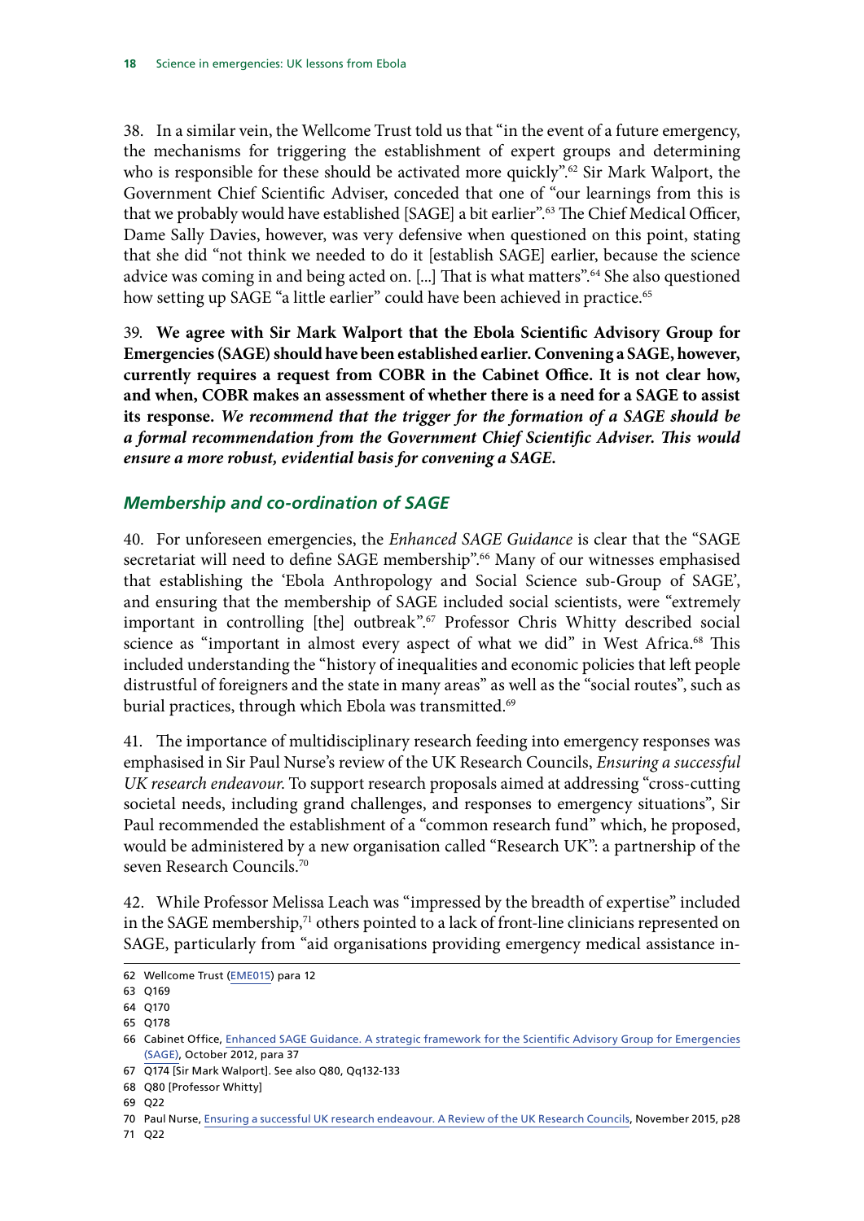38. In a similar vein, the Wellcome Trust told us that "in the event of a future emergency, the mechanisms for triggering the establishment of expert groups and determining who is responsible for these should be activated more quickly".[62] Sir Mark Walport, the Government Chief Scientific Adviser, conceded that one of "our learnings from this is that we probably would have established [SAGE] a bit earlier".[63] The Chief Medical Officer, Dame Sally Davies, however, was very defensive when questioned on this point, stating that she did "not think we needed to do it [establish SAGE] earlier, because the science advice was coming in and being acted on. [...] That is what matters".[64] She also questioned how setting up SAGE "a little earlier" could have been achieved in practice.[65]

39. **We agree with Sir Mark Walport that the Ebola Scientific Advisory Group for Emergencies (SAGE) should have been established earlier. Convening a SAGE, however, currently requires a request from COBR in the Cabinet Office. It is not clear how, and when, COBR makes an assessment of whether there is a need for a SAGE to assist its response.** ***We recommend that the trigger for the formation of a SAGE should be a formal recommendation from the Government Chief Scientific Adviser. This would ensure a more robust, evidential basis for convening a SAGE.***

### *Membership and co-ordination of SAGE*

40. For unforeseen emergencies, the *Enhanced SAGE Guidance* is clear that the "SAGE secretariat will need to define SAGE membership".[66] Many of our witnesses emphasised that establishing the 'Ebola Anthropology and Social Science sub-Group of SAGE', and ensuring that the membership of SAGE included social scientists, were "extremely important in controlling [the] outbreak".[67] Professor Chris Whitty described social science as "important in almost every aspect of what we did" in West Africa.[68] This included understanding the "history of inequalities and economic policies that left people distrustful of foreigners and the state in many areas" as well as the "social routes", such as burial practices, through which Ebola was transmitted.[69]

41. The importance of multidisciplinary research feeding into emergency responses was emphasised in Sir Paul Nurse's review of the UK Research Councils, *Ensuring a successful UK research endeavour*. To support research proposals aimed at addressing "cross-cutting societal needs, including grand challenges, and responses to emergency situations", Sir Paul recommended the establishment of a "common research fund" which, he proposed, would be administered by a new organisation called "Research UK": a partnership of the seven Research Councils.[70]

42. While Professor Melissa Leach was "impressed by the breadth of expertise" included in the SAGE membership,[71] others pointed to a lack of front-line clinicians represented on SAGE, particularly from "aid organisations providing emergency medical assistance in-

---

62 Wellcome Trust (EME015) para 12

63 Q169

64 Q170

65 Q178

66 Cabinet Office, Enhanced SAGE Guidance. A strategic framework for the Scientific Advisory Group for Emergencies (SAGE), October 2012, para 37

67 Q174 [Sir Mark Walport]. See also Q80, Qq132-133

68 Q80 [Professor Whitty]

69 Q22

70 Paul Nurse, Ensuring a successful UK research endeavour. A Review of the UK Research Councils, November 2015, p28

71 Q22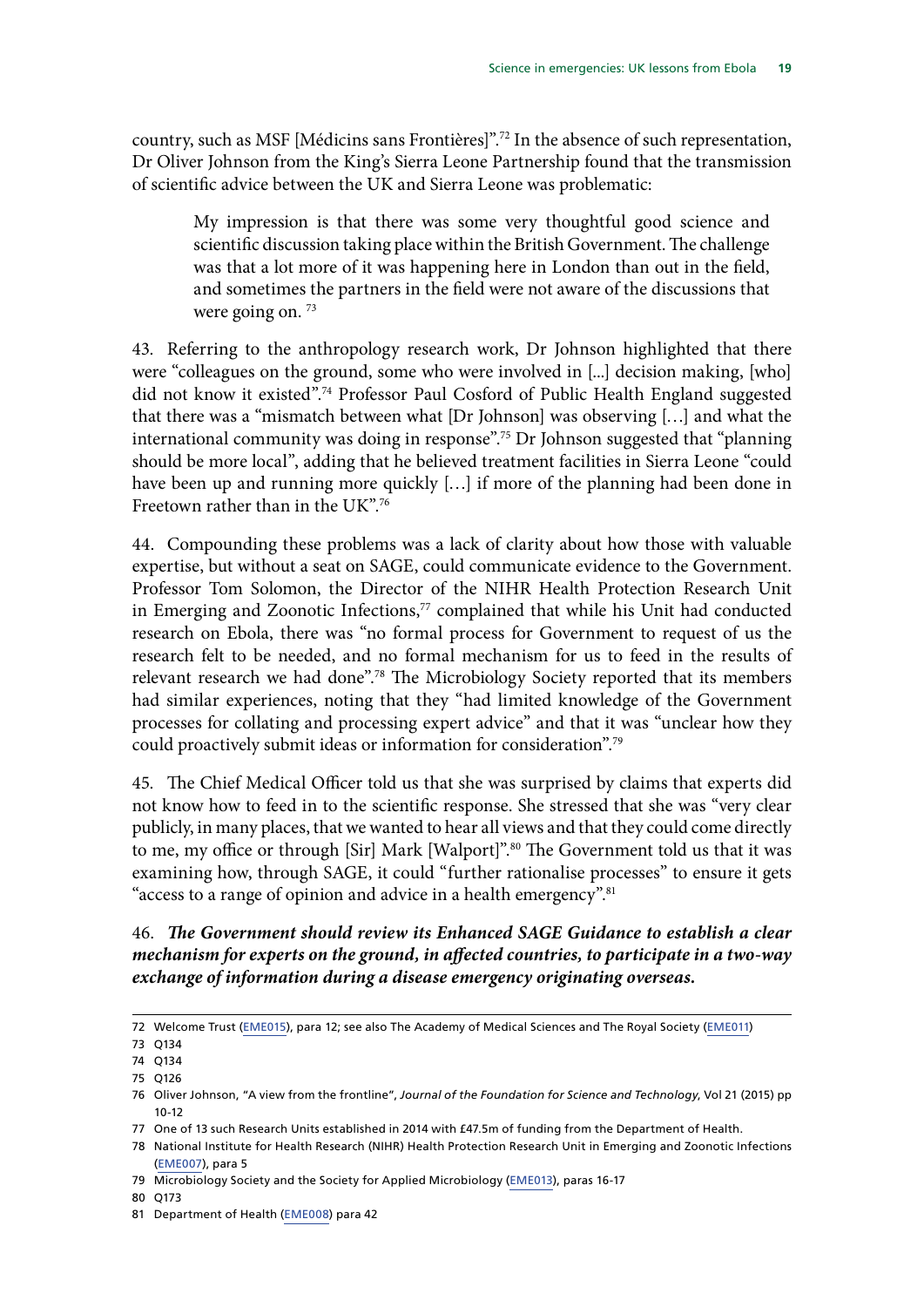country, such as MSF [Médicins sans Frontières]".[72] In the absence of such representation, Dr Oliver Johnson from the King's Sierra Leone Partnership found that the transmission of scientific advice between the UK and Sierra Leone was problematic:

> My impression is that there was some very thoughtful good science and scientific discussion taking place within the British Government. The challenge was that a lot more of it was happening here in London than out in the field, and sometimes the partners in the field were not aware of the discussions that were going on. [73]

43. Referring to the anthropology research work, Dr Johnson highlighted that there were "colleagues on the ground, some who were involved in [...] decision making, [who] did not know it existed".[74] Professor Paul Cosford of Public Health England suggested that there was a "mismatch between what [Dr Johnson] was observing […] and what the international community was doing in response".[75] Dr Johnson suggested that "planning should be more local", adding that he believed treatment facilities in Sierra Leone "could have been up and running more quickly […] if more of the planning had been done in Freetown rather than in the UK".[76]

44. Compounding these problems was a lack of clarity about how those with valuable expertise, but without a seat on SAGE, could communicate evidence to the Government. Professor Tom Solomon, the Director of the NIHR Health Protection Research Unit in Emerging and Zoonotic Infections,[77] complained that while his Unit had conducted research on Ebola, there was "no formal process for Government to request of us the research felt to be needed, and no formal mechanism for us to feed in the results of relevant research we had done".[78] The Microbiology Society reported that its members had similar experiences, noting that they "had limited knowledge of the Government processes for collating and processing expert advice" and that it was "unclear how they could proactively submit ideas or information for consideration".[79]

45. The Chief Medical Officer told us that she was surprised by claims that experts did not know how to feed in to the scientific response. She stressed that she was "very clear publicly, in many places, that we wanted to hear all views and that they could come directly to me, my office or through [Sir] Mark [Walport]".[80] The Government told us that it was examining how, through SAGE, it could "further rationalise processes" to ensure it gets "access to a range of opinion and advice in a health emergency".[81]

46. ***The Government should review its Enhanced SAGE Guidance to establish a clear mechanism for experts on the ground, in affected countries, to participate in a two-way exchange of information during a disease emergency originating overseas.***

---

72 Welcome Trust (EME015), para 12; see also The Academy of Medical Sciences and The Royal Society (EME011)

73 Q134

74 Q134

75 Q126

76 Oliver Johnson, "A view from the frontline", *Journal of the Foundation for Science and Technology*, Vol 21 (2015) pp 10-12

77 One of 13 such Research Units established in 2014 with £47.5m of funding from the Department of Health.

78 National Institute for Health Research (NIHR) Health Protection Research Unit in Emerging and Zoonotic Infections (EME007), para 5

79 Microbiology Society and the Society for Applied Microbiology (EME013), paras 16-17

80 Q173

81 Department of Health (EME008) para 42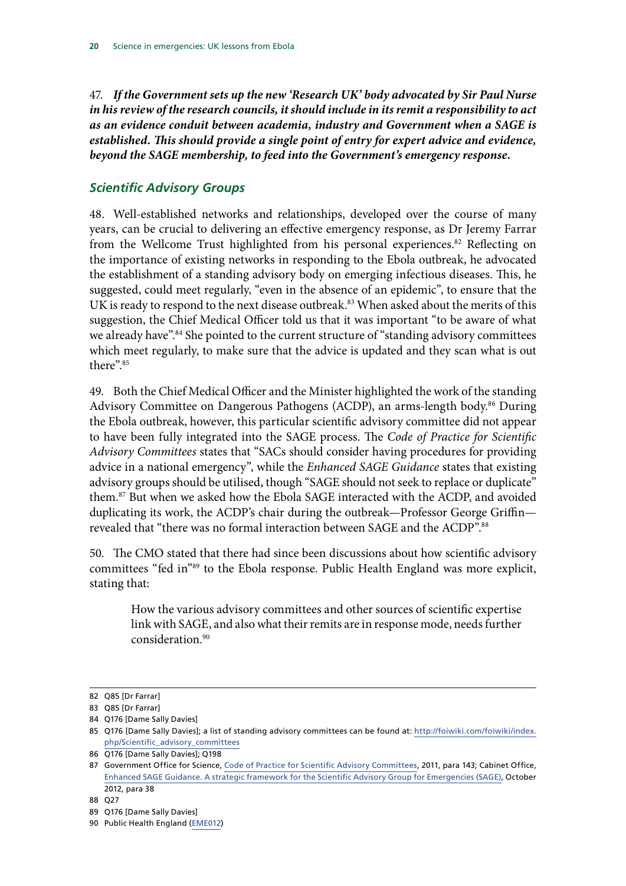47. ***If the Government sets up the new 'Research UK' body advocated by Sir Paul Nurse in his review of the research councils, it should include in its remit a responsibility to act as an evidence conduit between academia, industry and Government when a SAGE is established. This should provide a single point of entry for expert advice and evidence, beyond the SAGE membership, to feed into the Government's emergency response.***

### *Scientific Advisory Groups*

48. Well-established networks and relationships, developed over the course of many years, can be crucial to delivering an effective emergency response, as Dr Jeremy Farrar from the Wellcome Trust highlighted from his personal experiences.[82] Reflecting on the importance of existing networks in responding to the Ebola outbreak, he advocated the establishment of a standing advisory body on emerging infectious diseases. This, he suggested, could meet regularly, "even in the absence of an epidemic", to ensure that the UK is ready to respond to the next disease outbreak.[83] When asked about the merits of this suggestion, the Chief Medical Officer told us that it was important "to be aware of what we already have".[84] She pointed to the current structure of "standing advisory committees which meet regularly, to make sure that the advice is updated and they scan what is out there".[85]

49. Both the Chief Medical Officer and the Minister highlighted the work of the standing Advisory Committee on Dangerous Pathogens (ACDP), an arms-length body.[86] During the Ebola outbreak, however, this particular scientific advisory committee did not appear to have been fully integrated into the SAGE process. The *Code of Practice for Scientific Advisory Committees* states that "SACs should consider having procedures for providing advice in a national emergency", while the *Enhanced SAGE Guidance* states that existing advisory groups should be utilised, though "SAGE should not seek to replace or duplicate" them.[87] But when we asked how the Ebola SAGE interacted with the ACDP, and avoided duplicating its work, the ACDP's chair during the outbreak—Professor George Griffin—revealed that "there was no formal interaction between SAGE and the ACDP".[88]

50. The CMO stated that there had since been discussions about how scientific advisory committees "fed in"[89] to the Ebola response. Public Health England was more explicit, stating that:

> How the various advisory committees and other sources of scientific expertise link with SAGE, and also what their remits are in response mode, needs further consideration.[90]

---

82 Q85 [Dr Farrar]

83 Q85 [Dr Farrar]

84 Q176 [Dame Sally Davies]

85 Q176 [Dame Sally Davies]; a list of standing advisory committees can be found at: http://foiwiki.com/foiwiki/index.php/Scientific_advisory_committees

86 Q176 [Dame Sally Davies]; Q198

87 Government Office for Science, Code of Practice for Scientific Advisory Committees, 2011, para 143; Cabinet Office, Enhanced SAGE Guidance. A strategic framework for the Scientific Advisory Group for Emergencies (SAGE), October 2012, para 38

88 Q27

89 Q176 [Dame Sally Davies]

90 Public Health England (EME012)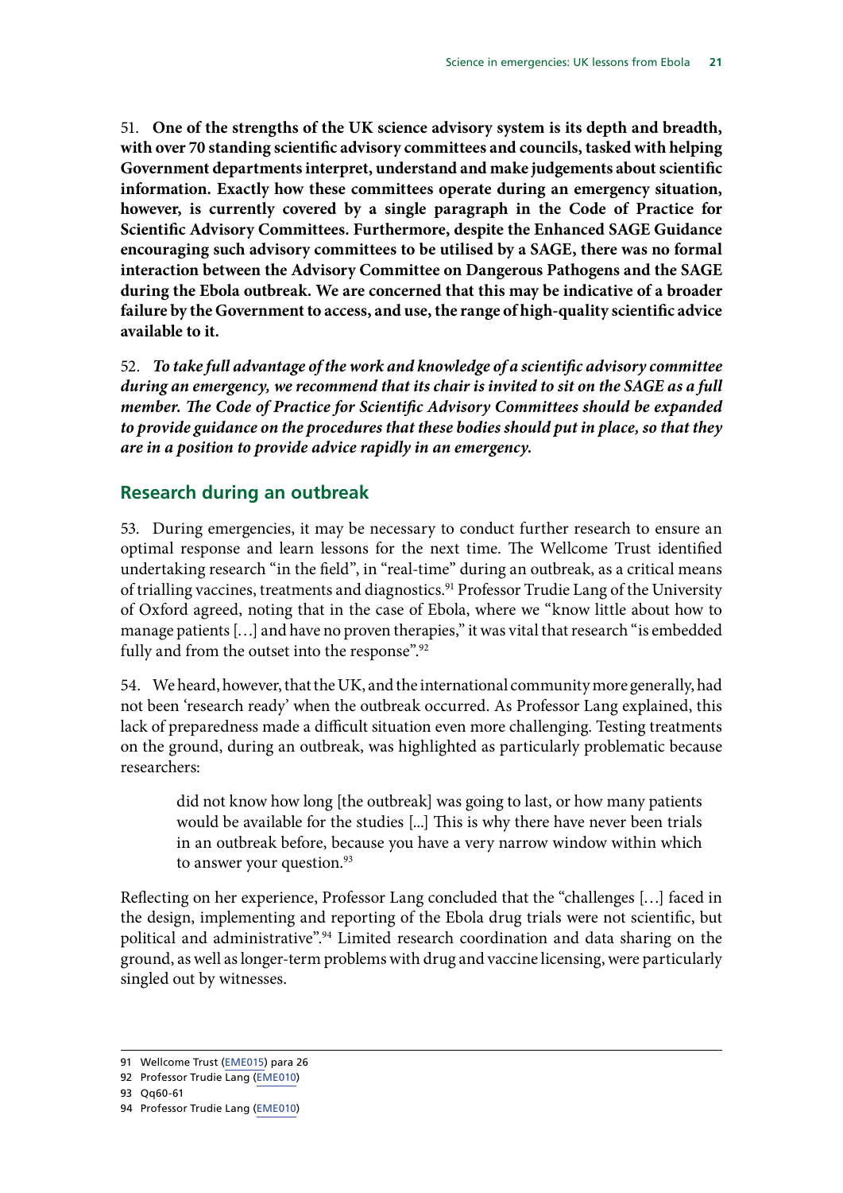51. **One of the strengths of the UK science advisory system is its depth and breadth, with over 70 standing scientific advisory committees and councils, tasked with helping Government departments interpret, understand and make judgements about scientific information. Exactly how these committees operate during an emergency situation, however, is currently covered by a single paragraph in the Code of Practice for Scientific Advisory Committees. Furthermore, despite the Enhanced SAGE Guidance encouraging such advisory committees to be utilised by a SAGE, there was no formal interaction between the Advisory Committee on Dangerous Pathogens and the SAGE during the Ebola outbreak. We are concerned that this may be indicative of a broader failure by the Government to access, and use, the range of high-quality scientific advice available to it.**

52. ***To take full advantage of the work and knowledge of a scientific advisory committee during an emergency, we recommend that its chair is invited to sit on the SAGE as a full member. The Code of Practice for Scientific Advisory Committees should be expanded to provide guidance on the procedures that these bodies should put in place, so that they are in a position to provide advice rapidly in an emergency.***

## Research during an outbreak

53. During emergencies, it may be necessary to conduct further research to ensure an optimal response and learn lessons for the next time. The Wellcome Trust identified undertaking research "in the field", in "real-time" during an outbreak, as a critical means of trialling vaccines, treatments and diagnostics.[91] Professor Trudie Lang of the University of Oxford agreed, noting that in the case of Ebola, where we "know little about how to manage patients […] and have no proven therapies," it was vital that research "is embedded fully and from the outset into the response".[92]

54. We heard, however, that the UK, and the international community more generally, had not been 'research ready' when the outbreak occurred. As Professor Lang explained, this lack of preparedness made a difficult situation even more challenging. Testing treatments on the ground, during an outbreak, was highlighted as particularly problematic because researchers:

> did not know how long [the outbreak] was going to last, or how many patients would be available for the studies [...] This is why there have never been trials in an outbreak before, because you have a very narrow window within which to answer your question.[93]

Reflecting on her experience, Professor Lang concluded that the "challenges […] faced in the design, implementing and reporting of the Ebola drug trials were not scientific, but political and administrative".[94] Limited research coordination and data sharing on the ground, as well as longer-term problems with drug and vaccine licensing, were particularly singled out by witnesses.

91 Wellcome Trust (EME015) para 26

92 Professor Trudie Lang (EME010)

93 Qq60-61

94 Professor Trudie Lang (EME010)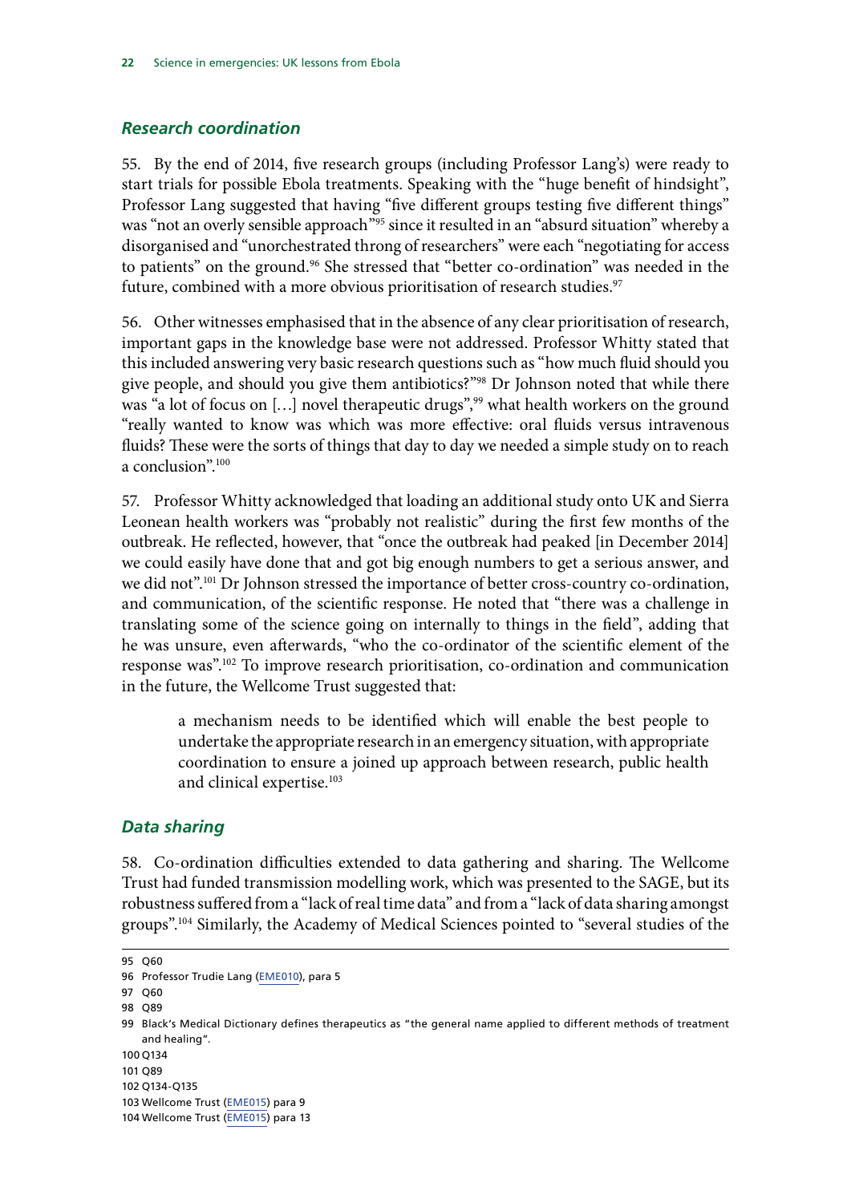### *Research coordination*

55. By the end of 2014, five research groups (including Professor Lang's) were ready to start trials for possible Ebola treatments. Speaking with the "huge benefit of hindsight", Professor Lang suggested that having "five different groups testing five different things" was "not an overly sensible approach"[95] since it resulted in an "absurd situation" whereby a disorganised and "unorchestrated throng of researchers" were each "negotiating for access to patients" on the ground.[96] She stressed that "better co-ordination" was needed in the future, combined with a more obvious prioritisation of research studies.[97]

56. Other witnesses emphasised that in the absence of any clear prioritisation of research, important gaps in the knowledge base were not addressed. Professor Whitty stated that this included answering very basic research questions such as "how much fluid should you give people, and should you give them antibiotics?"[98] Dr Johnson noted that while there was "a lot of focus on […] novel therapeutic drugs",[99] what health workers on the ground "really wanted to know was which was more effective: oral fluids versus intravenous fluids? These were the sorts of things that day to day we needed a simple study on to reach a conclusion".[100]

57. Professor Whitty acknowledged that loading an additional study onto UK and Sierra Leonean health workers was "probably not realistic" during the first few months of the outbreak. He reflected, however, that "once the outbreak had peaked [in December 2014] we could easily have done that and got big enough numbers to get a serious answer, and we did not".[101] Dr Johnson stressed the importance of better cross-country co-ordination, and communication, of the scientific response. He noted that "there was a challenge in translating some of the science going on internally to things in the field", adding that he was unsure, even afterwards, "who the co-ordinator of the scientific element of the response was".[102] To improve research prioritisation, co-ordination and communication in the future, the Wellcome Trust suggested that:

> a mechanism needs to be identified which will enable the best people to undertake the appropriate research in an emergency situation, with appropriate coordination to ensure a joined up approach between research, public health and clinical expertise.[103]

### *Data sharing*

58. Co-ordination difficulties extended to data gathering and sharing. The Wellcome Trust had funded transmission modelling work, which was presented to the SAGE, but its robustness suffered from a "lack of real time data" and from a "lack of data sharing amongst groups".[104] Similarly, the Academy of Medical Sciences pointed to "several studies of the

---

95 Q60

96 Professor Trudie Lang (EME010), para 5

97 Q60

98 Q89

99 Black's Medical Dictionary defines therapeutics as "the general name applied to different methods of treatment and healing".

100 Q134

101 Q89

102 Q134-Q135

103 Wellcome Trust (EME015) para 9

104 Wellcome Trust (EME015) para 13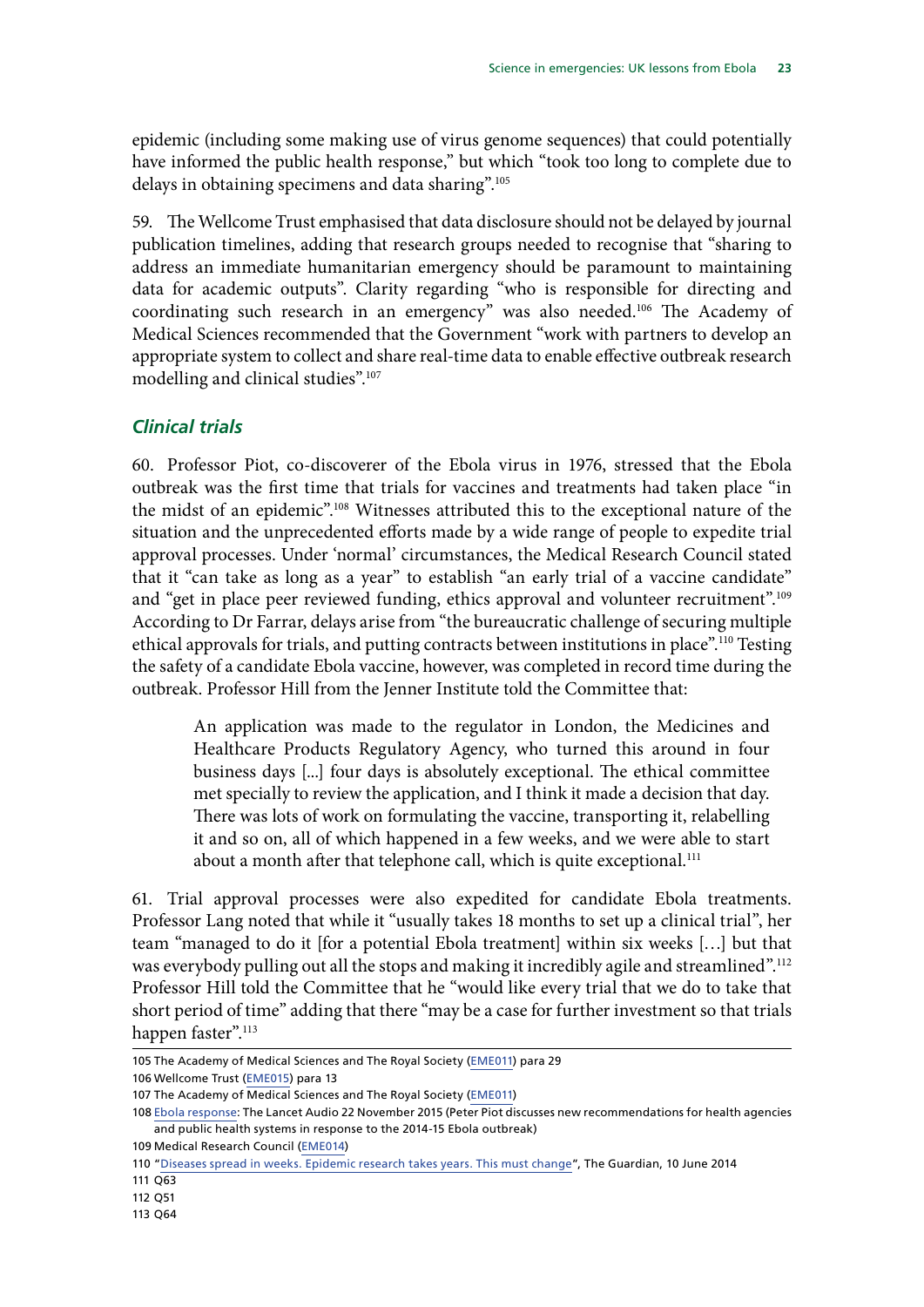epidemic (including some making use of virus genome sequences) that could potentially have informed the public health response," but which "took too long to complete due to delays in obtaining specimens and data sharing".[105]

59. The Wellcome Trust emphasised that data disclosure should not be delayed by journal publication timelines, adding that research groups needed to recognise that "sharing to address an immediate humanitarian emergency should be paramount to maintaining data for academic outputs". Clarity regarding "who is responsible for directing and coordinating such research in an emergency" was also needed.[106] The Academy of Medical Sciences recommended that the Government "work with partners to develop an appropriate system to collect and share real-time data to enable effective outbreak research modelling and clinical studies".[107]

### *Clinical trials*

60. Professor Piot, co-discoverer of the Ebola virus in 1976, stressed that the Ebola outbreak was the first time that trials for vaccines and treatments had taken place "in the midst of an epidemic".[108] Witnesses attributed this to the exceptional nature of the situation and the unprecedented efforts made by a wide range of people to expedite trial approval processes. Under 'normal' circumstances, the Medical Research Council stated that it "can take as long as a year" to establish "an early trial of a vaccine candidate" and "get in place peer reviewed funding, ethics approval and volunteer recruitment".[109] According to Dr Farrar, delays arise from "the bureaucratic challenge of securing multiple ethical approvals for trials, and putting contracts between institutions in place".[110] Testing the safety of a candidate Ebola vaccine, however, was completed in record time during the outbreak. Professor Hill from the Jenner Institute told the Committee that:

> An application was made to the regulator in London, the Medicines and Healthcare Products Regulatory Agency, who turned this around in four business days [...] four days is absolutely exceptional. The ethical committee met specially to review the application, and I think it made a decision that day. There was lots of work on formulating the vaccine, transporting it, relabelling it and so on, all of which happened in a few weeks, and we were able to start about a month after that telephone call, which is quite exceptional.[111]

61. Trial approval processes were also expedited for candidate Ebola treatments. Professor Lang noted that while it "usually takes 18 months to set up a clinical trial", her team "managed to do it [for a potential Ebola treatment] within six weeks […] but that was everybody pulling out all the stops and making it incredibly agile and streamlined".[112] Professor Hill told the Committee that he "would like every trial that we do to take that short period of time" adding that there "may be a case for further investment so that trials happen faster".[113]

---

105 The Academy of Medical Sciences and The Royal Society (EME011) para 29
106 Wellcome Trust (EME015) para 13
107 The Academy of Medical Sciences and The Royal Society (EME011)
108 Ebola response: The Lancet Audio 22 November 2015 (Peter Piot discusses new recommendations for health agencies and public health systems in response to the 2014-15 Ebola outbreak)
109 Medical Research Council (EME014)
110 "Diseases spread in weeks. Epidemic research takes years. This must change", The Guardian, 10 June 2014
111 Q63
112 Q51
113 Q64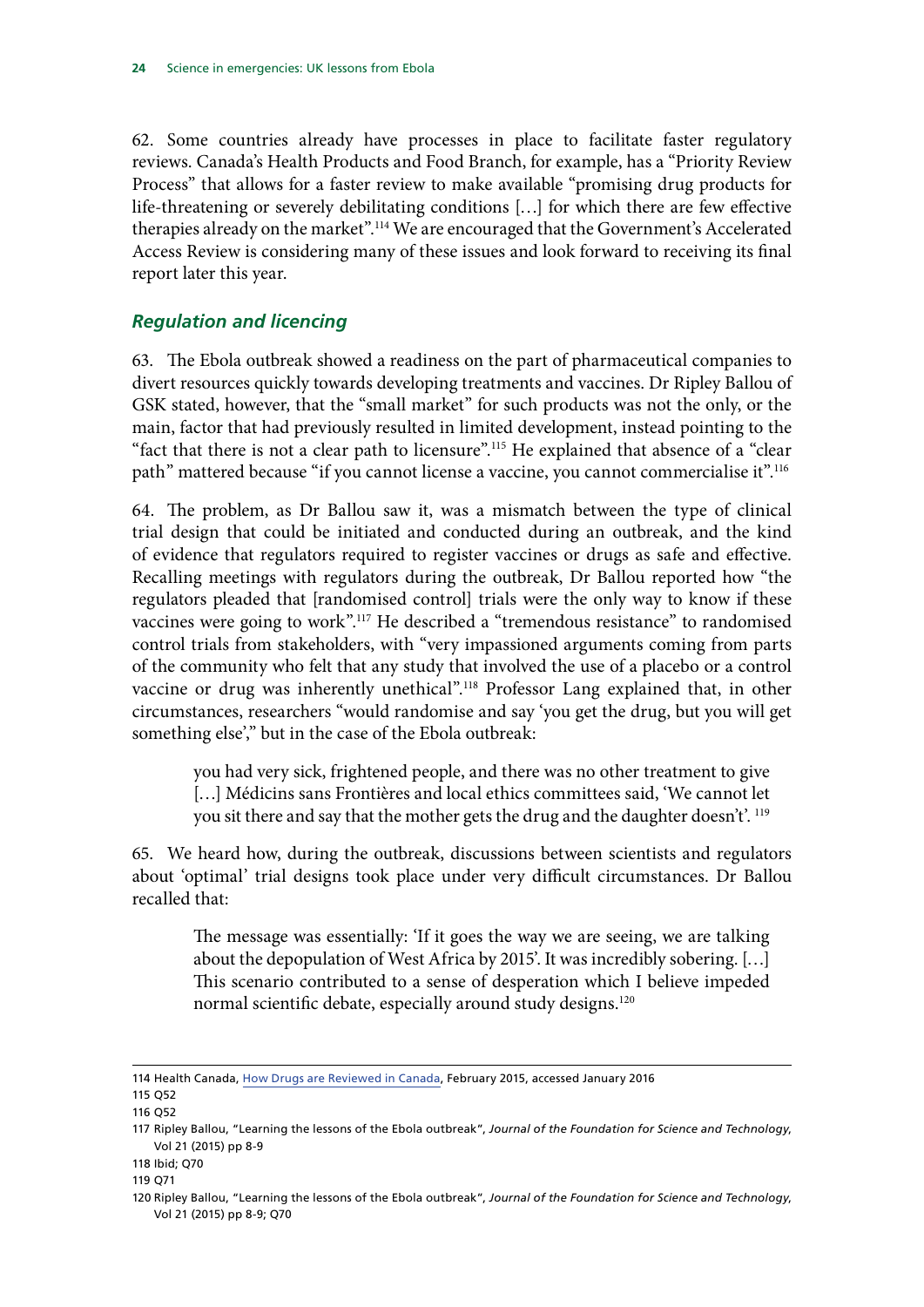62. Some countries already have processes in place to facilitate faster regulatory reviews. Canada's Health Products and Food Branch, for example, has a "Priority Review Process" that allows for a faster review to make available "promising drug products for life-threatening or severely debilitating conditions [...] for which there are few effective therapies already on the market".[114] We are encouraged that the Government's Accelerated Access Review is considering many of these issues and look forward to receiving its final report later this year.

### *Regulation and licencing*

63. The Ebola outbreak showed a readiness on the part of pharmaceutical companies to divert resources quickly towards developing treatments and vaccines. Dr Ripley Ballou of GSK stated, however, that the "small market" for such products was not the only, or the main, factor that had previously resulted in limited development, instead pointing to the "fact that there is not a clear path to licensure".[115] He explained that absence of a "clear path" mattered because "if you cannot license a vaccine, you cannot commercialise it".[116]

64. The problem, as Dr Ballou saw it, was a mismatch between the type of clinical trial design that could be initiated and conducted during an outbreak, and the kind of evidence that regulators required to register vaccines or drugs as safe and effective. Recalling meetings with regulators during the outbreak, Dr Ballou reported how "the regulators pleaded that [randomised control] trials were the only way to know if these vaccines were going to work".[117] He described a "tremendous resistance" to randomised control trials from stakeholders, with "very impassioned arguments coming from parts of the community who felt that any study that involved the use of a placebo or a control vaccine or drug was inherently unethical".[118] Professor Lang explained that, in other circumstances, researchers "would randomise and say 'you get the drug, but you will get something else'," but in the case of the Ebola outbreak:

> you had very sick, frightened people, and there was no other treatment to give [...] Médicins sans Frontières and local ethics committees said, 'We cannot let you sit there and say that the mother gets the drug and the daughter doesn't'.[119]

65. We heard how, during the outbreak, discussions between scientists and regulators about 'optimal' trial designs took place under very difficult circumstances. Dr Ballou recalled that:

> The message was essentially: 'If it goes the way we are seeing, we are talking about the depopulation of West Africa by 2015'. It was incredibly sobering. [...] This scenario contributed to a sense of desperation which I believe impeded normal scientific debate, especially around study designs.[120]

---

114 Health Canada, How Drugs are Reviewed in Canada, February 2015, accessed January 2016

115 Q52

116 Q52

117 Ripley Ballou, "Learning the lessons of the Ebola outbreak", *Journal of the Foundation for Science and Technology*, Vol 21 (2015) pp 8-9

118 Ibid; Q70

119 Q71

120 Ripley Ballou, "Learning the lessons of the Ebola outbreak", *Journal of the Foundation for Science and Technology*, Vol 21 (2015) pp 8-9; Q70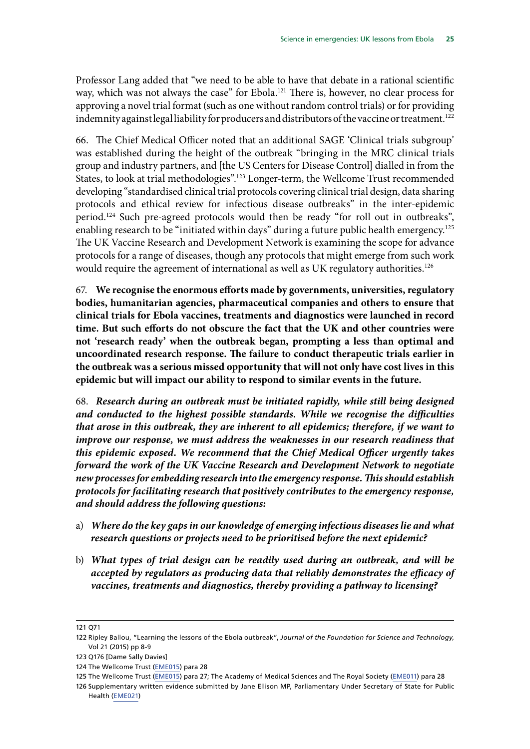Professor Lang added that "we need to be able to have that debate in a rational scientific way, which was not always the case" for Ebola.[121] There is, however, no clear process for approving a novel trial format (such as one without random control trials) or for providing indemnity against legal liability for producers and distributors of the vaccine or treatment.[122]

66. The Chief Medical Officer noted that an additional SAGE 'Clinical trials subgroup' was established during the height of the outbreak "bringing in the MRC clinical trials group and industry partners, and [the US Centers for Disease Control] dialled in from the States, to look at trial methodologies".[123] Longer-term, the Wellcome Trust recommended developing "standardised clinical trial protocols covering clinical trial design, data sharing protocols and ethical review for infectious disease outbreaks" in the inter-epidemic period.[124] Such pre-agreed protocols would then be ready "for roll out in outbreaks", enabling research to be "initiated within days" during a future public health emergency.[125] The UK Vaccine Research and Development Network is examining the scope for advance protocols for a range of diseases, though any protocols that might emerge from such work would require the agreement of international as well as UK regulatory authorities.[126]

67. **We recognise the enormous efforts made by governments, universities, regulatory bodies, humanitarian agencies, pharmaceutical companies and others to ensure that clinical trials for Ebola vaccines, treatments and diagnostics were launched in record time. But such efforts do not obscure the fact that the UK and other countries were not 'research ready' when the outbreak began, prompting a less than optimal and uncoordinated research response. The failure to conduct therapeutic trials earlier in the outbreak was a serious missed opportunity that will not only have cost lives in this epidemic but will impact our ability to respond to similar events in the future.**

68. ***Research during an outbreak must be initiated rapidly, while still being designed and conducted to the highest possible standards. While we recognise the difficulties that arose in this outbreak, they are inherent to all epidemics; therefore, if we want to improve our response, we must address the weaknesses in our research readiness that this epidemic exposed. We recommend that the Chief Medical Officer urgently takes forward the work of the UK Vaccine Research and Development Network to negotiate new processes for embedding research into the emergency response. This should establish protocols for facilitating research that positively contributes to the emergency response, and should address the following questions:***

a) ***Where do the key gaps in our knowledge of emerging infectious diseases lie and what research questions or projects need to be prioritised before the next epidemic?***

b) ***What types of trial design can be readily used during an outbreak, and will be accepted by regulators as producing data that reliably demonstrates the efficacy of vaccines, treatments and diagnostics, thereby providing a pathway to licensing?***

---

121 Q71

122 Ripley Ballou, "Learning the lessons of the Ebola outbreak", *Journal of the Foundation for Science and Technology*, Vol 21 (2015) pp 8-9

123 Q176 [Dame Sally Davies]

124 The Wellcome Trust (EME015) para 28

125 The Wellcome Trust (EME015) para 27; The Academy of Medical Sciences and The Royal Society (EME011) para 28

126 Supplementary written evidence submitted by Jane Ellison MP, Parliamentary Under Secretary of State for Public Health (EME021)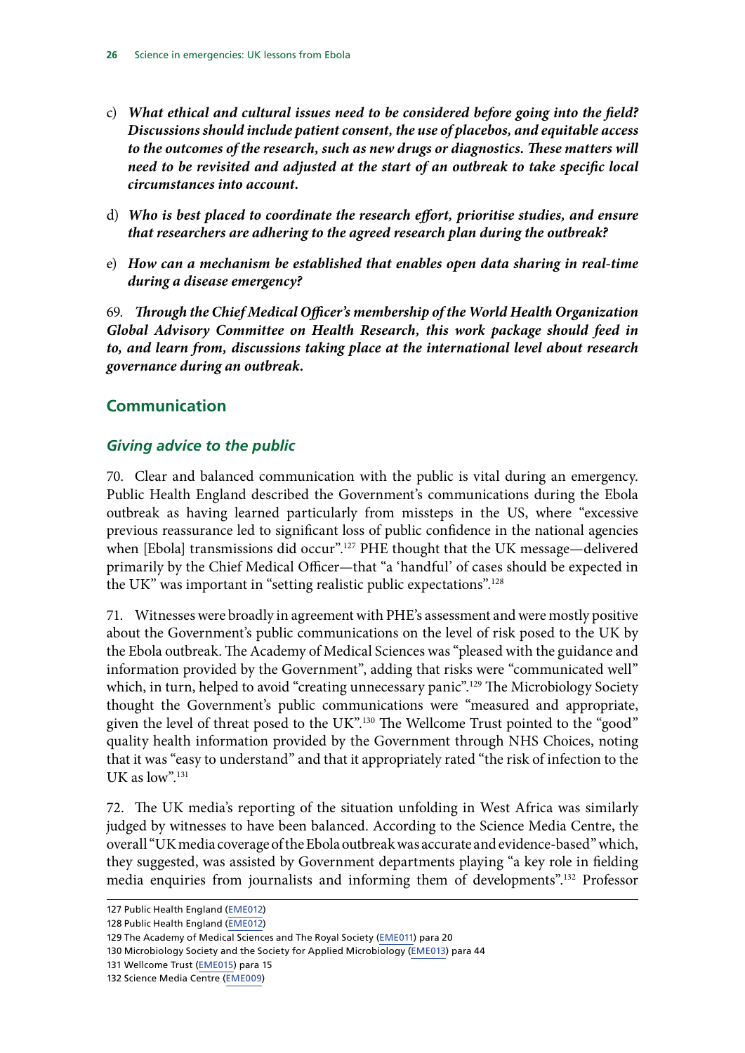c) ***What ethical and cultural issues need to be considered before going into the field? Discussions should include patient consent, the use of placebos, and equitable access to the outcomes of the research, such as new drugs or diagnostics. These matters will need to be revisited and adjusted at the start of an outbreak to take specific local circumstances into account.***

d) ***Who is best placed to coordinate the research effort, prioritise studies, and ensure that researchers are adhering to the agreed research plan during the outbreak?***

e) ***How can a mechanism be established that enables open data sharing in real-time during a disease emergency?***

69. ***Through the Chief Medical Officer's membership of the World Health Organization Global Advisory Committee on Health Research, this work package should feed in to, and learn from, discussions taking place at the international level about research governance during an outbreak.***

## Communication

### *Giving advice to the public*

70. Clear and balanced communication with the public is vital during an emergency. Public Health England described the Government's communications during the Ebola outbreak as having learned particularly from missteps in the US, where "excessive previous reassurance led to significant loss of public confidence in the national agencies when [Ebola] transmissions did occur".[127] PHE thought that the UK message—delivered primarily by the Chief Medical Officer—that "a 'handful' of cases should be expected in the UK" was important in "setting realistic public expectations".[128]

71. Witnesses were broadly in agreement with PHE's assessment and were mostly positive about the Government's public communications on the level of risk posed to the UK by the Ebola outbreak. The Academy of Medical Sciences was "pleased with the guidance and information provided by the Government", adding that risks were "communicated well" which, in turn, helped to avoid "creating unnecessary panic".[129] The Microbiology Society thought the Government's public communications were "measured and appropriate, given the level of threat posed to the UK".[130] The Wellcome Trust pointed to the "good" quality health information provided by the Government through NHS Choices, noting that it was "easy to understand" and that it appropriately rated "the risk of infection to the UK as low".[131]

72. The UK media's reporting of the situation unfolding in West Africa was similarly judged by witnesses to have been balanced. According to the Science Media Centre, the overall "UK media coverage of the Ebola outbreak was accurate and evidence-based" which, they suggested, was assisted by Government departments playing "a key role in fielding media enquiries from journalists and informing them of developments".[132] Professor

127 Public Health England (EME012)
128 Public Health England (EME012)
129 The Academy of Medical Sciences and The Royal Society (EME011) para 20
130 Microbiology Society and the Society for Applied Microbiology (EME013) para 44
131 Wellcome Trust (EME015) para 15
132 Science Media Centre (EME009)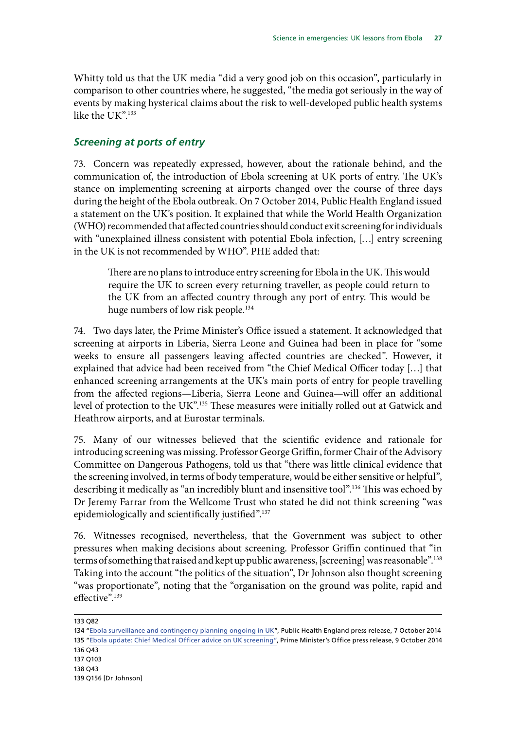Whitty told us that the UK media "did a very good job on this occasion", particularly in comparison to other countries where, he suggested, "the media got seriously in the way of events by making hysterical claims about the risk to well-developed public health systems like the UK".[133]

### *Screening at ports of entry*

73. Concern was repeatedly expressed, however, about the rationale behind, and the communication of, the introduction of Ebola screening at UK ports of entry. The UK's stance on implementing screening at airports changed over the course of three days during the height of the Ebola outbreak. On 7 October 2014, Public Health England issued a statement on the UK's position. It explained that while the World Health Organization (WHO) recommended that affected countries should conduct exit screening for individuals with "unexplained illness consistent with potential Ebola infection, […] entry screening in the UK is not recommended by WHO". PHE added that:

> There are no plans to introduce entry screening for Ebola in the UK. This would require the UK to screen every returning traveller, as people could return to the UK from an affected country through any port of entry. This would be huge numbers of low risk people.[134]

74. Two days later, the Prime Minister's Office issued a statement. It acknowledged that screening at airports in Liberia, Sierra Leone and Guinea had been in place for "some weeks to ensure all passengers leaving affected countries are checked". However, it explained that advice had been received from "the Chief Medical Officer today […] that enhanced screening arrangements at the UK's main ports of entry for people travelling from the affected regions—Liberia, Sierra Leone and Guinea—will offer an additional level of protection to the UK".[135] These measures were initially rolled out at Gatwick and Heathrow airports, and at Eurostar terminals.

75. Many of our witnesses believed that the scientific evidence and rationale for introducing screening was missing. Professor George Griffin, former Chair of the Advisory Committee on Dangerous Pathogens, told us that "there was little clinical evidence that the screening involved, in terms of body temperature, would be either sensitive or helpful", describing it medically as "an incredibly blunt and insensitive tool".[136] This was echoed by Dr Jeremy Farrar from the Wellcome Trust who stated he did not think screening "was epidemiologically and scientifically justified".[137]

76. Witnesses recognised, nevertheless, that the Government was subject to other pressures when making decisions about screening. Professor Griffin continued that "in terms of something that raised and kept up public awareness, [screening] was reasonable".[138] Taking into the account "the politics of the situation", Dr Johnson also thought screening "was proportionate", noting that the "organisation on the ground was polite, rapid and effective".[139]

---

133 Q82

134 "Ebola surveillance and contingency planning ongoing in UK", Public Health England press release, 7 October 2014

135 "Ebola update: Chief Medical Officer advice on UK screening", Prime Minister's Office press release, 9 October 2014

136 Q43

137 Q103

138 Q43

139 Q156 [Dr Johnson]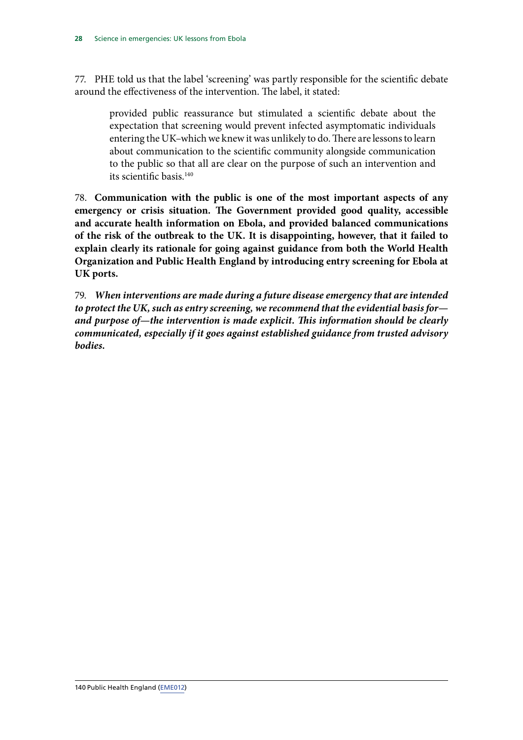77. PHE told us that the label 'screening' was partly responsible for the scientific debate around the effectiveness of the intervention. The label, it stated:

> provided public reassurance but stimulated a scientific debate about the expectation that screening would prevent infected asymptomatic individuals entering the UK–which we knew it was unlikely to do. There are lessons to learn about communication to the scientific community alongside communication to the public so that all are clear on the purpose of such an intervention and its scientific basis.[140]

78. **Communication with the public is one of the most important aspects of any emergency or crisis situation. The Government provided good quality, accessible and accurate health information on Ebola, and provided balanced communications of the risk of the outbreak to the UK. It is disappointing, however, that it failed to explain clearly its rationale for going against guidance from both the World Health Organization and Public Health England by introducing entry screening for Ebola at UK ports.**

79. ***When interventions are made during a future disease emergency that are intended to protect the UK, such as entry screening, we recommend that the evidential basis for—and purpose of—the intervention is made explicit. This information should be clearly communicated, especially if it goes against established guidance from trusted advisory bodies.***

140 Public Health England (EME012)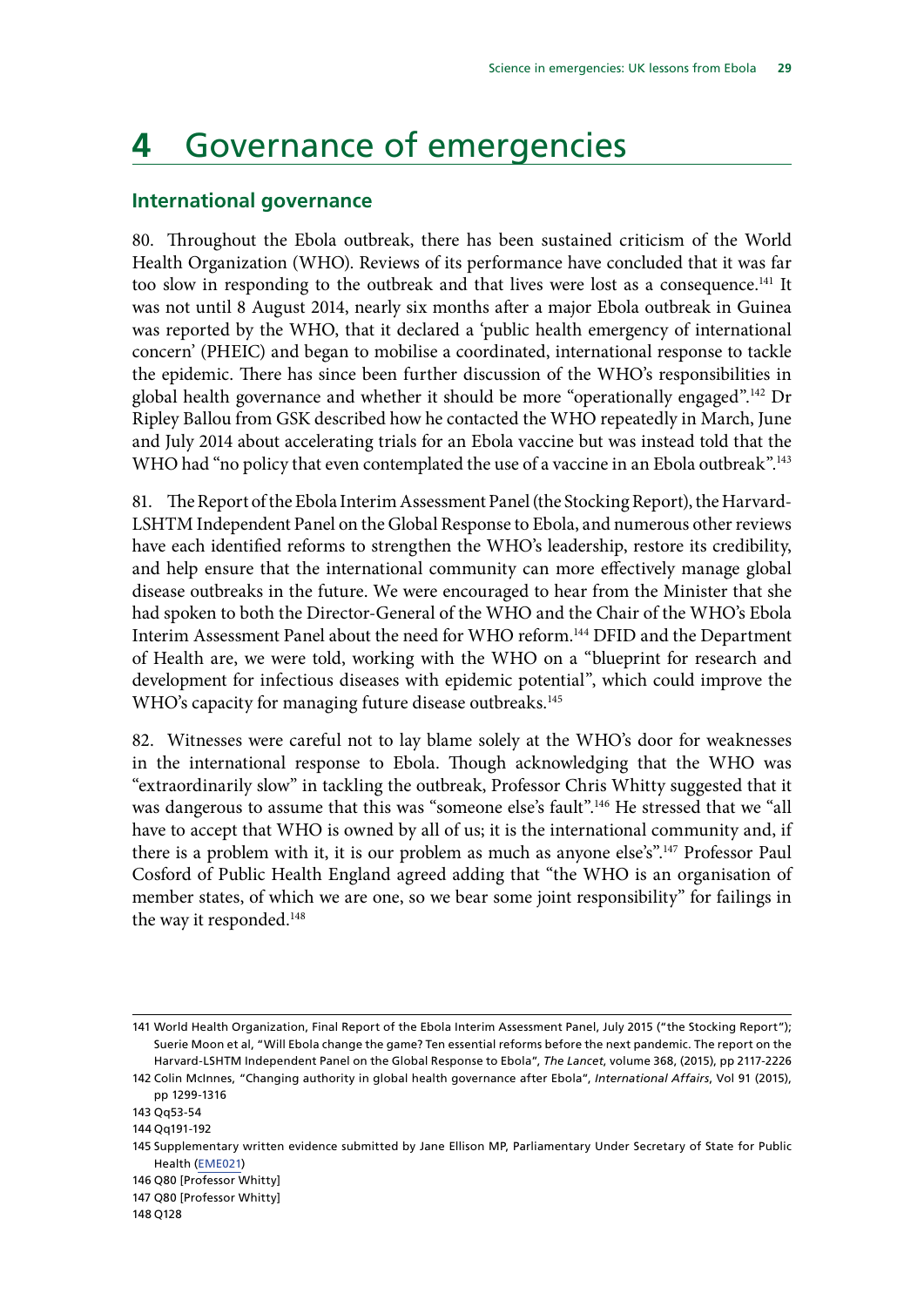# 4 Governance of emergencies

## International governance

80. Throughout the Ebola outbreak, there has been sustained criticism of the World Health Organization (WHO). Reviews of its performance have concluded that it was far too slow in responding to the outbreak and that lives were lost as a consequence.[141] It was not until 8 August 2014, nearly six months after a major Ebola outbreak in Guinea was reported by the WHO, that it declared a 'public health emergency of international concern' (PHEIC) and began to mobilise a coordinated, international response to tackle the epidemic. There has since been further discussion of the WHO's responsibilities in global health governance and whether it should be more "operationally engaged".[142] Dr Ripley Ballou from GSK described how he contacted the WHO repeatedly in March, June and July 2014 about accelerating trials for an Ebola vaccine but was instead told that the WHO had "no policy that even contemplated the use of a vaccine in an Ebola outbreak".[143]

81. The Report of the Ebola Interim Assessment Panel (the Stocking Report), the Harvard-LSHTM Independent Panel on the Global Response to Ebola, and numerous other reviews have each identified reforms to strengthen the WHO's leadership, restore its credibility, and help ensure that the international community can more effectively manage global disease outbreaks in the future. We were encouraged to hear from the Minister that she had spoken to both the Director-General of the WHO and the Chair of the WHO's Ebola Interim Assessment Panel about the need for WHO reform.[144] DFID and the Department of Health are, we were told, working with the WHO on a "blueprint for research and development for infectious diseases with epidemic potential", which could improve the WHO's capacity for managing future disease outbreaks.[145]

82. Witnesses were careful not to lay blame solely at the WHO's door for weaknesses in the international response to Ebola. Though acknowledging that the WHO was "extraordinarily slow" in tackling the outbreak, Professor Chris Whitty suggested that it was dangerous to assume that this was "someone else's fault".[146] He stressed that we "all have to accept that WHO is owned by all of us; it is the international community and, if there is a problem with it, it is our problem as much as anyone else's".[147] Professor Paul Cosford of Public Health England agreed adding that "the WHO is an organisation of member states, of which we are one, so we bear some joint responsibility" for failings in the way it responded.[148]

---

141 World Health Organization, Final Report of the Ebola Interim Assessment Panel, July 2015 ("the Stocking Report"); Suerie Moon et al, "Will Ebola change the game? Ten essential reforms before the next pandemic. The report on the Harvard-LSHTM Independent Panel on the Global Response to Ebola", *The Lancet*, volume 368, (2015), pp 2117-2226

142 Colin McInnes, "Changing authority in global health governance after Ebola", *International Affairs*, Vol 91 (2015), pp 1299-1316

143 Qq53-54

144 Qq191-192

145 Supplementary written evidence submitted by Jane Ellison MP, Parliamentary Under Secretary of State for Public Health (EME021)

146 Q80 [Professor Whitty]

147 Q80 [Professor Whitty]

148 Q128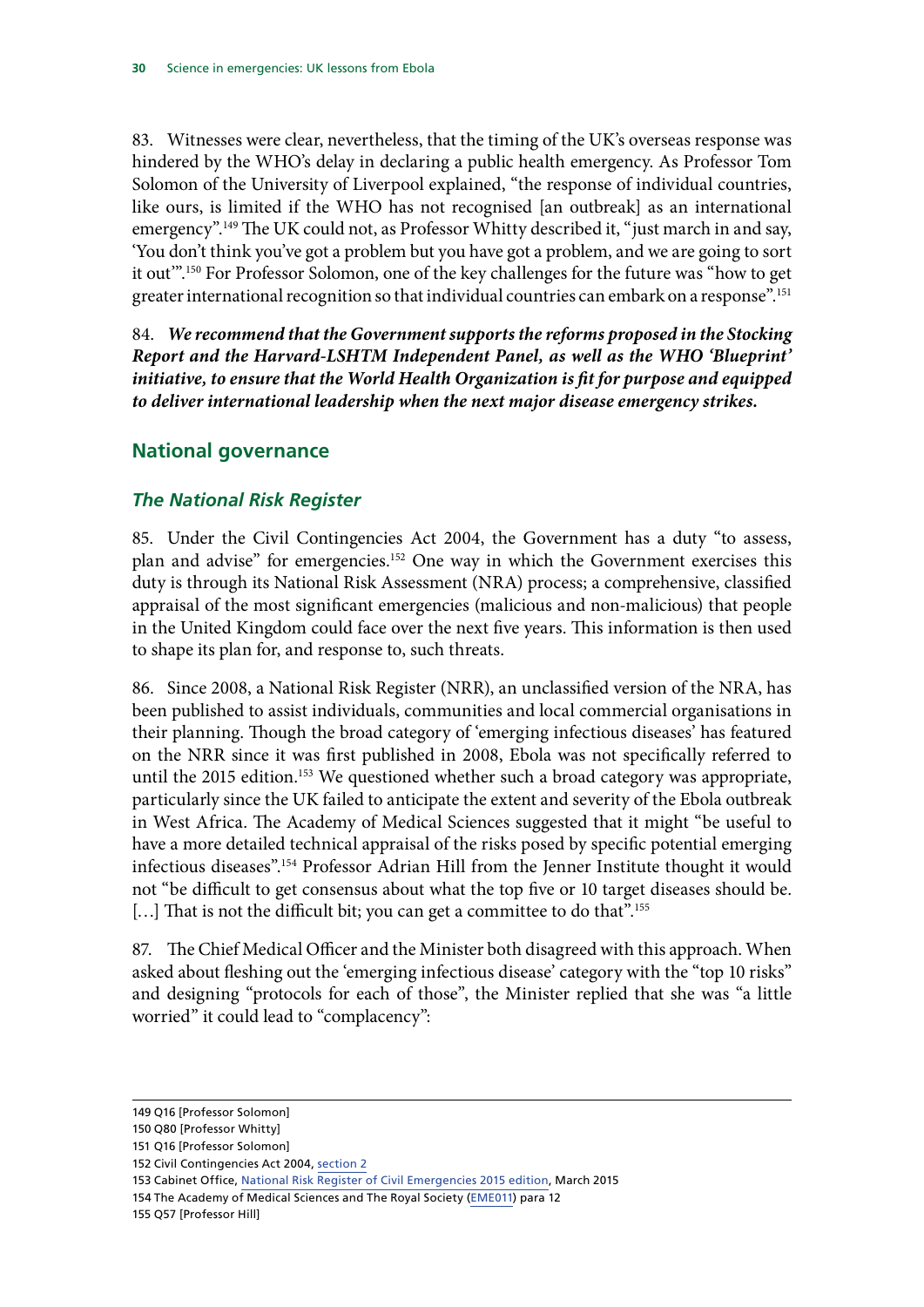83. Witnesses were clear, nevertheless, that the timing of the UK's overseas response was hindered by the WHO's delay in declaring a public health emergency. As Professor Tom Solomon of the University of Liverpool explained, "the response of individual countries, like ours, is limited if the WHO has not recognised [an outbreak] as an international emergency".[149] The UK could not, as Professor Whitty described it, "just march in and say, 'You don't think you've got a problem but you have got a problem, and we are going to sort it out'".[150] For Professor Solomon, one of the key challenges for the future was "how to get greater international recognition so that individual countries can embark on a response".[151]

84. ***We recommend that the Government supports the reforms proposed in the Stocking Report and the Harvard-LSHTM Independent Panel, as well as the WHO 'Blueprint' initiative, to ensure that the World Health Organization is fit for purpose and equipped to deliver international leadership when the next major disease emergency strikes.***

## National governance

### *The National Risk Register*

85. Under the Civil Contingencies Act 2004, the Government has a duty "to assess, plan and advise" for emergencies.[152] One way in which the Government exercises this duty is through its National Risk Assessment (NRA) process; a comprehensive, classified appraisal of the most significant emergencies (malicious and non-malicious) that people in the United Kingdom could face over the next five years. This information is then used to shape its plan for, and response to, such threats.

86. Since 2008, a National Risk Register (NRR), an unclassified version of the NRA, has been published to assist individuals, communities and local commercial organisations in their planning. Though the broad category of 'emerging infectious diseases' has featured on the NRR since it was first published in 2008, Ebola was not specifically referred to until the 2015 edition.[153] We questioned whether such a broad category was appropriate, particularly since the UK failed to anticipate the extent and severity of the Ebola outbreak in West Africa. The Academy of Medical Sciences suggested that it might "be useful to have a more detailed technical appraisal of the risks posed by specific potential emerging infectious diseases".[154] Professor Adrian Hill from the Jenner Institute thought it would not "be difficult to get consensus about what the top five or 10 target diseases should be. [...] That is not the difficult bit; you can get a committee to do that".[155]

87. The Chief Medical Officer and the Minister both disagreed with this approach. When asked about fleshing out the 'emerging infectious disease' category with the "top 10 risks" and designing "protocols for each of those", the Minister replied that she was "a little worried" it could lead to "complacency":

---

149 Q16 [Professor Solomon]

150 Q80 [Professor Whitty]

151 Q16 [Professor Solomon]

152 Civil Contingencies Act 2004, section 2

153 Cabinet Office, National Risk Register of Civil Emergencies 2015 edition, March 2015

154 The Academy of Medical Sciences and The Royal Society (EME011) para 12

155 Q57 [Professor Hill]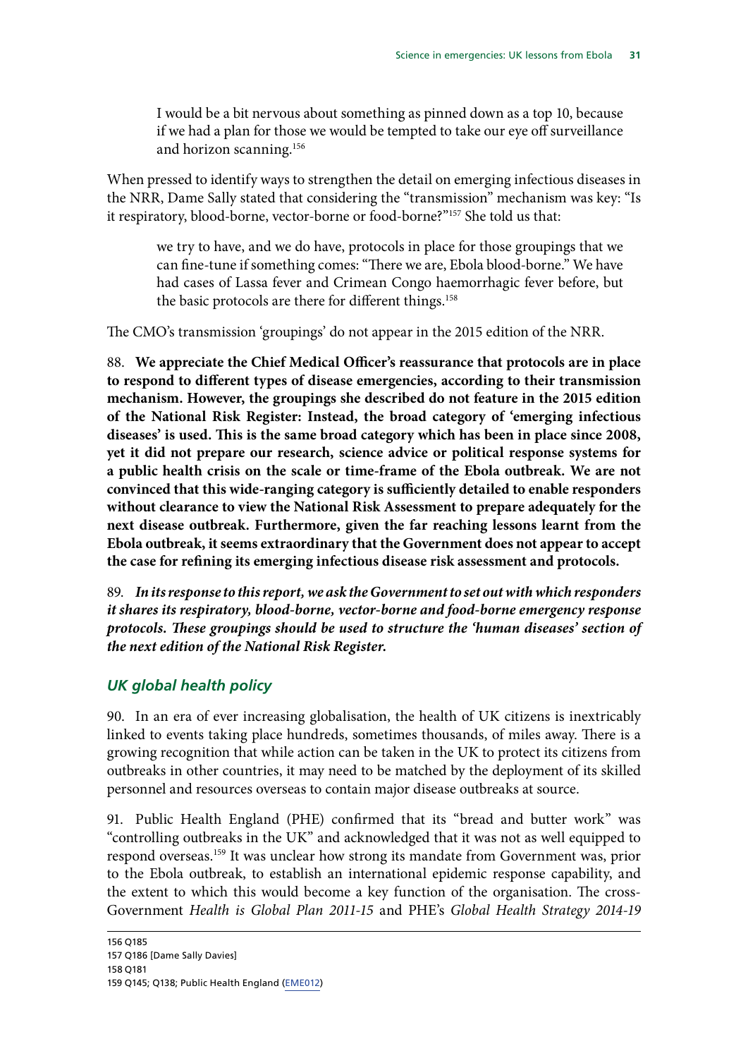> I would be a bit nervous about something as pinned down as a top 10, because if we had a plan for those we would be tempted to take our eye off surveillance and horizon scanning.[156]

When pressed to identify ways to strengthen the detail on emerging infectious diseases in the NRR, Dame Sally stated that considering the "transmission" mechanism was key: "Is it respiratory, blood-borne, vector-borne or food-borne?"[157] She told us that:

> we try to have, and we do have, protocols in place for those groupings that we can fine-tune if something comes: "There we are, Ebola blood-borne." We have had cases of Lassa fever and Crimean Congo haemorrhagic fever before, but the basic protocols are there for different things.[158]

The CMO's transmission 'groupings' do not appear in the 2015 edition of the NRR.

88. **We appreciate the Chief Medical Officer's reassurance that protocols are in place to respond to different types of disease emergencies, according to their transmission mechanism. However, the groupings she described do not feature in the 2015 edition of the National Risk Register: Instead, the broad category of 'emerging infectious diseases' is used. This is the same broad category which has been in place since 2008, yet it did not prepare our research, science advice or political response systems for a public health crisis on the scale or time-frame of the Ebola outbreak. We are not convinced that this wide-ranging category is sufficiently detailed to enable responders without clearance to view the National Risk Assessment to prepare adequately for the next disease outbreak. Furthermore, given the far reaching lessons learnt from the Ebola outbreak, it seems extraordinary that the Government does not appear to accept the case for refining its emerging infectious disease risk assessment and protocols.**

89. ***In its response to this report, we ask the Government to set out with which responders it shares its respiratory, blood-borne, vector-borne and food-borne emergency response protocols. These groupings should be used to structure the 'human diseases' section of the next edition of the National Risk Register.***

## *UK global health policy*

90. In an era of ever increasing globalisation, the health of UK citizens is inextricably linked to events taking place hundreds, sometimes thousands, of miles away. There is a growing recognition that while action can be taken in the UK to protect its citizens from outbreaks in other countries, it may need to be matched by the deployment of its skilled personnel and resources overseas to contain major disease outbreaks at source.

91. Public Health England (PHE) confirmed that its "bread and butter work" was "controlling outbreaks in the UK" and acknowledged that it was not as well equipped to respond overseas.[159] It was unclear how strong its mandate from Government was, prior to the Ebola outbreak, to establish an international epidemic response capability, and the extent to which this would become a key function of the organisation. The cross-Government *Health is Global Plan 2011-15* and PHE's *Global Health Strategy 2014-19*

156 Q185

157 Q186 [Dame Sally Davies]

158 Q181

159 Q145; Q138; Public Health England (EME012)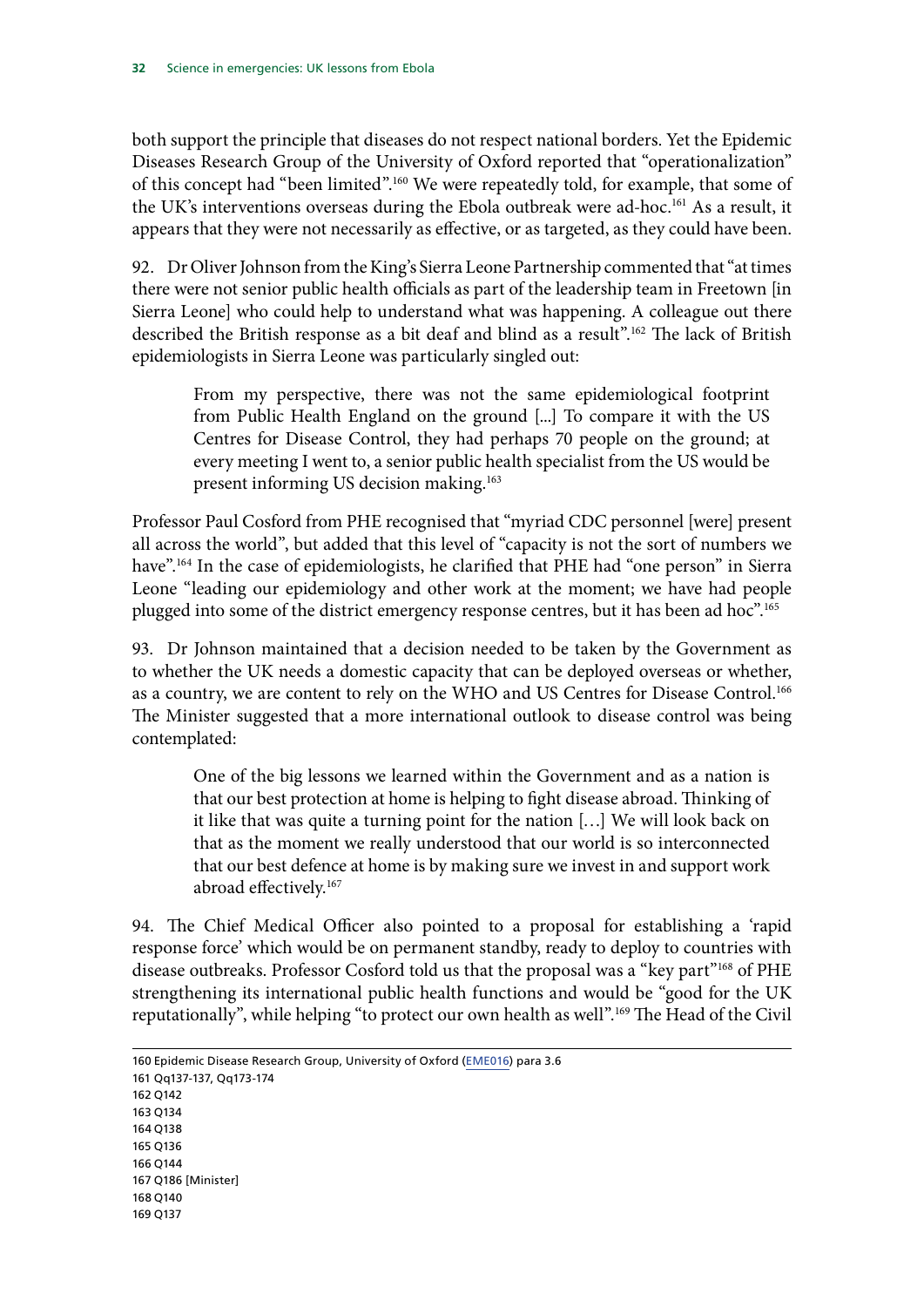both support the principle that diseases do not respect national borders. Yet the Epidemic Diseases Research Group of the University of Oxford reported that "operationalization" of this concept had "been limited".[160] We were repeatedly told, for example, that some of the UK's interventions overseas during the Ebola outbreak were ad-hoc.[161] As a result, it appears that they were not necessarily as effective, or as targeted, as they could have been.

92. Dr Oliver Johnson from the King's Sierra Leone Partnership commented that "at times there were not senior public health officials as part of the leadership team in Freetown [in Sierra Leone] who could help to understand what was happening. A colleague out there described the British response as a bit deaf and blind as a result".[162] The lack of British epidemiologists in Sierra Leone was particularly singled out:

> From my perspective, there was not the same epidemiological footprint from Public Health England on the ground [...] To compare it with the US Centres for Disease Control, they had perhaps 70 people on the ground; at every meeting I went to, a senior public health specialist from the US would be present informing US decision making.[163]

Professor Paul Cosford from PHE recognised that "myriad CDC personnel [were] present all across the world", but added that this level of "capacity is not the sort of numbers we have".[164] In the case of epidemiologists, he clarified that PHE had "one person" in Sierra Leone "leading our epidemiology and other work at the moment; we have had people plugged into some of the district emergency response centres, but it has been ad hoc".[165]

93. Dr Johnson maintained that a decision needed to be taken by the Government as to whether the UK needs a domestic capacity that can be deployed overseas or whether, as a country, we are content to rely on the WHO and US Centres for Disease Control.[166] The Minister suggested that a more international outlook to disease control was being contemplated:

> One of the big lessons we learned within the Government and as a nation is that our best protection at home is helping to fight disease abroad. Thinking of it like that was quite a turning point for the nation […] We will look back on that as the moment we really understood that our world is so interconnected that our best defence at home is by making sure we invest in and support work abroad effectively.[167]

94. The Chief Medical Officer also pointed to a proposal for establishing a 'rapid response force' which would be on permanent standby, ready to deploy to countries with disease outbreaks. Professor Cosford told us that the proposal was a "key part"[168] of PHE strengthening its international public health functions and would be "good for the UK reputationally", while helping "to protect our own health as well".[169] The Head of the Civil

160 Epidemic Disease Research Group, University of Oxford (EME016) para 3.6
161 Qq137-137, Qq173-174
162 Q142
163 Q134
164 Q138
165 Q136
166 Q144
167 Q186 [Minister]
168 Q140
169 Q137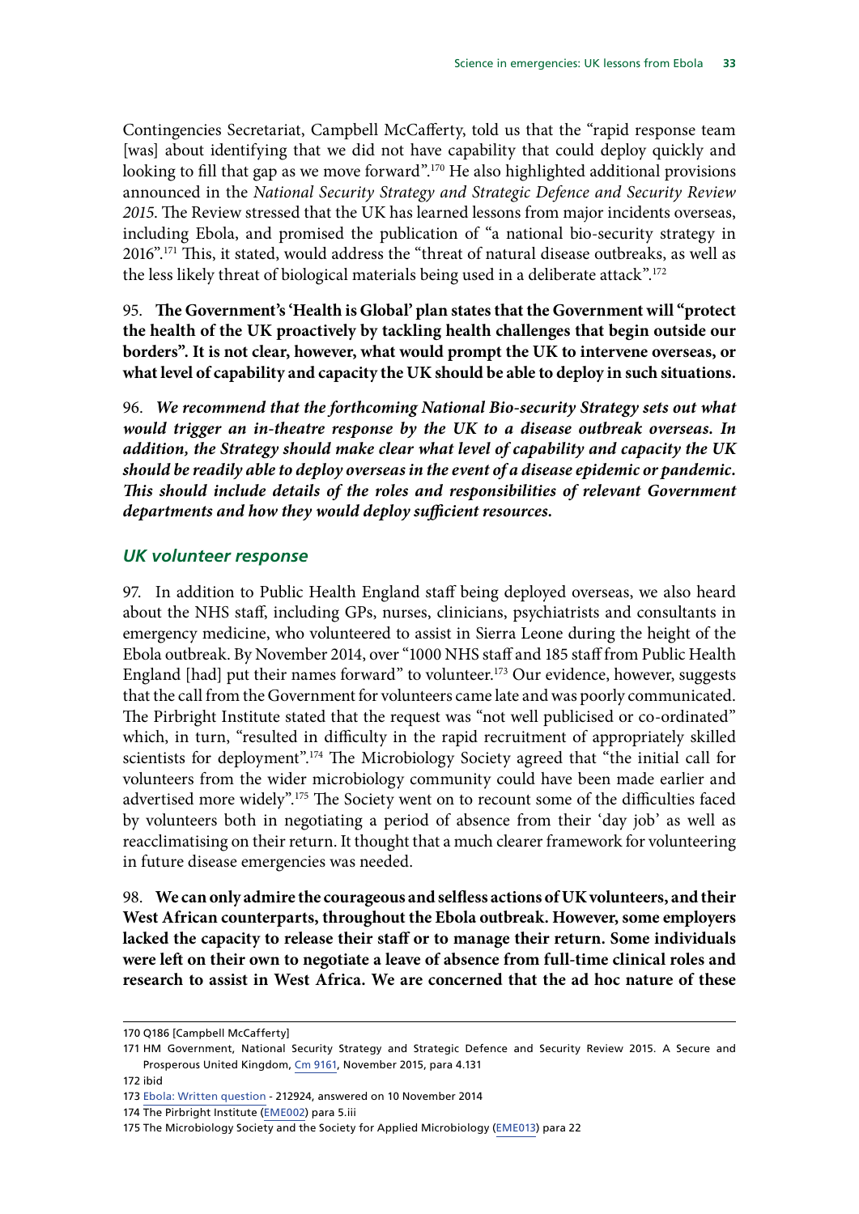Contingencies Secretariat, Campbell McCafferty, told us that the "rapid response team [was] about identifying that we did not have capability that could deploy quickly and looking to fill that gap as we move forward".[170] He also highlighted additional provisions announced in the *National Security Strategy and Strategic Defence and Security Review 2015*. The Review stressed that the UK has learned lessons from major incidents overseas, including Ebola, and promised the publication of "a national bio-security strategy in 2016".[171] This, it stated, would address the "threat of natural disease outbreaks, as well as the less likely threat of biological materials being used in a deliberate attack".[172]

95. **The Government's 'Health is Global' plan states that the Government will "protect the health of the UK proactively by tackling health challenges that begin outside our borders". It is not clear, however, what would prompt the UK to intervene overseas, or what level of capability and capacity the UK should be able to deploy in such situations.**

96. ***We recommend that the forthcoming National Bio-security Strategy sets out what would trigger an in-theatre response by the UK to a disease outbreak overseas. In addition, the Strategy should make clear what level of capability and capacity the UK should be readily able to deploy overseas in the event of a disease epidemic or pandemic. This should include details of the roles and responsibilities of relevant Government departments and how they would deploy sufficient resources.***

### UK volunteer response

97. In addition to Public Health England staff being deployed overseas, we also heard about the NHS staff, including GPs, nurses, clinicians, psychiatrists and consultants in emergency medicine, who volunteered to assist in Sierra Leone during the height of the Ebola outbreak. By November 2014, over "1000 NHS staff and 185 staff from Public Health England [had] put their names forward" to volunteer.[173] Our evidence, however, suggests that the call from the Government for volunteers came late and was poorly communicated. The Pirbright Institute stated that the request was "not well publicised or co-ordinated" which, in turn, "resulted in difficulty in the rapid recruitment of appropriately skilled scientists for deployment".[174] The Microbiology Society agreed that "the initial call for volunteers from the wider microbiology community could have been made earlier and advertised more widely".[175] The Society went on to recount some of the difficulties faced by volunteers both in negotiating a period of absence from their 'day job' as well as reacclimatising on their return. It thought that a much clearer framework for volunteering in future disease emergencies was needed.

98. **We can only admire the courageous and selfless actions of UK volunteers, and their West African counterparts, throughout the Ebola outbreak. However, some employers lacked the capacity to release their staff or to manage their return. Some individuals were left on their own to negotiate a leave of absence from full-time clinical roles and research to assist in West Africa. We are concerned that the ad hoc nature of these**

---

170 Q186 [Campbell McCafferty]

171 HM Government, National Security Strategy and Strategic Defence and Security Review 2015. A Secure and Prosperous United Kingdom, Cm 9161, November 2015, para 4.131

172 ibid

173 Ebola: Written question - 212924, answered on 10 November 2014

174 The Pirbright Institute (EME002) para 5.iii

175 The Microbiology Society and the Society for Applied Microbiology (EME013) para 22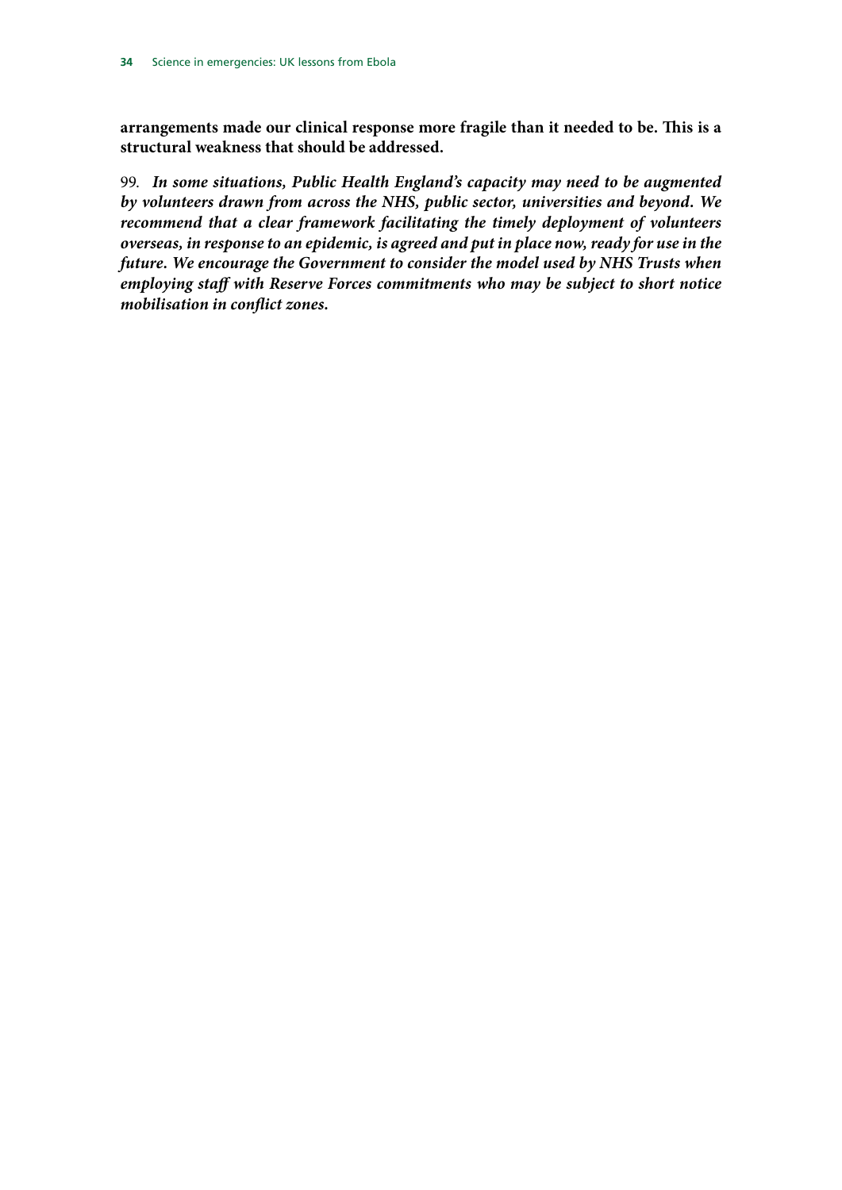**arrangements made our clinical response more fragile than it needed to be. This is a structural weakness that should be addressed.**

99. ***In some situations, Public Health England's capacity may need to be augmented by volunteers drawn from across the NHS, public sector, universities and beyond. We recommend that a clear framework facilitating the timely deployment of volunteers overseas, in response to an epidemic, is agreed and put in place now, ready for use in the future. We encourage the Government to consider the model used by NHS Trusts when employing staff with Reserve Forces commitments who may be subject to short notice mobilisation in conflict zones.***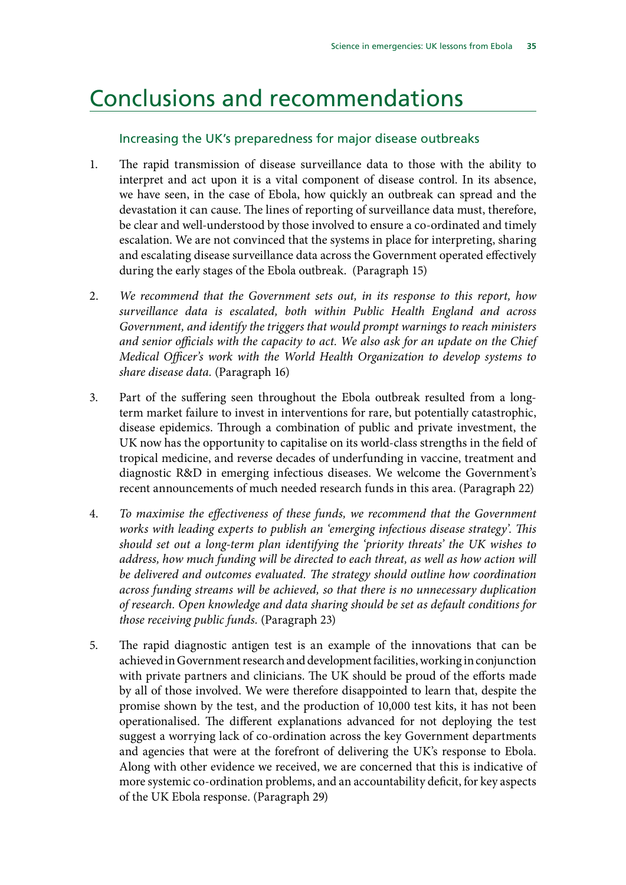# Conclusions and recommendations

## Increasing the UK's preparedness for major disease outbreaks

1. The rapid transmission of disease surveillance data to those with the ability to interpret and act upon it is a vital component of disease control. In its absence, we have seen, in the case of Ebola, how quickly an outbreak can spread and the devastation it can cause. The lines of reporting of surveillance data must, therefore, be clear and well-understood by those involved to ensure a co-ordinated and timely escalation. We are not convinced that the systems in place for interpreting, sharing and escalating disease surveillance data across the Government operated effectively during the early stages of the Ebola outbreak. (Paragraph 15)

2. *We recommend that the Government sets out, in its response to this report, how surveillance data is escalated, both within Public Health England and across Government, and identify the triggers that would prompt warnings to reach ministers and senior officials with the capacity to act. We also ask for an update on the Chief Medical Officer's work with the World Health Organization to develop systems to share disease data.* (Paragraph 16)

3. Part of the suffering seen throughout the Ebola outbreak resulted from a long-term market failure to invest in interventions for rare, but potentially catastrophic, disease epidemics. Through a combination of public and private investment, the UK now has the opportunity to capitalise on its world-class strengths in the field of tropical medicine, and reverse decades of underfunding in vaccine, treatment and diagnostic R&D in emerging infectious diseases. We welcome the Government's recent announcements of much needed research funds in this area. (Paragraph 22)

4. *To maximise the effectiveness of these funds, we recommend that the Government works with leading experts to publish an 'emerging infectious disease strategy'. This should set out a long-term plan identifying the 'priority threats' the UK wishes to address, how much funding will be directed to each threat, as well as how action will be delivered and outcomes evaluated. The strategy should outline how coordination across funding streams will be achieved, so that there is no unnecessary duplication of research. Open knowledge and data sharing should be set as default conditions for those receiving public funds.* (Paragraph 23)

5. The rapid diagnostic antigen test is an example of the innovations that can be achieved in Government research and development facilities, working in conjunction with private partners and clinicians. The UK should be proud of the efforts made by all of those involved. We were therefore disappointed to learn that, despite the promise shown by the test, and the production of 10,000 test kits, it has not been operationalised. The different explanations advanced for not deploying the test suggest a worrying lack of co-ordination across the key Government departments and agencies that were at the forefront of delivering the UK's response to Ebola. Along with other evidence we received, we are concerned that this is indicative of more systemic co-ordination problems, and an accountability deficit, for key aspects of the UK Ebola response. (Paragraph 29)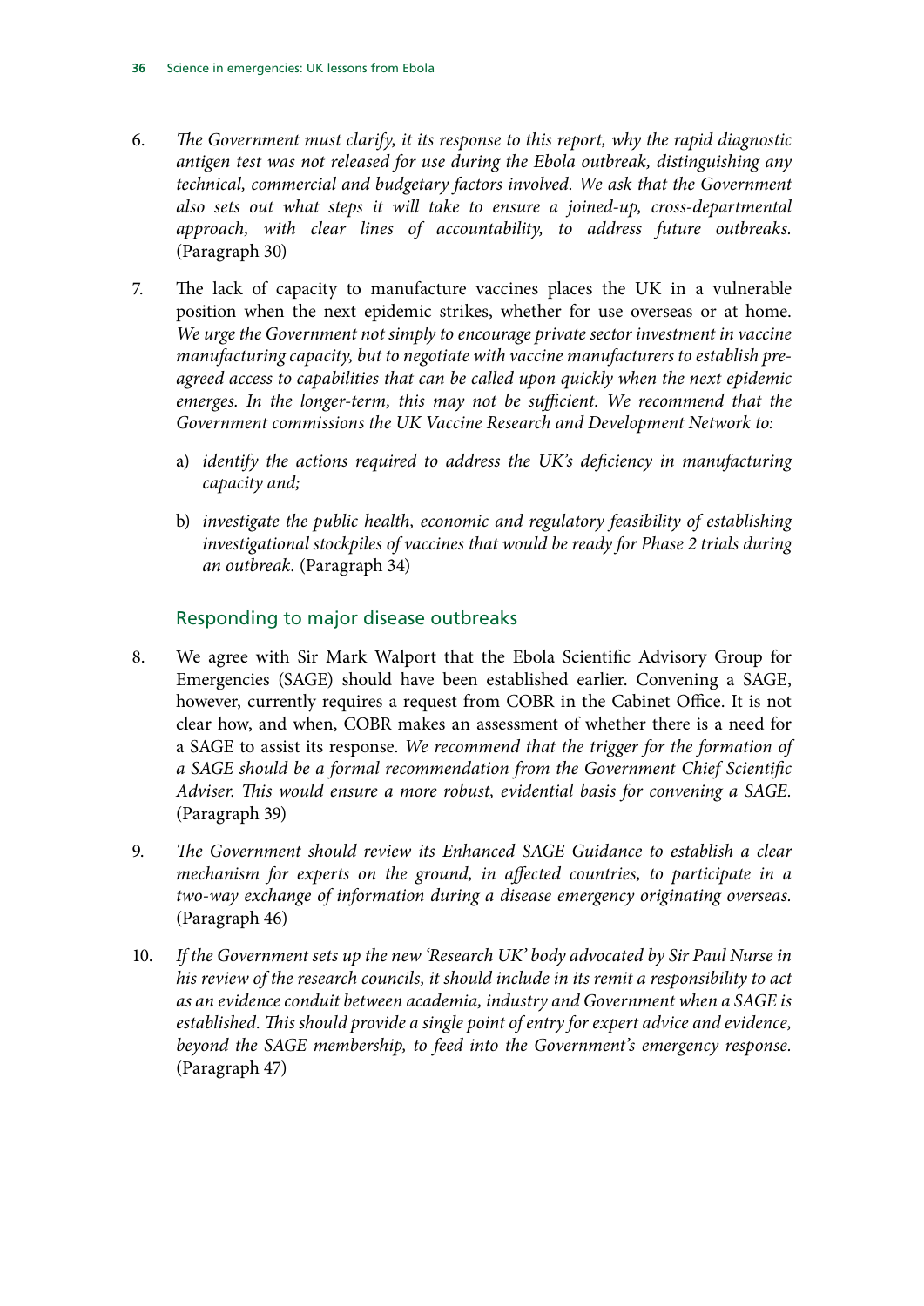6. *The Government must clarify, it its response to this report, why the rapid diagnostic antigen test was not released for use during the Ebola outbreak, distinguishing any technical, commercial and budgetary factors involved. We ask that the Government also sets out what steps it will take to ensure a joined-up, cross-departmental approach, with clear lines of accountability, to address future outbreaks.* (Paragraph 30)

7. The lack of capacity to manufacture vaccines places the UK in a vulnerable position when the next epidemic strikes, whether for use overseas or at home. *We urge the Government not simply to encourage private sector investment in vaccine manufacturing capacity, but to negotiate with vaccine manufacturers to establish pre-agreed access to capabilities that can be called upon quickly when the next epidemic emerges. In the longer-term, this may not be sufficient. We recommend that the Government commissions the UK Vaccine Research and Development Network to:*

    a) *identify the actions required to address the UK's deficiency in manufacturing capacity and;*

    b) *investigate the public health, economic and regulatory feasibility of establishing investigational stockpiles of vaccines that would be ready for Phase 2 trials during an outbreak.* (Paragraph 34)

## Responding to major disease outbreaks

8. We agree with Sir Mark Walport that the Ebola Scientific Advisory Group for Emergencies (SAGE) should have been established earlier. Convening a SAGE, however, currently requires a request from COBR in the Cabinet Office. It is not clear how, and when, COBR makes an assessment of whether there is a need for a SAGE to assist its response. *We recommend that the trigger for the formation of a SAGE should be a formal recommendation from the Government Chief Scientific Adviser. This would ensure a more robust, evidential basis for convening a SAGE.* (Paragraph 39)

9. *The Government should review its Enhanced SAGE Guidance to establish a clear mechanism for experts on the ground, in affected countries, to participate in a two-way exchange of information during a disease emergency originating overseas.* (Paragraph 46)

10. *If the Government sets up the new 'Research UK' body advocated by Sir Paul Nurse in his review of the research councils, it should include in its remit a responsibility to act as an evidence conduit between academia, industry and Government when a SAGE is established. This should provide a single point of entry for expert advice and evidence, beyond the SAGE membership, to feed into the Government's emergency response.* (Paragraph 47)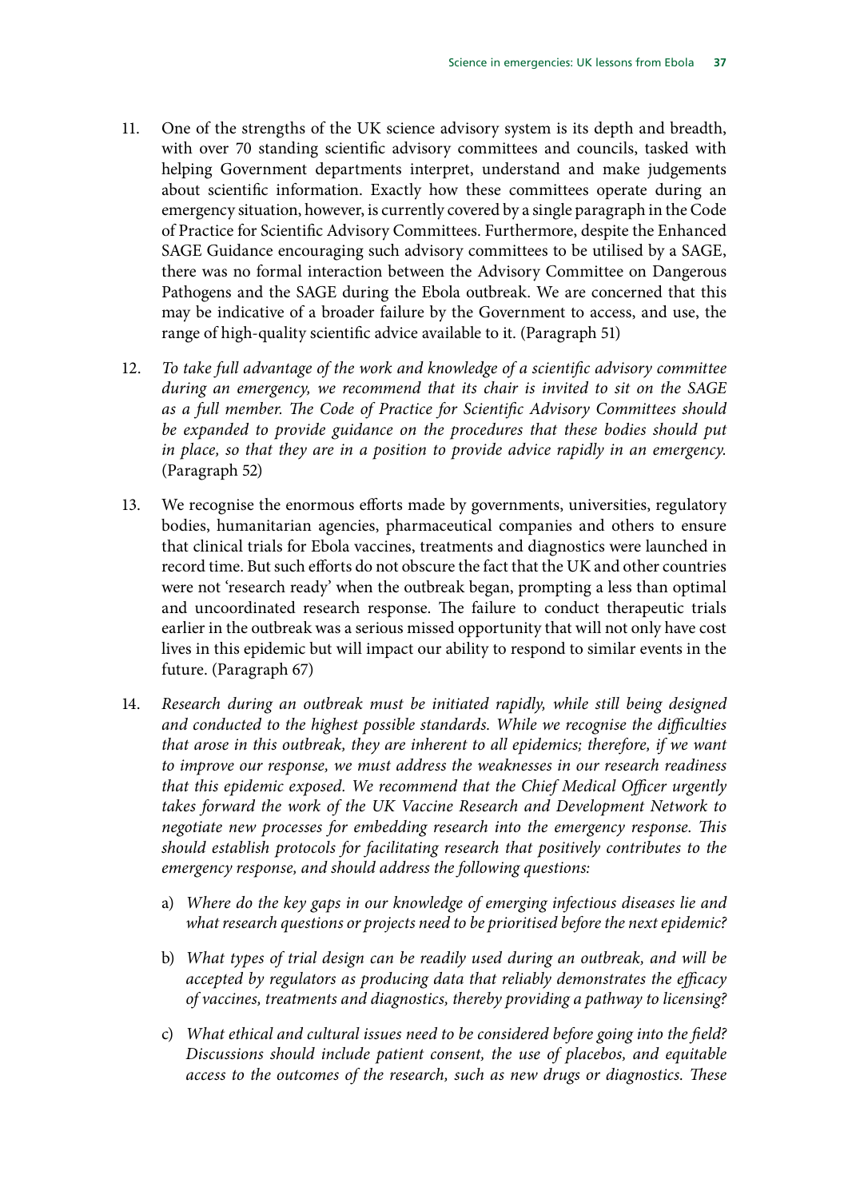11. One of the strengths of the UK science advisory system is its depth and breadth, with over 70 standing scientific advisory committees and councils, tasked with helping Government departments interpret, understand and make judgements about scientific information. Exactly how these committees operate during an emergency situation, however, is currently covered by a single paragraph in the Code of Practice for Scientific Advisory Committees. Furthermore, despite the Enhanced SAGE Guidance encouraging such advisory committees to be utilised by a SAGE, there was no formal interaction between the Advisory Committee on Dangerous Pathogens and the SAGE during the Ebola outbreak. We are concerned that this may be indicative of a broader failure by the Government to access, and use, the range of high-quality scientific advice available to it. (Paragraph 51)

12. *To take full advantage of the work and knowledge of a scientific advisory committee during an emergency, we recommend that its chair is invited to sit on the SAGE as a full member. The Code of Practice for Scientific Advisory Committees should be expanded to provide guidance on the procedures that these bodies should put in place, so that they are in a position to provide advice rapidly in an emergency.* (Paragraph 52)

13. We recognise the enormous efforts made by governments, universities, regulatory bodies, humanitarian agencies, pharmaceutical companies and others to ensure that clinical trials for Ebola vaccines, treatments and diagnostics were launched in record time. But such efforts do not obscure the fact that the UK and other countries were not 'research ready' when the outbreak began, prompting a less than optimal and uncoordinated research response. The failure to conduct therapeutic trials earlier in the outbreak was a serious missed opportunity that will not only have cost lives in this epidemic but will impact our ability to respond to similar events in the future. (Paragraph 67)

14. *Research during an outbreak must be initiated rapidly, while still being designed and conducted to the highest possible standards. While we recognise the difficulties that arose in this outbreak, they are inherent to all epidemics; therefore, if we want to improve our response, we must address the weaknesses in our research readiness that this epidemic exposed. We recommend that the Chief Medical Officer urgently takes forward the work of the UK Vaccine Research and Development Network to negotiate new processes for embedding research into the emergency response. This should establish protocols for facilitating research that positively contributes to the emergency response, and should address the following questions:*

    a) *Where do the key gaps in our knowledge of emerging infectious diseases lie and what research questions or projects need to be prioritised before the next epidemic?*

    b) *What types of trial design can be readily used during an outbreak, and will be accepted by regulators as producing data that reliably demonstrates the efficacy of vaccines, treatments and diagnostics, thereby providing a pathway to licensing?*

    c) *What ethical and cultural issues need to be considered before going into the field? Discussions should include patient consent, the use of placebos, and equitable access to the outcomes of the research, such as new drugs or diagnostics. These*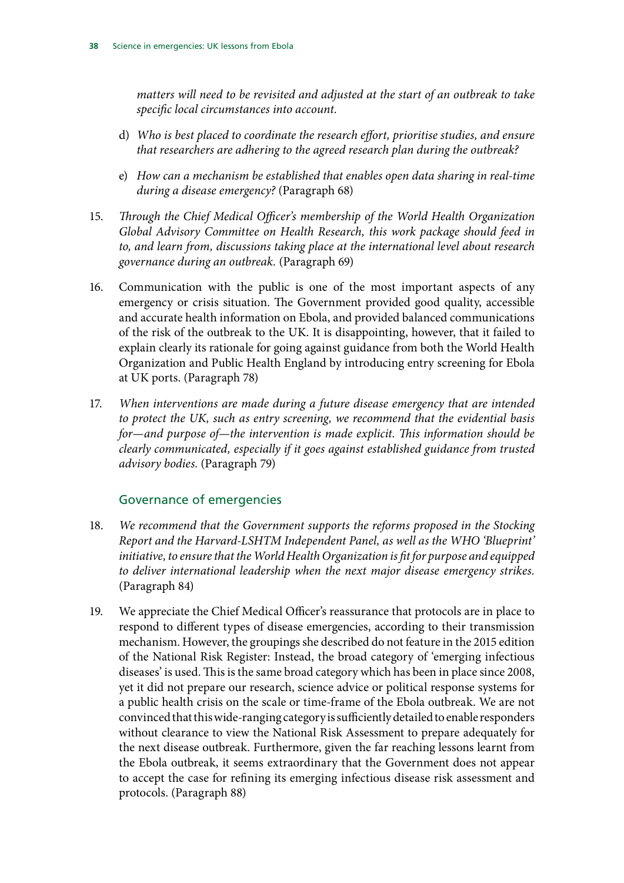*matters will need to be revisited and adjusted at the start of an outbreak to take specific local circumstances into account.*

d) *Who is best placed to coordinate the research effort, prioritise studies, and ensure that researchers are adhering to the agreed research plan during the outbreak?*

e) *How can a mechanism be established that enables open data sharing in real-time during a disease emergency?* (Paragraph 68)

15. *Through the Chief Medical Officer's membership of the World Health Organization Global Advisory Committee on Health Research, this work package should feed in to, and learn from, discussions taking place at the international level about research governance during an outbreak.* (Paragraph 69)

16. Communication with the public is one of the most important aspects of any emergency or crisis situation. The Government provided good quality, accessible and accurate health information on Ebola, and provided balanced communications of the risk of the outbreak to the UK. It is disappointing, however, that it failed to explain clearly its rationale for going against guidance from both the World Health Organization and Public Health England by introducing entry screening for Ebola at UK ports. (Paragraph 78)

17. *When interventions are made during a future disease emergency that are intended to protect the UK, such as entry screening, we recommend that the evidential basis for—and purpose of—the intervention is made explicit. This information should be clearly communicated, especially if it goes against established guidance from trusted advisory bodies.* (Paragraph 79)

## Governance of emergencies

18. *We recommend that the Government supports the reforms proposed in the Stocking Report and the Harvard-LSHTM Independent Panel, as well as the WHO 'Blueprint' initiative, to ensure that the World Health Organization is fit for purpose and equipped to deliver international leadership when the next major disease emergency strikes.* (Paragraph 84)

19. We appreciate the Chief Medical Officer's reassurance that protocols are in place to respond to different types of disease emergencies, according to their transmission mechanism. However, the groupings she described do not feature in the 2015 edition of the National Risk Register: Instead, the broad category of 'emerging infectious diseases' is used. This is the same broad category which has been in place since 2008, yet it did not prepare our research, science advice or political response systems for a public health crisis on the scale or time-frame of the Ebola outbreak. We are not convinced that this wide-ranging category is sufficiently detailed to enable responders without clearance to view the National Risk Assessment to prepare adequately for the next disease outbreak. Furthermore, given the far reaching lessons learnt from the Ebola outbreak, it seems extraordinary that the Government does not appear to accept the case for refining its emerging infectious disease risk assessment and protocols. (Paragraph 88)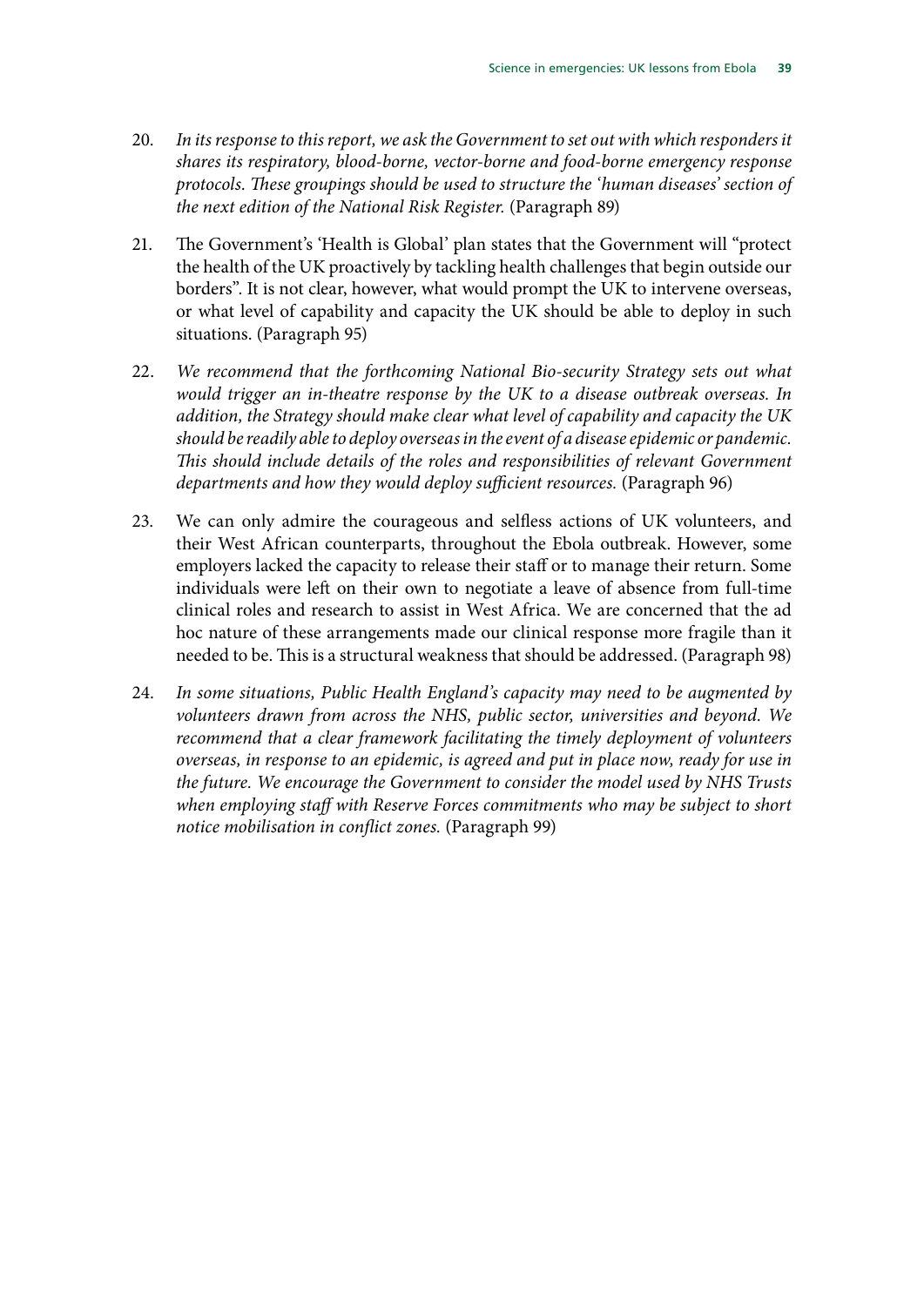20. *In its response to this report, we ask the Government to set out with which responders it shares its respiratory, blood-borne, vector-borne and food-borne emergency response protocols. These groupings should be used to structure the 'human diseases' section of the next edition of the National Risk Register.* (Paragraph 89)

21. The Government's 'Health is Global' plan states that the Government will "protect the health of the UK proactively by tackling health challenges that begin outside our borders". It is not clear, however, what would prompt the UK to intervene overseas, or what level of capability and capacity the UK should be able to deploy in such situations. (Paragraph 95)

22. *We recommend that the forthcoming National Bio-security Strategy sets out what would trigger an in-theatre response by the UK to a disease outbreak overseas. In addition, the Strategy should make clear what level of capability and capacity the UK should be readily able to deploy overseas in the event of a disease epidemic or pandemic. This should include details of the roles and responsibilities of relevant Government departments and how they would deploy sufficient resources.* (Paragraph 96)

23. We can only admire the courageous and selfless actions of UK volunteers, and their West African counterparts, throughout the Ebola outbreak. However, some employers lacked the capacity to release their staff or to manage their return. Some individuals were left on their own to negotiate a leave of absence from full-time clinical roles and research to assist in West Africa. We are concerned that the ad hoc nature of these arrangements made our clinical response more fragile than it needed to be. This is a structural weakness that should be addressed. (Paragraph 98)

24. *In some situations, Public Health England's capacity may need to be augmented by volunteers drawn from across the NHS, public sector, universities and beyond. We recommend that a clear framework facilitating the timely deployment of volunteers overseas, in response to an epidemic, is agreed and put in place now, ready for use in the future. We encourage the Government to consider the model used by NHS Trusts when employing staff with Reserve Forces commitments who may be subject to short notice mobilisation in conflict zones.* (Paragraph 99)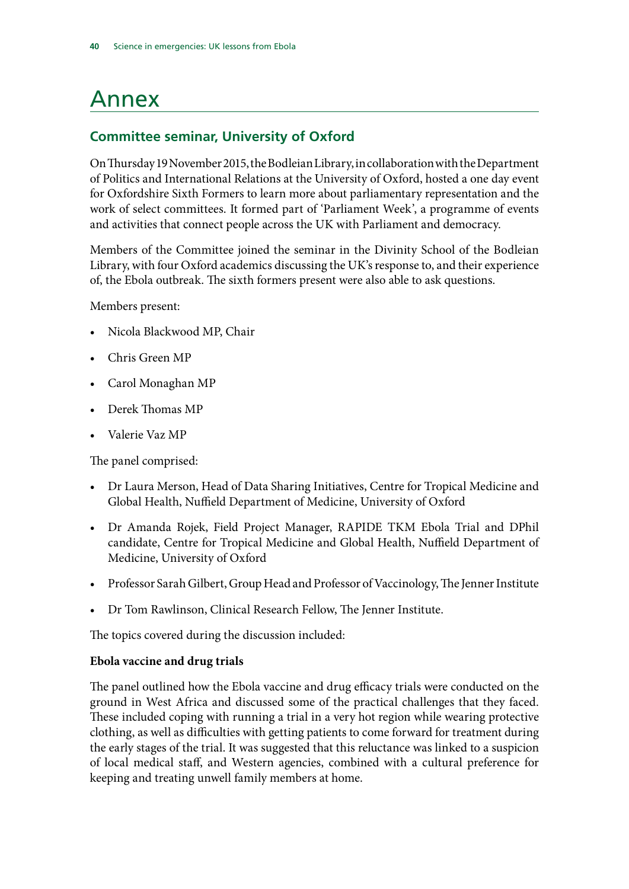# Annex

## Committee seminar, University of Oxford

On Thursday 19 November 2015, the Bodleian Library, in collaboration with the Department of Politics and International Relations at the University of Oxford, hosted a one day event for Oxfordshire Sixth Formers to learn more about parliamentary representation and the work of select committees. It formed part of 'Parliament Week', a programme of events and activities that connect people across the UK with Parliament and democracy.

Members of the Committee joined the seminar in the Divinity School of the Bodleian Library, with four Oxford academics discussing the UK's response to, and their experience of, the Ebola outbreak. The sixth formers present were also able to ask questions.

Members present:

- Nicola Blackwood MP, Chair
- Chris Green MP
- Carol Monaghan MP
- Derek Thomas MP
- Valerie Vaz MP

The panel comprised:

- Dr Laura Merson, Head of Data Sharing Initiatives, Centre for Tropical Medicine and Global Health, Nuffield Department of Medicine, University of Oxford
- Dr Amanda Rojek, Field Project Manager, RAPIDE TKM Ebola Trial and DPhil candidate, Centre for Tropical Medicine and Global Health, Nuffield Department of Medicine, University of Oxford
- Professor Sarah Gilbert, Group Head and Professor of Vaccinology, The Jenner Institute
- Dr Tom Rawlinson, Clinical Research Fellow, The Jenner Institute.

The topics covered during the discussion included:

**Ebola vaccine and drug trials**

The panel outlined how the Ebola vaccine and drug efficacy trials were conducted on the ground in West Africa and discussed some of the practical challenges that they faced. These included coping with running a trial in a very hot region while wearing protective clothing, as well as difficulties with getting patients to come forward for treatment during the early stages of the trial. It was suggested that this reluctance was linked to a suspicion of local medical staff, and Western agencies, combined with a cultural preference for keeping and treating unwell family members at home.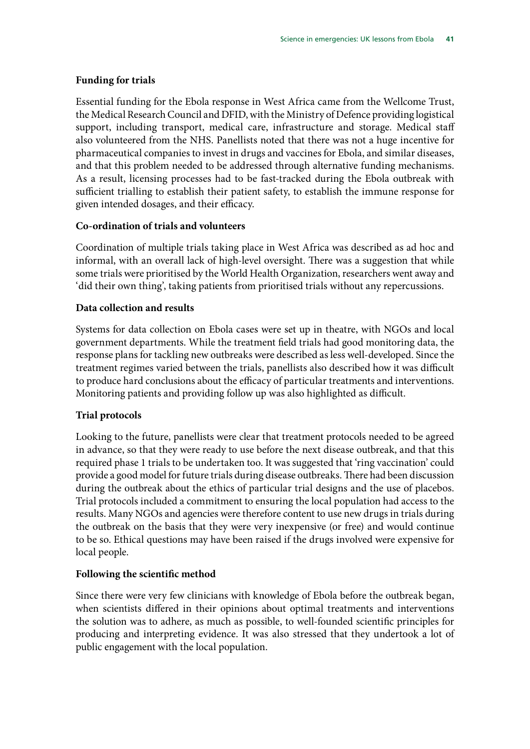**Funding for trials**

Essential funding for the Ebola response in West Africa came from the Wellcome Trust, the Medical Research Council and DFID, with the Ministry of Defence providing logistical support, including transport, medical care, infrastructure and storage. Medical staff also volunteered from the NHS. Panellists noted that there was not a huge incentive for pharmaceutical companies to invest in drugs and vaccines for Ebola, and similar diseases, and that this problem needed to be addressed through alternative funding mechanisms. As a result, licensing processes had to be fast-tracked during the Ebola outbreak with sufficient trialling to establish their patient safety, to establish the immune response for given intended dosages, and their efficacy.

**Co-ordination of trials and volunteers**

Coordination of multiple trials taking place in West Africa was described as ad hoc and informal, with an overall lack of high-level oversight. There was a suggestion that while some trials were prioritised by the World Health Organization, researchers went away and 'did their own thing', taking patients from prioritised trials without any repercussions.

**Data collection and results**

Systems for data collection on Ebola cases were set up in theatre, with NGOs and local government departments. While the treatment field trials had good monitoring data, the response plans for tackling new outbreaks were described as less well-developed. Since the treatment regimes varied between the trials, panellists also described how it was difficult to produce hard conclusions about the efficacy of particular treatments and interventions. Monitoring patients and providing follow up was also highlighted as difficult.

**Trial protocols**

Looking to the future, panellists were clear that treatment protocols needed to be agreed in advance, so that they were ready to use before the next disease outbreak, and that this required phase 1 trials to be undertaken too. It was suggested that 'ring vaccination' could provide a good model for future trials during disease outbreaks. There had been discussion during the outbreak about the ethics of particular trial designs and the use of placebos. Trial protocols included a commitment to ensuring the local population had access to the results. Many NGOs and agencies were therefore content to use new drugs in trials during the outbreak on the basis that they were very inexpensive (or free) and would continue to be so. Ethical questions may have been raised if the drugs involved were expensive for local people.

**Following the scientific method**

Since there were very few clinicians with knowledge of Ebola before the outbreak began, when scientists differed in their opinions about optimal treatments and interventions the solution was to adhere, as much as possible, to well-founded scientific principles for producing and interpreting evidence. It was also stressed that they undertook a lot of public engagement with the local population.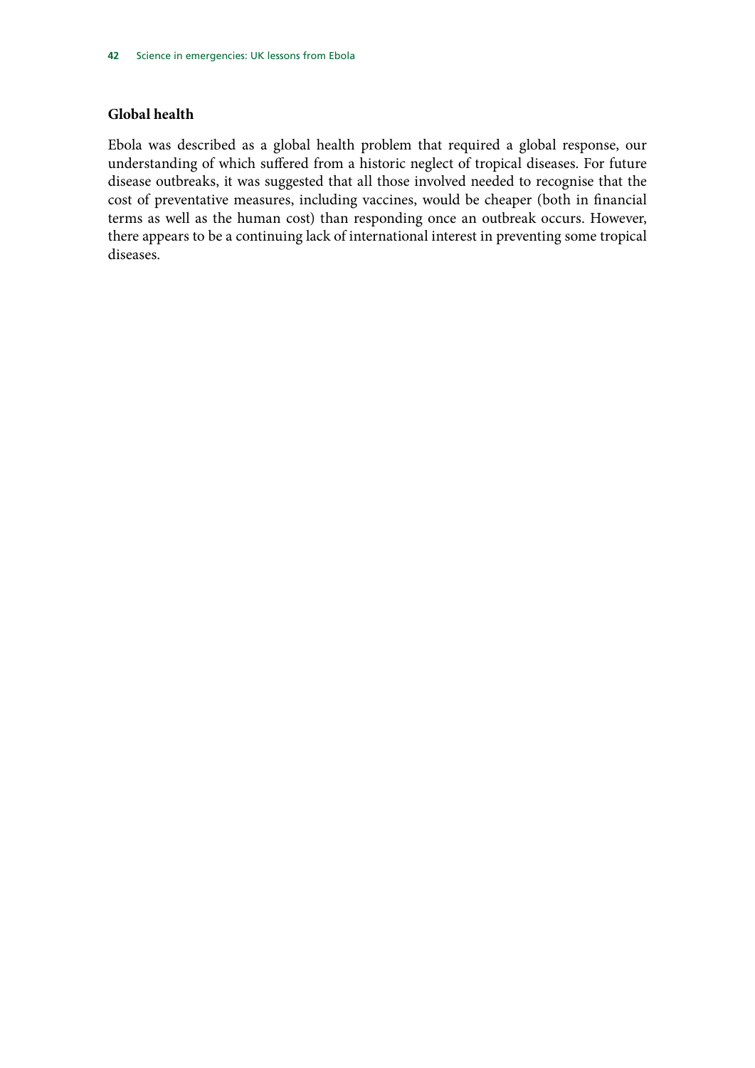### Global health

Ebola was described as a global health problem that required a global response, our understanding of which suffered from a historic neglect of tropical diseases. For future disease outbreaks, it was suggested that all those involved needed to recognise that the cost of preventative measures, including vaccines, would be cheaper (both in financial terms as well as the human cost) than responding once an outbreak occurs. However, there appears to be a continuing lack of international interest in preventing some tropical diseases.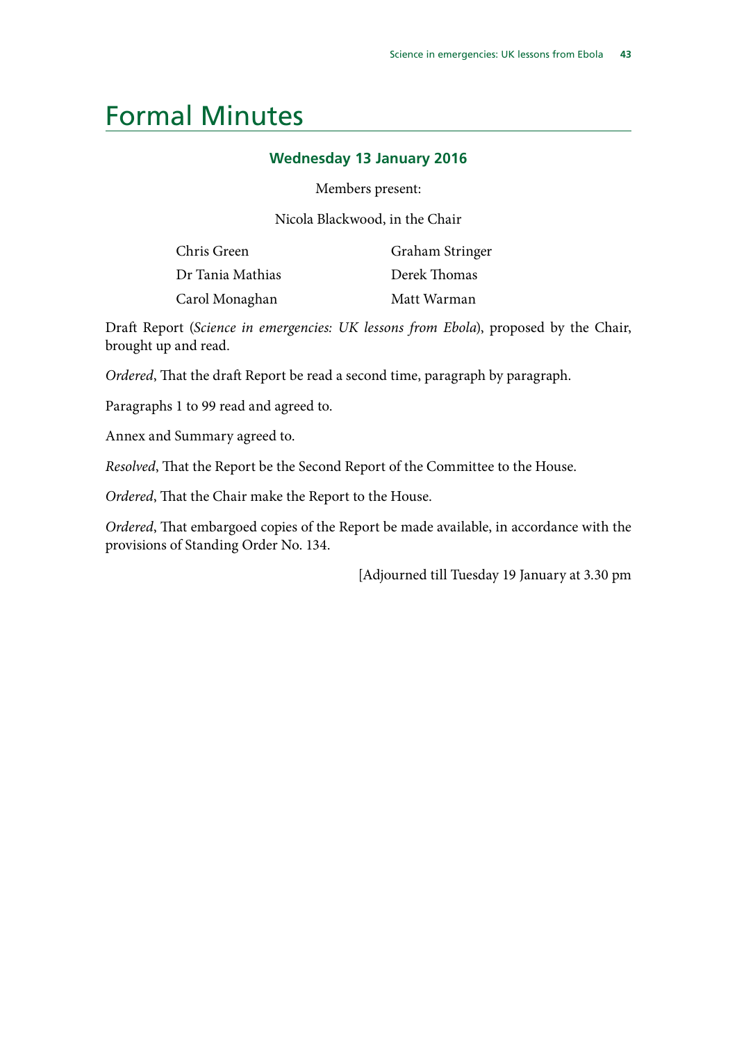# Formal Minutes

### Wednesday 13 January 2016

Members present:

Nicola Blackwood, in the Chair

| | |
|---|---|
| Chris Green | Graham Stringer |
| Dr Tania Mathias | Derek Thomas |
| Carol Monaghan | Matt Warman |

Draft Report (*Science in emergencies: UK lessons from Ebola*), proposed by the Chair, brought up and read.

*Ordered*, That the draft Report be read a second time, paragraph by paragraph.

Paragraphs 1 to 99 read and agreed to.

Annex and Summary agreed to.

*Resolved*, That the Report be the Second Report of the Committee to the House.

*Ordered*, That the Chair make the Report to the House.

*Ordered*, That embargoed copies of the Report be made available, in accordance with the provisions of Standing Order No. 134.

[Adjourned till Tuesday 19 January at 3.30 pm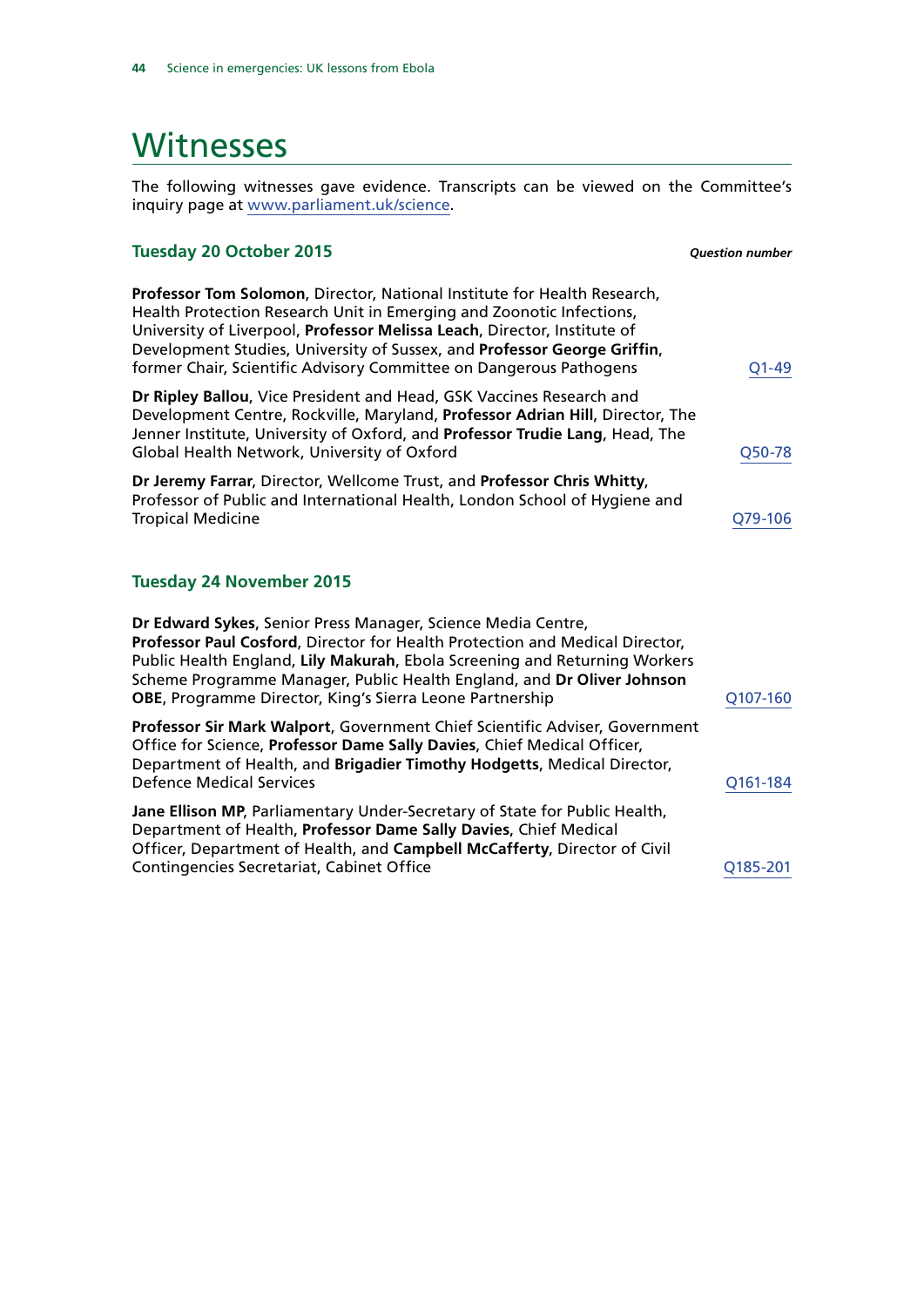# Witnesses

The following witnesses gave evidence. Transcripts can be viewed on the Committee's inquiry page at www.parliament.uk/science.

## Tuesday 20 October 2015

*Question number*

**Professor Tom Solomon**, Director, National Institute for Health Research, Health Protection Research Unit in Emerging and Zoonotic Infections, University of Liverpool, **Professor Melissa Leach**, Director, Institute of Development Studies, University of Sussex, and **Professor George Griffin**, former Chair, Scientific Advisory Committee on Dangerous Pathogens — Q1-49

**Dr Ripley Ballou**, Vice President and Head, GSK Vaccines Research and Development Centre, Rockville, Maryland, **Professor Adrian Hill**, Director, The Jenner Institute, University of Oxford, and **Professor Trudie Lang**, Head, The Global Health Network, University of Oxford — Q50-78

**Dr Jeremy Farrar**, Director, Wellcome Trust, and **Professor Chris Whitty**, Professor of Public and International Health, London School of Hygiene and Tropical Medicine — Q79-106

## Tuesday 24 November 2015

**Dr Edward Sykes**, Senior Press Manager, Science Media Centre, **Professor Paul Cosford**, Director for Health Protection and Medical Director, Public Health England, **Lily Makurah**, Ebola Screening and Returning Workers Scheme Programme Manager, Public Health England, and **Dr Oliver Johnson OBE**, Programme Director, King's Sierra Leone Partnership — Q107-160

**Professor Sir Mark Walport**, Government Chief Scientific Adviser, Government Office for Science, **Professor Dame Sally Davies**, Chief Medical Officer, Department of Health, and **Brigadier Timothy Hodgetts**, Medical Director, Defence Medical Services — Q161-184

**Jane Ellison MP**, Parliamentary Under-Secretary of State for Public Health, Department of Health, **Professor Dame Sally Davies**, Chief Medical Officer, Department of Health, and **Campbell McCafferty**, Director of Civil Contingencies Secretariat, Cabinet Office — Q185-201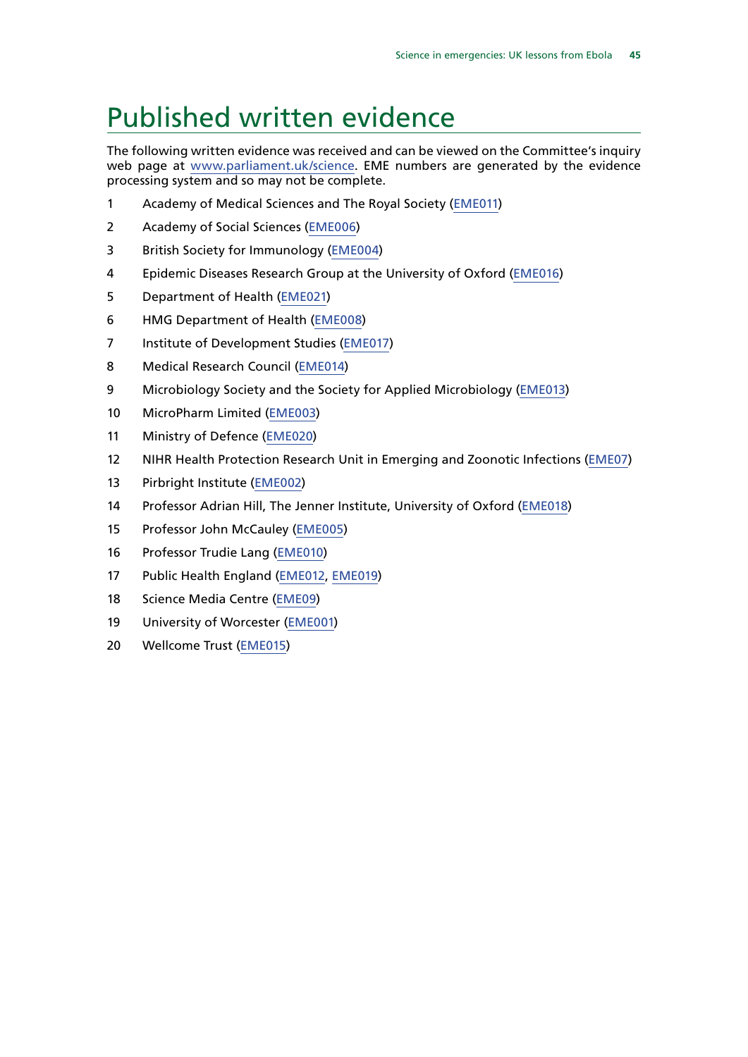# Published written evidence

The following written evidence was received and can be viewed on the Committee's inquiry web page at www.parliament.uk/science. EME numbers are generated by the evidence processing system and so may not be complete.

1. Academy of Medical Sciences and The Royal Society (EME011)
2. Academy of Social Sciences (EME006)
3. British Society for Immunology (EME004)
4. Epidemic Diseases Research Group at the University of Oxford (EME016)
5. Department of Health (EME021)
6. HMG Department of Health (EME008)
7. Institute of Development Studies (EME017)
8. Medical Research Council (EME014)
9. Microbiology Society and the Society for Applied Microbiology (EME013)
10. MicroPharm Limited (EME003)
11. Ministry of Defence (EME020)
12. NIHR Health Protection Research Unit in Emerging and Zoonotic Infections (EME07)
13. Pirbright Institute (EME002)
14. Professor Adrian Hill, The Jenner Institute, University of Oxford (EME018)
15. Professor John McCauley (EME005)
16. Professor Trudie Lang (EME010)
17. Public Health England (EME012, EME019)
18. Science Media Centre (EME09)
19. University of Worcester (EME001)
20. Wellcome Trust (EME015)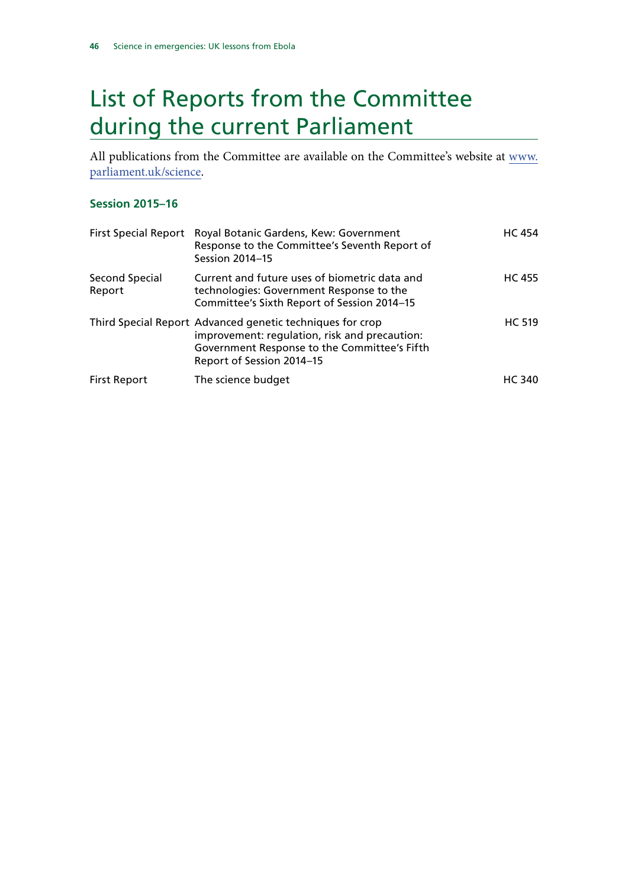# List of Reports from the Committee during the current Parliament

All publications from the Committee are available on the Committee's website at www.parliament.uk/science.

### Session 2015–16

| | | |
|---|---|---|
| First Special Report | Royal Botanic Gardens, Kew: Government Response to the Committee's Seventh Report of Session 2014–15 | HC 454 |
| Second Special Report | Current and future uses of biometric data and technologies: Government Response to the Committee's Sixth Report of Session 2014–15 | HC 455 |
| Third Special Report | Advanced genetic techniques for crop improvement: regulation, risk and precaution: Government Response to the Committee's Fifth Report of Session 2014–15 | HC 519 |
| First Report | The science budget | HC 340 |